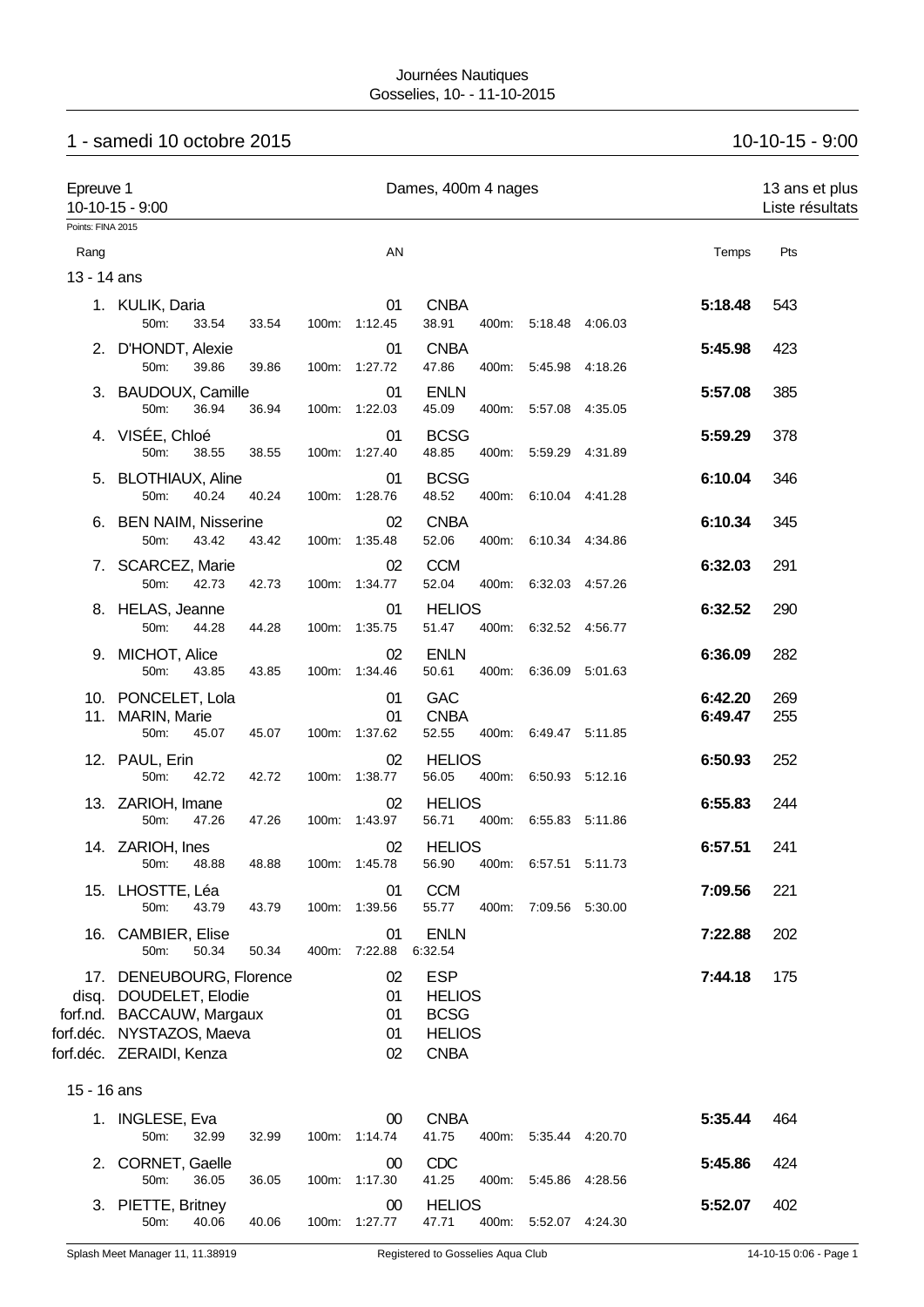Journées Nautiques
Gosselies, 10- - 11-10-2015

## 1 - samedi 10 octobre 2015 — 10-10-15 - 9:00

**Epreuve 1** — Dames, 400m 4 nages — 13 ans et plus
10-10-15 - 9:00 — Liste résultats

Points: FINA 2015

### 13 - 14 ans

| Rang | Nom | AN | Club | Temps | Pts |
|---|---|---|---|---|---|
| 1. | KULIK, Daria | 01 | CNBA | **5:18.48** | 543 |
| | 50m: 33.54 33.54 — 100m: 1:12.45 38.91 — 400m: 5:18.48 4:06.03 | | | | |
| 2. | D'HONDT, Alexie | 01 | CNBA | **5:45.98** | 423 |
| | 50m: 39.86 39.86 — 100m: 1:27.72 47.86 — 400m: 5:45.98 4:18.26 | | | | |
| 3. | BAUDOUX, Camille | 01 | ENLN | **5:57.08** | 385 |
| | 50m: 36.94 36.94 — 100m: 1:22.03 45.09 — 400m: 5:57.08 4:35.05 | | | | |
| 4. | VISÉE, Chloé | 01 | BCSG | **5:59.29** | 378 |
| | 50m: 38.55 38.55 — 100m: 1:27.40 48.85 — 400m: 5:59.29 4:31.89 | | | | |
| 5. | BLOTHIAUX, Aline | 01 | BCSG | **6:10.04** | 346 |
| | 50m: 40.24 40.24 — 100m: 1:28.76 48.52 — 400m: 6:10.04 4:41.28 | | | | |
| 6. | BEN NAIM, Nisserine | 02 | CNBA | **6:10.34** | 345 |
| | 50m: 43.42 43.42 — 100m: 1:35.48 52.06 — 400m: 6:10.34 4:34.86 | | | | |
| 7. | SCARCEZ, Marie | 02 | CCM | **6:32.03** | 291 |
| | 50m: 42.73 42.73 — 100m: 1:34.77 52.04 — 400m: 6:32.03 4:57.26 | | | | |
| 8. | HELAS, Jeanne | 01 | HELIOS | **6:32.52** | 290 |
| | 50m: 44.28 44.28 — 100m: 1:35.75 51.47 — 400m: 6:32.52 4:56.77 | | | | |
| 9. | MICHOT, Alice | 02 | ENLN | **6:36.09** | 282 |
| | 50m: 43.85 43.85 — 100m: 1:34.46 50.61 — 400m: 6:36.09 5:01.63 | | | | |
| 10. | PONCELET, Lola | 01 | GAC | **6:42.20** | 269 |
| 11. | MARIN, Marie | 01 | CNBA | **6:49.47** | 255 |
| | 50m: 45.07 45.07 — 100m: 1:37.62 52.55 — 400m: 6:49.47 5:11.85 | | | | |
| 12. | PAUL, Erin | 02 | HELIOS | **6:50.93** | 252 |
| | 50m: 42.72 42.72 — 100m: 1:38.77 56.05 — 400m: 6:50.93 5:12.16 | | | | |
| 13. | ZARIOH, Imane | 02 | HELIOS | **6:55.83** | 244 |
| | 50m: 47.26 47.26 — 100m: 1:43.97 56.71 — 400m: 6:55.83 5:11.86 | | | | |
| 14. | ZARIOH, Ines | 02 | HELIOS | **6:57.51** | 241 |
| | 50m: 48.88 48.88 — 100m: 1:45.78 56.90 — 400m: 6:57.51 5:11.73 | | | | |
| 15. | LHOSTTE, Léa | 01 | CCM | **7:09.56** | 221 |
| | 50m: 43.79 43.79 — 100m: 1:39.56 55.77 — 400m: 7:09.56 5:30.00 | | | | |
| 16. | CAMBIER, Elise | 01 | ENLN | **7:22.88** | 202 |
| | 50m: 50.34 50.34 — 400m: 7:22.88 6:32.54 | | | | |
| 17. | DENEUBOURG, Florence | 02 | ESP | **7:44.18** | 175 |
| disq. | DOUDELET, Elodie | 01 | HELIOS | | |
| forf.nd. | BACCAUW, Margaux | 01 | BCSG | | |
| forf.déc. | NYSTAZOS, Maeva | 01 | HELIOS | | |
| forf.déc. | ZERAIDI, Kenza | 02 | CNBA | | |

### 15 - 16 ans

| Rang | Nom | AN | Club | Temps | Pts |
|---|---|---|---|---|---|
| 1. | INGLESE, Eva | 00 | CNBA | **5:35.44** | 464 |
| | 50m: 32.99 32.99 — 100m: 1:14.74 41.75 — 400m: 5:35.44 4:20.70 | | | | |
| 2. | CORNET, Gaelle | 00 | CDC | **5:45.86** | 424 |
| | 50m: 36.05 36.05 — 100m: 1:17.30 41.25 — 400m: 5:45.86 4:28.56 | | | | |
| 3. | PIETTE, Britney | 00 | HELIOS | **5:52.07** | 402 |
| | 50m: 40.06 40.06 — 100m: 1:27.77 47.71 — 400m: 5:52.07 4:24.30 | | | | |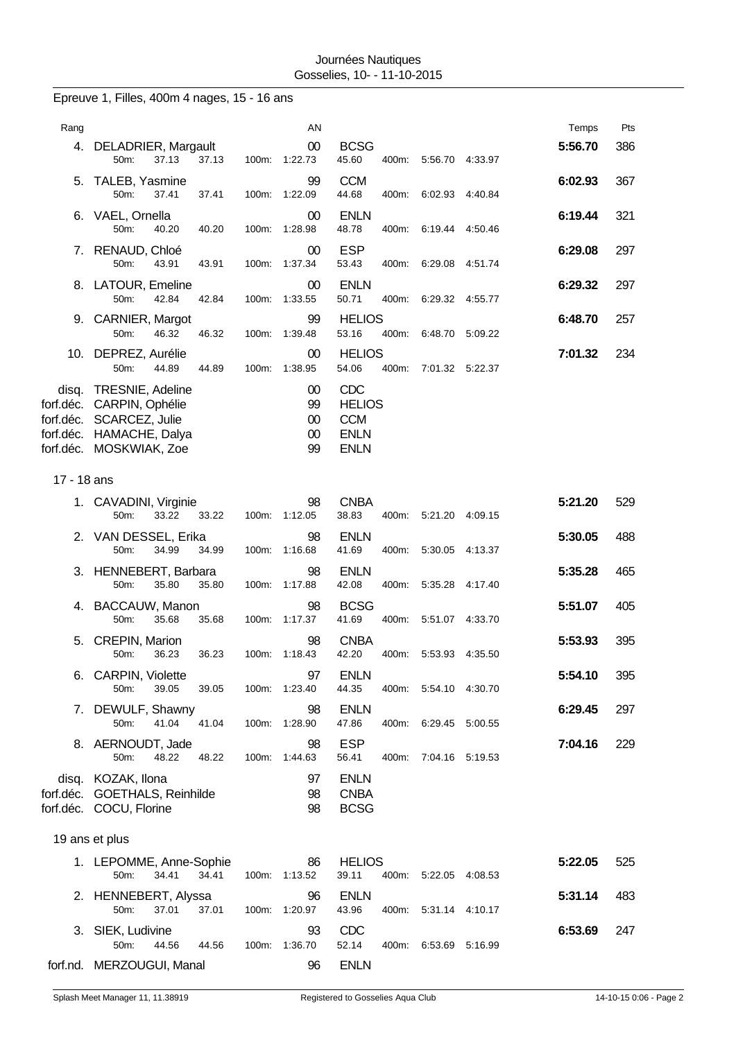Journées Nautiques
Gosselies, 10- - 11-10-2015

## Epreuve 1, Filles, 400m 4 nages, 15 - 16 ans

| Rang | | AN | | Temps | Pts |
|---|---|---|---|---|---|
| 4. | DELADRIER, Margault | 00 | BCSG | 5:56.70 | 386 |
| | 50m: 37.13 37.13 100m: 1:22.73 45.60 400m: 5:56.70 4:33.97 | | | | |
| 5. | TALEB, Yasmine | 99 | CCM | 6:02.93 | 367 |
| | 50m: 37.41 37.41 100m: 1:22.09 44.68 400m: 6:02.93 4:40.84 | | | | |
| 6. | VAEL, Ornella | 00 | ENLN | 6:19.44 | 321 |
| | 50m: 40.20 40.20 100m: 1:28.98 48.78 400m: 6:19.44 4:50.46 | | | | |
| 7. | RENAUD, Chloé | 00 | ESP | 6:29.08 | 297 |
| | 50m: 43.91 43.91 100m: 1:37.34 53.43 400m: 6:29.08 4:51.74 | | | | |
| 8. | LATOUR, Emeline | 00 | ENLN | 6:29.32 | 297 |
| | 50m: 42.84 42.84 100m: 1:33.55 50.71 400m: 6:29.32 4:55.77 | | | | |
| 9. | CARNIER, Margot | 99 | HELIOS | 6:48.70 | 257 |
| | 50m: 46.32 46.32 100m: 1:39.48 53.16 400m: 6:48.70 5:09.22 | | | | |
| 10. | DEPREZ, Aurélie | 00 | HELIOS | 7:01.32 | 234 |
| | 50m: 44.89 44.89 100m: 1:38.95 54.06 400m: 7:01.32 5:22.37 | | | | |
| disq. | TRESNIE, Adeline | 00 | CDC | | |
| forf.déc. | CARPIN, Ophélie | 99 | HELIOS | | |
| forf.déc. | SCARCEZ, Julie | 00 | CCM | | |
| forf.déc. | HAMACHE, Dalya | 00 | ENLN | | |
| forf.déc. | MOSKWIAK, Zoe | 99 | ENLN | | |

### 17 - 18 ans

| Rang | | AN | | Temps | Pts |
|---|---|---|---|---|---|
| 1. | CAVADINI, Virginie | 98 | CNBA | 5:21.20 | 529 |
| | 50m: 33.22 33.22 100m: 1:12.05 38.83 400m: 5:21.20 4:09.15 | | | | |
| 2. | VAN DESSEL, Erika | 98 | ENLN | 5:30.05 | 488 |
| | 50m: 34.99 34.99 100m: 1:16.68 41.69 400m: 5:30.05 4:13.37 | | | | |
| 3. | HENNEBERT, Barbara | 98 | ENLN | 5:35.28 | 465 |
| | 50m: 35.80 35.80 100m: 1:17.88 42.08 400m: 5:35.28 4:17.40 | | | | |
| 4. | BACCAUW, Manon | 98 | BCSG | 5:51.07 | 405 |
| | 50m: 35.68 35.68 100m: 1:17.37 41.69 400m: 5:51.07 4:33.70 | | | | |
| 5. | CREPIN, Marion | 98 | CNBA | 5:53.93 | 395 |
| | 50m: 36.23 36.23 100m: 1:18.43 42.20 400m: 5:53.93 4:35.50 | | | | |
| 6. | CARPIN, Violette | 97 | ENLN | 5:54.10 | 395 |
| | 50m: 39.05 39.05 100m: 1:23.40 44.35 400m: 5:54.10 4:30.70 | | | | |
| 7. | DEWULF, Shawny | 98 | ENLN | 6:29.45 | 297 |
| | 50m: 41.04 41.04 100m: 1:28.90 47.86 400m: 6:29.45 5:00.55 | | | | |
| 8. | AERNOUDT, Jade | 98 | ESP | 7:04.16 | 229 |
| | 50m: 48.22 48.22 100m: 1:44.63 56.41 400m: 7:04.16 5:19.53 | | | | |
| disq. | KOZAK, Ilona | 97 | ENLN | | |
| forf.déc. | GOETHALS, Reinhilde | 98 | CNBA | | |
| forf.déc. | COCU, Florine | 98 | BCSG | | |

### 19 ans et plus

| Rang | | AN | | Temps | Pts |
|---|---|---|---|---|---|
| 1. | LEPOMME, Anne-Sophie | 86 | HELIOS | 5:22.05 | 525 |
| | 50m: 34.41 34.41 100m: 1:13.52 39.11 400m: 5:22.05 4:08.53 | | | | |
| 2. | HENNEBERT, Alyssa | 96 | ENLN | 5:31.14 | 483 |
| | 50m: 37.01 37.01 100m: 1:20.97 43.96 400m: 5:31.14 4:10.17 | | | | |
| 3. | SIEK, Ludivine | 93 | CDC | 6:53.69 | 247 |
| | 50m: 44.56 44.56 100m: 1:36.70 52.14 400m: 6:53.69 5:16.99 | | | | |
| forf.nd. | MERZOUGUI, Manal | 96 | ENLN | | |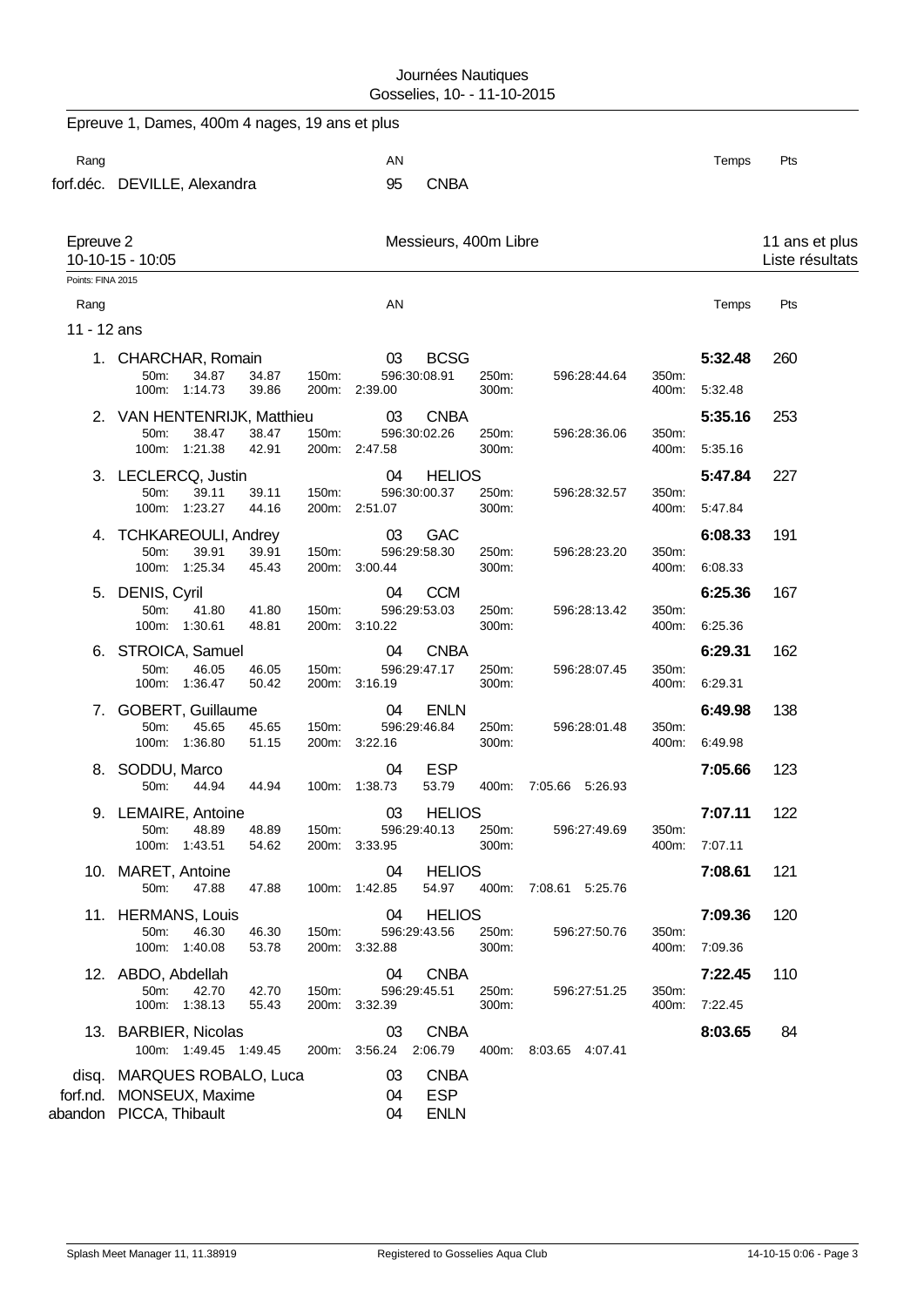Epreuve 1, Dames, 400m 4 nages, 19 ans et plus

| Rang | | AN | | Temps | Pts |
|---|---|---|---|---|---|
| forf.déc. | DEVILLE, Alexandra | 95 | CNBA | | |

## Epreuve 2 — Messieurs, 400m Libre — 11 ans et plus

10-10-15 - 10:05 — Liste résultats

Points: FINA 2015

### 11 - 12 ans

| Rang | Nom | AN | Club | Temps | Pts |
|---|---|---|---|---|---|
| 1. | CHARCHAR, Romain | 03 | BCSG | 5:32.48 | 260 |
| 2. | VAN HENTENRIJK, Matthieu | 03 | CNBA | 5:35.16 | 253 |
| 3. | LECLERCQ, Justin | 04 | HELIOS | 5:47.84 | 227 |
| 4. | TCHKAREOULI, Andrey | 03 | GAC | 6:08.33 | 191 |
| 5. | DENIS, Cyril | 04 | CCM | 6:25.36 | 167 |
| 6. | STROICA, Samuel | 04 | CNBA | 6:29.31 | 162 |
| 7. | GOBERT, Guillaume | 04 | ENLN | 6:49.98 | 138 |
| 8. | SODDU, Marco | 04 | ESP | 7:05.66 | 123 |
| 9. | LEMAIRE, Antoine | 03 | HELIOS | 7:07.11 | 122 |
| 10. | MARET, Antoine | 04 | HELIOS | 7:08.61 | 121 |
| 11. | HERMANS, Louis | 04 | HELIOS | 7:09.36 | 120 |
| 12. | ABDO, Abdellah | 04 | CNBA | 7:22.45 | 110 |
| 13. | BARBIER, Nicolas | 03 | CNBA | 8:03.65 | 84 |
| disq. | MARQUES ROBALO, Luca | 03 | CNBA | | |
| forf.nd. | MONSEUX, Maxime | 04 | ESP | | |
| abandon | PICCA, Thibault | 04 | ENLN | | |

Temps intermédiaires:

1. CHARCHAR, Romain — 50m: 34.87 34.87; 100m: 1:14.73 39.86; 150m: 596:30:08.91; 200m: 2:39.00; 250m: 596:28:44.64; 300m: ; 350m: ; 400m: 5:32.48
2. VAN HENTENRIJK, Matthieu — 50m: 38.47 38.47; 100m: 1:21.38 42.91; 150m: 596:30:02.26; 200m: 2:47.58; 250m: 596:28:36.06; 300m: ; 350m: ; 400m: 5:35.16
3. LECLERCQ, Justin — 50m: 39.11 39.11; 100m: 1:23.27 44.16; 150m: 596:30:00.37; 200m: 2:51.07; 250m: 596:28:32.57; 300m: ; 350m: ; 400m: 5:47.84
4. TCHKAREOULI, Andrey — 50m: 39.91 39.91; 100m: 1:25.34 45.43; 150m: 596:29:58.30; 200m: 3:00.44; 250m: 596:28:23.20; 300m: ; 350m: ; 400m: 6:08.33
5. DENIS, Cyril — 50m: 41.80 41.80; 100m: 1:30.61 48.81; 150m: 596:29:53.03; 200m: 3:10.22; 250m: 596:28:13.42; 300m: ; 350m: ; 400m: 6:25.36
6. STROICA, Samuel — 50m: 46.05 46.05; 100m: 1:36.47 50.42; 150m: 596:29:47.17; 200m: 3:16.19; 250m: 596:28:07.45; 300m: ; 350m: ; 400m: 6:29.31
7. GOBERT, Guillaume — 50m: 45.65 45.65; 100m: 1:36.80 51.15; 150m: 596:29:46.84; 200m: 3:22.16; 250m: 596:28:01.48; 300m: ; 350m: ; 400m: 6:49.98
8. SODDU, Marco — 50m: 44.94 44.94; 100m: 1:38.73 53.79; 400m: 7:05.66 5:26.93
9. LEMAIRE, Antoine — 50m: 48.89 48.89; 100m: 1:43.51 54.62; 150m: 596:29:40.13; 200m: 3:33.95; 250m: 596:27:49.69; 300m: ; 350m: ; 400m: 7:07.11
10. MARET, Antoine — 50m: 47.88 47.88; 100m: 1:42.85 54.97; 400m: 7:08.61 5:25.76
11. HERMANS, Louis — 50m: 46.30 46.30; 100m: 1:40.08 53.78; 150m: 596:29:43.56; 200m: 3:32.88; 250m: 596:27:50.76; 300m: ; 350m: ; 400m: 7:09.36
12. ABDO, Abdellah — 50m: 42.70 42.70; 100m: 1:38.13 55.43; 150m: 596:29:45.51; 200m: 3:32.39; 250m: 596:27:51.25; 300m: ; 350m: ; 400m: 7:22.45
13. BARBIER, Nicolas — 100m: 1:49.45 1:49.45; 200m: 3:56.24 2:06.79; 400m: 8:03.65 4:07.41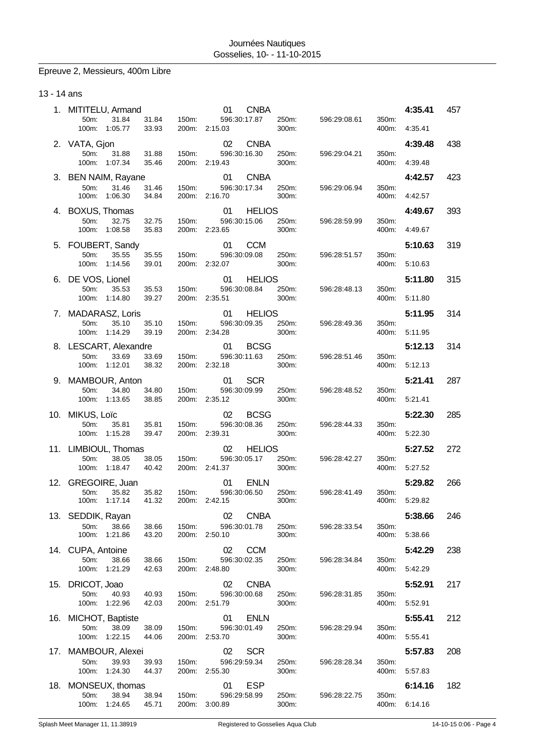Journées Nautiques
Gosselies, 10- - 11-10-2015

## Epreuve 2, Messieurs, 400m Libre

### 13 - 14 ans

| Place | Nom | Age | Club | Temps | Points |
|---|---|---|---|---|---|
| 1. | MITITELU, Armand | 01 | CNBA | 4:35.41 | 457 |
| | 50m: 31.84 31.84 · 100m: 1:05.77 33.93 · 150m: 596:30:17.87 · 200m: 2:15.03 · 250m: 596:29:08.61 · 300m: · 350m: · 400m: 4:35.41 | | | | |
| 2. | VATA, Gjon | 02 | CNBA | 4:39.48 | 438 |
| | 50m: 31.88 31.88 · 100m: 1:07.34 35.46 · 150m: 596:30:16.30 · 200m: 2:19.43 · 250m: 596:29:04.21 · 300m: · 350m: · 400m: 4:39.48 | | | | |
| 3. | BEN NAIM, Rayane | 01 | CNBA | 4:42.57 | 423 |
| | 50m: 31.46 31.46 · 100m: 1:06.30 34.84 · 150m: 596:30:17.34 · 200m: 2:16.70 · 250m: 596:29:06.94 · 300m: · 350m: · 400m: 4:42.57 | | | | |
| 4. | BOXUS, Thomas | 01 | HELIOS | 4:49.67 | 393 |
| | 50m: 32.75 32.75 · 100m: 1:08.58 35.83 · 150m: 596:30:15.06 · 200m: 2:23.65 · 250m: 596:28:59.99 · 300m: · 350m: · 400m: 4:49.67 | | | | |
| 5. | FOUBERT, Sandy | 01 | CCM | 5:10.63 | 319 |
| | 50m: 35.55 35.55 · 100m: 1:14.56 39.01 · 150m: 596:30:09.08 · 200m: 2:32.07 · 250m: 596:28:51.57 · 300m: · 350m: · 400m: 5:10.63 | | | | |
| 6. | DE VOS, Lionel | 01 | HELIOS | 5:11.80 | 315 |
| | 50m: 35.53 35.53 · 100m: 1:14.80 39.27 · 150m: 596:30:08.84 · 200m: 2:35.51 · 250m: 596:28:48.13 · 300m: · 350m: · 400m: 5:11.80 | | | | |
| 7. | MADARASZ, Loris | 01 | HELIOS | 5:11.95 | 314 |
| | 50m: 35.10 35.10 · 100m: 1:14.29 39.19 · 150m: 596:30:09.35 · 200m: 2:34.28 · 250m: 596:28:49.36 · 300m: · 350m: · 400m: 5:11.95 | | | | |
| 8. | LESCART, Alexandre | 01 | BCSG | 5:12.13 | 314 |
| | 50m: 33.69 33.69 · 100m: 1:12.01 38.32 · 150m: 596:30:11.63 · 200m: 2:32.18 · 250m: 596:28:51.46 · 300m: · 350m: · 400m: 5:12.13 | | | | |
| 9. | MAMBOUR, Anton | 01 | SCR | 5:21.41 | 287 |
| | 50m: 34.80 34.80 · 100m: 1:13.65 38.85 · 150m: 596:30:09.99 · 200m: 2:35.12 · 250m: 596:28:48.52 · 300m: · 350m: · 400m: 5:21.41 | | | | |
| 10. | MIKUS, Loïc | 02 | BCSG | 5:22.30 | 285 |
| | 50m: 35.81 35.81 · 100m: 1:15.28 39.47 · 150m: 596:30:08.36 · 200m: 2:39.31 · 250m: 596:28:44.33 · 300m: · 350m: · 400m: 5:22.30 | | | | |
| 11. | LIMBIOUL, Thomas | 02 | HELIOS | 5:27.52 | 272 |
| | 50m: 38.05 38.05 · 100m: 1:18.47 40.42 · 150m: 596:30:05.17 · 200m: 2:41.37 · 250m: 596:28:42.27 · 300m: · 350m: · 400m: 5:27.52 | | | | |
| 12. | GREGOIRE, Juan | 01 | ENLN | 5:29.82 | 266 |
| | 50m: 35.82 35.82 · 100m: 1:17.14 41.32 · 150m: 596:30:06.50 · 200m: 2:42.15 · 250m: 596:28:41.49 · 300m: · 350m: · 400m: 5:29.82 | | | | |
| 13. | SEDDIK, Rayan | 02 | CNBA | 5:38.66 | 246 |
| | 50m: 38.66 38.66 · 100m: 1:21.86 43.20 · 150m: 596:30:01.78 · 200m: 2:50.10 · 250m: 596:28:33.54 · 300m: · 350m: · 400m: 5:38.66 | | | | |
| 14. | CUPA, Antoine | 02 | CCM | 5:42.29 | 238 |
| | 50m: 38.66 38.66 · 100m: 1:21.29 42.63 · 150m: 596:30:02.35 · 200m: 2:48.80 · 250m: 596:28:34.84 · 300m: · 350m: · 400m: 5:42.29 | | | | |
| 15. | DRICOT, Joao | 02 | CNBA | 5:52.91 | 217 |
| | 50m: 40.93 40.93 · 100m: 1:22.96 42.03 · 150m: 596:30:00.68 · 200m: 2:51.79 · 250m: 596:28:31.85 · 300m: · 350m: · 400m: 5:52.91 | | | | |
| 16. | MICHOT, Baptiste | 01 | ENLN | 5:55.41 | 212 |
| | 50m: 38.09 38.09 · 100m: 1:22.15 44.06 · 150m: 596:30:01.49 · 200m: 2:53.70 · 250m: 596:28:29.94 · 300m: · 350m: · 400m: 5:55.41 | | | | |
| 17. | MAMBOUR, Alexei | 02 | SCR | 5:57.83 | 208 |
| | 50m: 39.93 39.93 · 100m: 1:24.30 44.37 · 150m: 596:29:59.34 · 200m: 2:55.30 · 250m: 596:28:28.34 · 300m: · 350m: · 400m: 5:57.83 | | | | |
| 18. | MONSEUX, thomas | 01 | ESP | 6:14.16 | 182 |
| | 50m: 38.94 38.94 · 100m: 1:24.65 45.71 · 150m: 596:29:58.99 · 200m: 3:00.89 · 250m: 596:28:22.75 · 300m: · 350m: · 400m: 6:14.16 | | | | |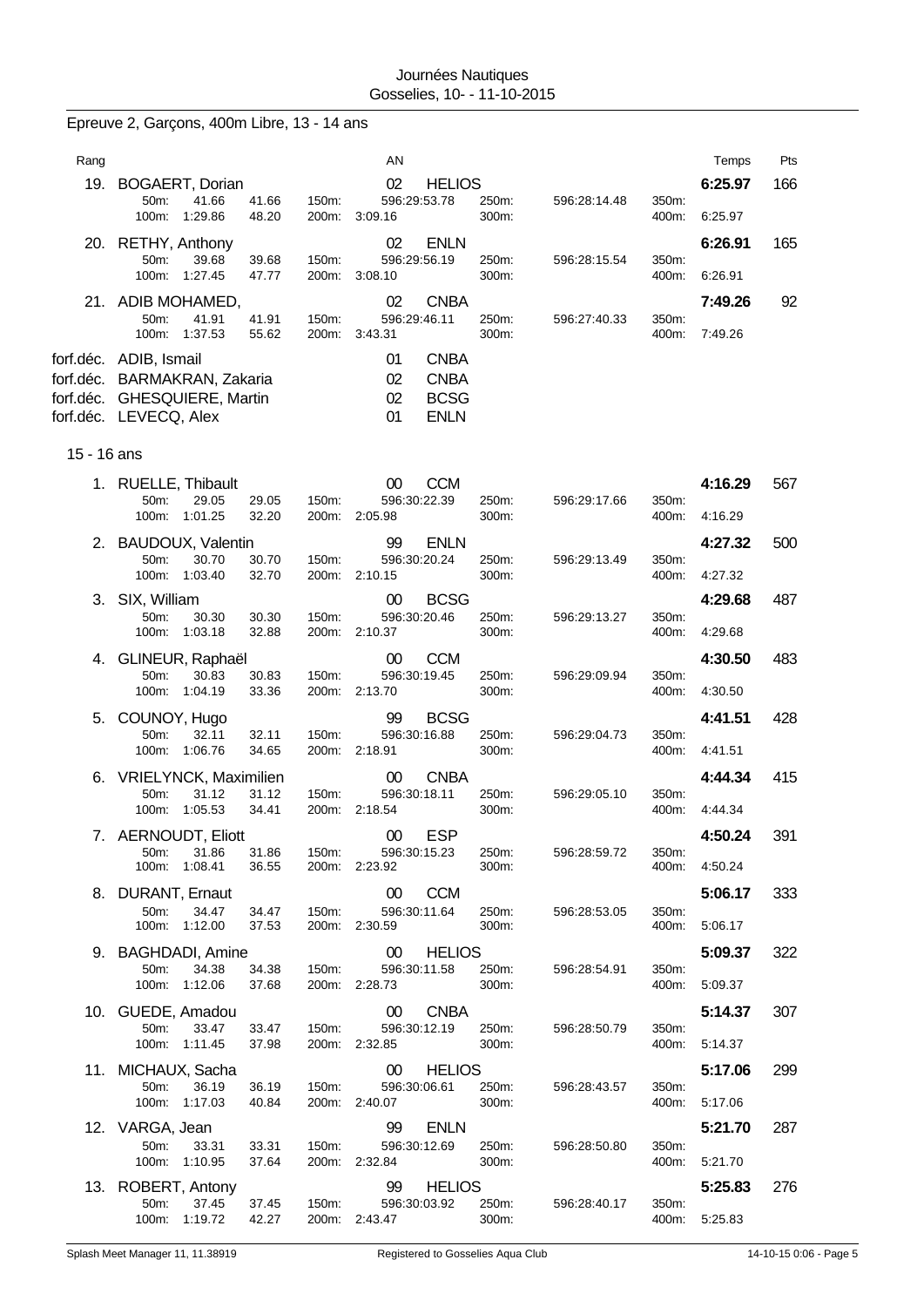Journées Nautiques
Gosselies, 10- - 11-10-2015

## Epreuve 2, Garçons, 400m Libre, 13 - 14 ans

| Rang | Nom | AN | Club | Temps | Pts |
|---|---|---|---|---|---|
| 19. | BOGAERT, Dorian | 02 | HELIOS | 6:25.97 | 166 |
| | 50m: 41.66 41.66 / 100m: 1:29.86 48.20 / 150m: 596:29:53.78 / 200m: 3:09.16 / 250m: 596:28:14.48 / 300m: / 350m: / 400m: 6:25.97 | | | | |
| 20. | RETHY, Anthony | 02 | ENLN | 6:26.91 | 165 |
| | 50m: 39.68 39.68 / 100m: 1:27.45 47.77 / 150m: 596:29:56.19 / 200m: 3:08.10 / 250m: 596:28:15.54 / 300m: / 350m: / 400m: 6:26.91 | | | | |
| 21. | ADIB MOHAMED, | 02 | CNBA | 7:49.26 | 92 |
| | 50m: 41.91 41.91 / 100m: 1:37.53 55.62 / 150m: 596:29:46.11 / 200m: 3:43.31 / 250m: 596:27:40.33 / 300m: / 350m: / 400m: 7:49.26 | | | | |
| forf.déc. | ADIB, Ismail | 01 | CNBA | | |
| forf.déc. | BARMAKRAN, Zakaria | 02 | CNBA | | |
| forf.déc. | GHESQUIERE, Martin | 02 | BCSG | | |
| forf.déc. | LEVECQ, Alex | 01 | ENLN | | |

### 15 - 16 ans

| Rang | Nom | AN | Club | Temps | Pts |
|---|---|---|---|---|---|
| 1. | RUELLE, Thibault | 00 | CCM | 4:16.29 | 567 |
| | 50m: 29.05 29.05 / 100m: 1:01.25 32.20 / 150m: 596:30:22.39 / 200m: 2:05.98 / 250m: 596:29:17.66 / 300m: / 350m: / 400m: 4:16.29 | | | | |
| 2. | BAUDOUX, Valentin | 99 | ENLN | 4:27.32 | 500 |
| | 50m: 30.70 30.70 / 100m: 1:03.40 32.70 / 150m: 596:30:20.24 / 200m: 2:10.15 / 250m: 596:29:13.49 / 300m: / 350m: / 400m: 4:27.32 | | | | |
| 3. | SIX, William | 00 | BCSG | 4:29.68 | 487 |
| | 50m: 30.30 30.30 / 100m: 1:03.18 32.88 / 150m: 596:30:20.46 / 200m: 2:10.37 / 250m: 596:29:13.27 / 300m: / 350m: / 400m: 4:29.68 | | | | |
| 4. | GLINEUR, Raphaël | 00 | CCM | 4:30.50 | 483 |
| | 50m: 30.83 30.83 / 100m: 1:04.19 33.36 / 150m: 596:30:19.45 / 200m: 2:13.70 / 250m: 596:29:09.94 / 300m: / 350m: / 400m: 4:30.50 | | | | |
| 5. | COUNOY, Hugo | 99 | BCSG | 4:41.51 | 428 |
| | 50m: 32.11 32.11 / 100m: 1:06.76 34.65 / 150m: 596:30:16.88 / 200m: 2:18.91 / 250m: 596:29:04.73 / 300m: / 350m: / 400m: 4:41.51 | | | | |
| 6. | VRIELYNCK, Maximilien | 00 | CNBA | 4:44.34 | 415 |
| | 50m: 31.12 31.12 / 100m: 1:05.53 34.41 / 150m: 596:30:18.11 / 200m: 2:18.54 / 250m: 596:29:05.10 / 300m: / 350m: / 400m: 4:44.34 | | | | |
| 7. | AERNOUDT, Eliott | 00 | ESP | 4:50.24 | 391 |
| | 50m: 31.86 31.86 / 100m: 1:08.41 36.55 / 150m: 596:30:15.23 / 200m: 2:23.92 / 250m: 596:28:59.72 / 300m: / 350m: / 400m: 4:50.24 | | | | |
| 8. | DURANT, Ernaut | 00 | CCM | 5:06.17 | 333 |
| | 50m: 34.47 34.47 / 100m: 1:12.00 37.53 / 150m: 596:30:11.64 / 200m: 2:30.59 / 250m: 596:28:53.05 / 300m: / 350m: / 400m: 5:06.17 | | | | |
| 9. | BAGHDADI, Amine | 00 | HELIOS | 5:09.37 | 322 |
| | 50m: 34.38 34.38 / 100m: 1:12.06 37.68 / 150m: 596:30:11.58 / 200m: 2:28.73 / 250m: 596:28:54.91 / 300m: / 350m: / 400m: 5:09.37 | | | | |
| 10. | GUEDE, Amadou | 00 | CNBA | 5:14.37 | 307 |
| | 50m: 33.47 33.47 / 100m: 1:11.45 37.98 / 150m: 596:30:12.19 / 200m: 2:32.85 / 250m: 596:28:50.79 / 300m: / 350m: / 400m: 5:14.37 | | | | |
| 11. | MICHAUX, Sacha | 00 | HELIOS | 5:17.06 | 299 |
| | 50m: 36.19 36.19 / 100m: 1:17.03 40.84 / 150m: 596:30:06.61 / 200m: 2:40.07 / 250m: 596:28:43.57 / 300m: / 350m: / 400m: 5:17.06 | | | | |
| 12. | VARGA, Jean | 99 | ENLN | 5:21.70 | 287 |
| | 50m: 33.31 33.31 / 100m: 1:10.95 37.64 / 150m: 596:30:12.69 / 200m: 2:32.84 / 250m: 596:28:50.80 / 300m: / 350m: / 400m: 5:21.70 | | | | |
| 13. | ROBERT, Antony | 99 | HELIOS | 5:25.83 | 276 |
| | 50m: 37.45 37.45 / 100m: 1:19.72 42.27 / 150m: 596:30:03.92 / 200m: 2:43.47 / 250m: 596:28:40.17 / 300m: / 350m: / 400m: 5:25.83 | | | | |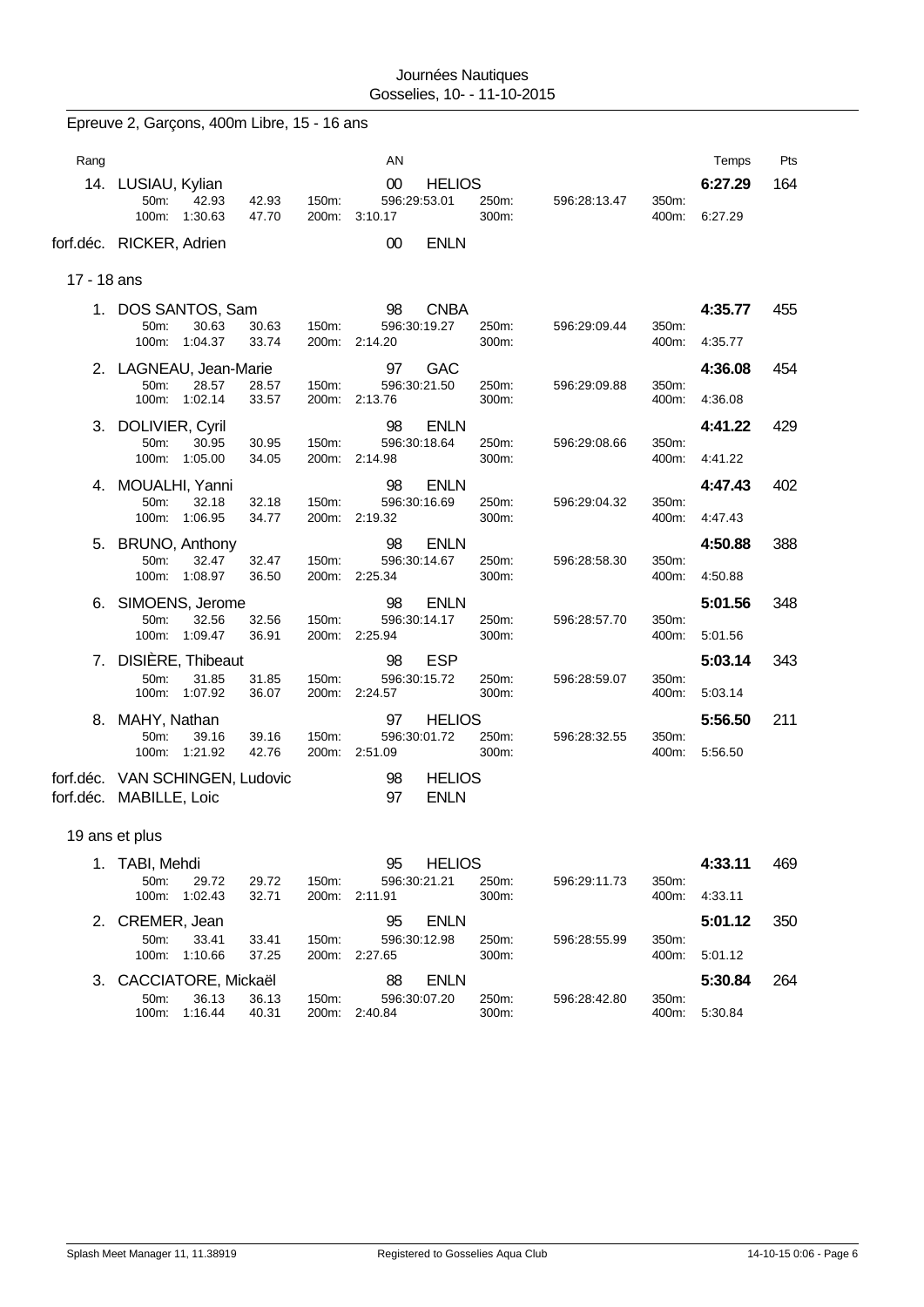Journées Nautiques
Gosselies, 10- - 11-10-2015

## Epreuve 2, Garçons, 400m Libre, 15 - 16 ans

| Rang | | AN | | Temps | Pts |
|---|---|---|---|---|---|
| 14. | LUSIAU, Kylian | 00 | HELIOS | 6:27.29 | 164 |
| | 50m: 42.93 42.93 / 100m: 1:30.63 47.70 / 150m: 596:29:53.01 / 200m: 3:10.17 / 250m: 596:28:13.47 / 300m: / 350m: / 400m: 6:27.29 | | | | |
| forf.déc. | RICKER, Adrien | 00 | ENLN | | |

### 17 - 18 ans

| Rang | | AN | | Temps | Pts |
|---|---|---|---|---|---|
| 1. | DOS SANTOS, Sam | 98 | CNBA | 4:35.77 | 455 |
| | 50m: 30.63 30.63 / 100m: 1:04.37 33.74 / 150m: 596:30:19.27 / 200m: 2:14.20 / 250m: 596:29:09.44 / 300m: / 350m: / 400m: 4:35.77 | | | | |
| 2. | LAGNEAU, Jean-Marie | 97 | GAC | 4:36.08 | 454 |
| | 50m: 28.57 28.57 / 100m: 1:02.14 33.57 / 150m: 596:30:21.50 / 200m: 2:13.76 / 250m: 596:29:09.88 / 300m: / 350m: / 400m: 4:36.08 | | | | |
| 3. | DOLIVIER, Cyril | 98 | ENLN | 4:41.22 | 429 |
| | 50m: 30.95 30.95 / 100m: 1:05.00 34.05 / 150m: 596:30:18.64 / 200m: 2:14.98 / 250m: 596:29:08.66 / 300m: / 350m: / 400m: 4:41.22 | | | | |
| 4. | MOUALHI, Yanni | 98 | ENLN | 4:47.43 | 402 |
| | 50m: 32.18 32.18 / 100m: 1:06.95 34.77 / 150m: 596:30:16.69 / 200m: 2:19.32 / 250m: 596:29:04.32 / 300m: / 350m: / 400m: 4:47.43 | | | | |
| 5. | BRUNO, Anthony | 98 | ENLN | 4:50.88 | 388 |
| | 50m: 32.47 32.47 / 100m: 1:08.97 36.50 / 150m: 596:30:14.67 / 200m: 2:25.34 / 250m: 596:28:58.30 / 300m: / 350m: / 400m: 4:50.88 | | | | |
| 6. | SIMOENS, Jerome | 98 | ENLN | 5:01.56 | 348 |
| | 50m: 32.56 32.56 / 100m: 1:09.47 36.91 / 150m: 596:30:14.17 / 200m: 2:25.94 / 250m: 596:28:57.70 / 300m: / 350m: / 400m: 5:01.56 | | | | |
| 7. | DISIÈRE, Thibeaut | 98 | ESP | 5:03.14 | 343 |
| | 50m: 31.85 31.85 / 100m: 1:07.92 36.07 / 150m: 596:30:15.72 / 200m: 2:24.57 / 250m: 596:28:59.07 / 300m: / 350m: / 400m: 5:03.14 | | | | |
| 8. | MAHY, Nathan | 97 | HELIOS | 5:56.50 | 211 |
| | 50m: 39.16 39.16 / 100m: 1:21.92 42.76 / 150m: 596:30:01.72 / 200m: 2:51.09 / 250m: 596:28:32.55 / 300m: / 350m: / 400m: 5:56.50 | | | | |
| forf.déc. | VAN SCHINGEN, Ludovic | 98 | HELIOS | | |
| forf.déc. | MABILLE, Loic | 97 | ENLN | | |

### 19 ans et plus

| Rang | | AN | | Temps | Pts |
|---|---|---|---|---|---|
| 1. | TABI, Mehdi | 95 | HELIOS | 4:33.11 | 469 |
| | 50m: 29.72 29.72 / 100m: 1:02.43 32.71 / 150m: 596:30:21.21 / 200m: 2:11.91 / 250m: 596:29:11.73 / 300m: / 350m: / 400m: 4:33.11 | | | | |
| 2. | CREMER, Jean | 95 | ENLN | 5:01.12 | 350 |
| | 50m: 33.41 33.41 / 100m: 1:10.66 37.25 / 150m: 596:30:12.98 / 200m: 2:27.65 / 250m: 596:28:55.99 / 300m: / 350m: / 400m: 5:01.12 | | | | |
| 3. | CACCIATORE, Mickaël | 88 | ENLN | 5:30.84 | 264 |
| | 50m: 36.13 36.13 / 100m: 1:16.44 40.31 / 150m: 596:30:07.20 / 200m: 2:40.84 / 250m: 596:28:42.80 / 300m: / 350m: / 400m: 5:30.84 | | | | |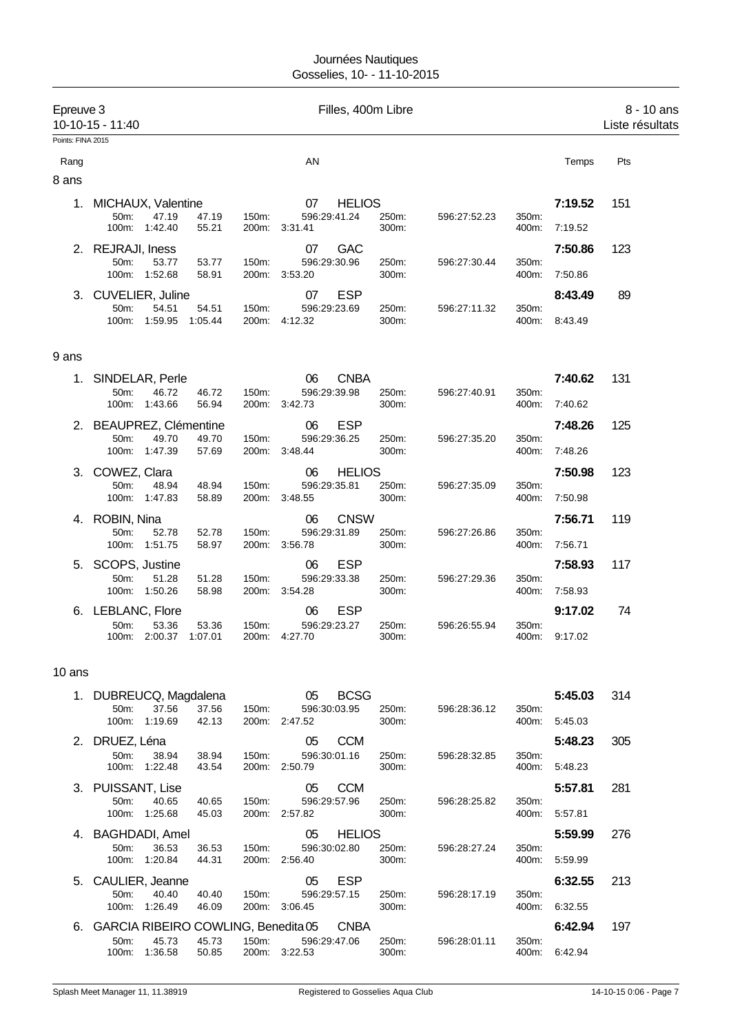Journées Nautiques
Gosselies, 10- - 11-10-2015

Epreuve 3 — Filles, 400m Libre — 8 - 10 ans
10-10-15 - 11:40 — Liste résultats

Points: FINA 2015

| Rang | Nom | AN | Club | Temps | Pts |
|---|---|---|---|---|---|
| **8 ans** | | | | | |
| 1. | MICHAUX, Valentine | 07 | HELIOS | **7:19.52** | 151 |
| | 50m: 47.19 47.19 / 100m: 1:42.40 55.21 / 150m: 596:29:41.24 / 200m: 3:31.41 / 250m: 596:27:52.23 / 300m: / 350m: / 400m: 7:19.52 | | | | |
| 2. | REJRAJI, Iness | 07 | GAC | **7:50.86** | 123 |
| | 50m: 53.77 53.77 / 100m: 1:52.68 58.91 / 150m: 596:29:30.96 / 200m: 3:53.20 / 250m: 596:27:30.44 / 300m: / 350m: / 400m: 7:50.86 | | | | |
| 3. | CUVELIER, Juline | 07 | ESP | **8:43.49** | 89 |
| | 50m: 54.51 54.51 / 100m: 1:59.95 1:05.44 / 150m: 596:29:23.69 / 200m: 4:12.32 / 250m: 596:27:11.32 / 300m: / 350m: / 400m: 8:43.49 | | | | |
| **9 ans** | | | | | |
| 1. | SINDELAR, Perle | 06 | CNBA | **7:40.62** | 131 |
| | 50m: 46.72 46.72 / 100m: 1:43.66 56.94 / 150m: 596:29:39.98 / 200m: 3:42.73 / 250m: 596:27:40.91 / 300m: / 350m: / 400m: 7:40.62 | | | | |
| 2. | BEAUPREZ, Clémentine | 06 | ESP | **7:48.26** | 125 |
| | 50m: 49.70 49.70 / 100m: 1:47.39 57.69 / 150m: 596:29:36.25 / 200m: 3:48.44 / 250m: 596:27:35.20 / 300m: / 350m: / 400m: 7:48.26 | | | | |
| 3. | COWEZ, Clara | 06 | HELIOS | **7:50.98** | 123 |
| | 50m: 48.94 48.94 / 100m: 1:47.83 58.89 / 150m: 596:29:35.81 / 200m: 3:48.55 / 250m: 596:27:35.09 / 300m: / 350m: / 400m: 7:50.98 | | | | |
| 4. | ROBIN, Nina | 06 | CNSW | **7:56.71** | 119 |
| | 50m: 52.78 52.78 / 100m: 1:51.75 58.97 / 150m: 596:29:31.89 / 200m: 3:56.78 / 250m: 596:27:26.86 / 300m: / 350m: / 400m: 7:56.71 | | | | |
| 5. | SCOPS, Justine | 06 | ESP | **7:58.93** | 117 |
| | 50m: 51.28 51.28 / 100m: 1:50.26 58.98 / 150m: 596:29:33.38 / 200m: 3:54.28 / 250m: 596:27:29.36 / 300m: / 350m: / 400m: 7:58.93 | | | | |
| 6. | LEBLANC, Flore | 06 | ESP | **9:17.02** | 74 |
| | 50m: 53.36 53.36 / 100m: 2:00.37 1:07.01 / 150m: 596:29:23.27 / 200m: 4:27.70 / 250m: 596:26:55.94 / 300m: / 350m: / 400m: 9:17.02 | | | | |
| **10 ans** | | | | | |
| 1. | DUBREUCQ, Magdalena | 05 | BCSG | **5:45.03** | 314 |
| | 50m: 37.56 37.56 / 100m: 1:19.69 42.13 / 150m: 596:30:03.95 / 200m: 2:47.52 / 250m: 596:28:36.12 / 300m: / 350m: / 400m: 5:45.03 | | | | |
| 2. | DRUEZ, Léna | 05 | CCM | **5:48.23** | 305 |
| | 50m: 38.94 38.94 / 100m: 1:22.48 43.54 / 150m: 596:30:01.16 / 200m: 2:50.79 / 250m: 596:28:32.85 / 300m: / 350m: / 400m: 5:48.23 | | | | |
| 3. | PUISSANT, Lise | 05 | CCM | **5:57.81** | 281 |
| | 50m: 40.65 40.65 / 100m: 1:25.68 45.03 / 150m: 596:29:57.96 / 200m: 2:57.82 / 250m: 596:28:25.82 / 300m: / 350m: / 400m: 5:57.81 | | | | |
| 4. | BAGHDADI, Amel | 05 | HELIOS | **5:59.99** | 276 |
| | 50m: 36.53 36.53 / 100m: 1:20.84 44.31 / 150m: 596:30:02.80 / 200m: 2:56.40 / 250m: 596:28:27.24 / 300m: / 350m: / 400m: 5:59.99 | | | | |
| 5. | CAULIER, Jeanne | 05 | ESP | **6:32.55** | 213 |
| | 50m: 40.40 40.40 / 100m: 1:26.49 46.09 / 150m: 596:29:57.15 / 200m: 3:06.45 / 250m: 596:28:17.19 / 300m: / 350m: / 400m: 6:32.55 | | | | |
| 6. | GARCIA RIBEIRO COWLING, Benedita | 05 | CNBA | **6:42.94** | 197 |
| | 50m: 45.73 45.73 / 100m: 1:36.58 50.85 / 150m: 596:29:47.06 / 200m: 3:22.53 / 250m: 596:28:01.11 / 300m: / 350m: / 400m: 6:42.94 | | | | |

Splash Meet Manager 11, 11.38919 — Registered to Gosselies Aqua Club — 14-10-15 0:06 - Page 7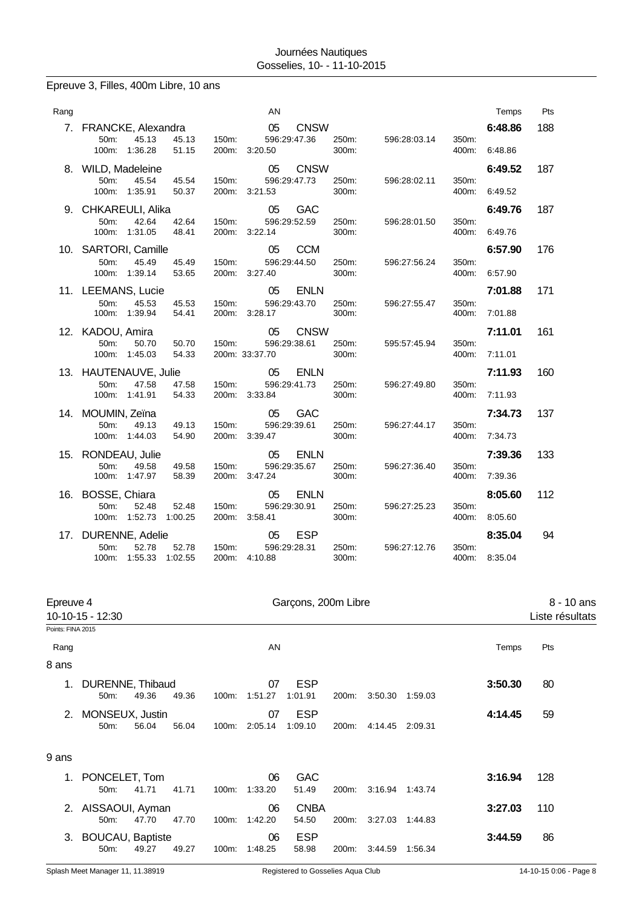Epreuve 3, Filles, 400m Libre, 10 ans

| Rang | Nom | AN | Club | Temps | Pts |
|---|---|---|---|---|---|
| 7. | FRANCKE, Alexandra | 05 | CNSW | 6:48.86 | 188 |
| | 50m: 45.13 45.13 / 100m: 1:36.28 51.15 / 150m: 596:29:47.36 / 200m: 3:20.50 / 250m: 596:28:03.14 / 300m: / 350m: / 400m: 6:48.86 | | | | |
| 8. | WILD, Madeleine | 05 | CNSW | 6:49.52 | 187 |
| | 50m: 45.54 45.54 / 100m: 1:35.91 50.37 / 150m: 596:29:47.73 / 200m: 3:21.53 / 250m: 596:28:02.11 / 300m: / 350m: / 400m: 6:49.52 | | | | |
| 9. | CHKAREULI, Alika | 05 | GAC | 6:49.76 | 187 |
| | 50m: 42.64 42.64 / 100m: 1:31.05 48.41 / 150m: 596:29:52.59 / 200m: 3:22.14 / 250m: 596:28:01.50 / 300m: / 350m: / 400m: 6:49.76 | | | | |
| 10. | SARTORI, Camille | 05 | CCM | 6:57.90 | 176 |
| | 50m: 45.49 45.49 / 100m: 1:39.14 53.65 / 150m: 596:29:44.50 / 200m: 3:27.40 / 250m: 596:27:56.24 / 300m: / 350m: / 400m: 6:57.90 | | | | |
| 11. | LEEMANS, Lucie | 05 | ENLN | 7:01.88 | 171 |
| | 50m: 45.53 45.53 / 100m: 1:39.94 54.41 / 150m: 596:29:43.70 / 200m: 3:28.17 / 250m: 596:27:55.47 / 300m: / 350m: / 400m: 7:01.88 | | | | |
| 12. | KADOU, Amira | 05 | CNSW | 7:11.01 | 161 |
| | 50m: 50.70 50.70 / 100m: 1:45.03 54.33 / 150m: 596:29:38.61 / 200m: 33:37.70 / 250m: 595:57:45.94 / 300m: / 350m: / 400m: 7:11.01 | | | | |
| 13. | HAUTENAUVE, Julie | 05 | ENLN | 7:11.93 | 160 |
| | 50m: 47.58 47.58 / 100m: 1:41.91 54.33 / 150m: 596:29:41.73 / 200m: 3:33.84 / 250m: 596:27:49.80 / 300m: / 350m: / 400m: 7:11.93 | | | | |
| 14. | MOUMIN, Zeïna | 05 | GAC | 7:34.73 | 137 |
| | 50m: 49.13 49.13 / 100m: 1:44.03 54.90 / 150m: 596:29:39.61 / 200m: 3:39.47 / 250m: 596:27:44.17 / 300m: / 350m: / 400m: 7:34.73 | | | | |
| 15. | RONDEAU, Julie | 05 | ENLN | 7:39.36 | 133 |
| | 50m: 49.58 49.58 / 100m: 1:47.97 58.39 / 150m: 596:29:35.67 / 200m: 3:47.24 / 250m: 596:27:36.40 / 300m: / 350m: / 400m: 7:39.36 | | | | |
| 16. | BOSSE, Chiara | 05 | ENLN | 8:05.60 | 112 |
| | 50m: 52.48 52.48 / 100m: 1:52.73 1:00.25 / 150m: 596:29:30.91 / 200m: 3:58.41 / 250m: 596:27:25.23 / 300m: / 350m: / 400m: 8:05.60 | | | | |
| 17. | DURENNE, Adelie | 05 | ESP | 8:35.04 | 94 |
| | 50m: 52.78 52.78 / 100m: 1:55.33 1:02.55 / 150m: 596:29:28.31 / 200m: 4:10.88 / 250m: 596:27:12.76 / 300m: / 350m: / 400m: 8:35.04 | | | | |

## Epreuve 4 — Garçons, 200m Libre — 8 - 10 ans

10-10-15 - 12:30 — Liste résultats

Points: FINA 2015

### 8 ans

| Rang | Nom | AN | Club | Temps | Pts |
|---|---|---|---|---|---|
| 1. | DURENNE, Thibaud | 07 | ESP | 3:50.30 | 80 |
| | 50m: 49.36 49.36 / 100m: 1:51.27 1:01.91 / 200m: 3:50.30 1:59.03 | | | | |
| 2. | MONSEUX, Justin | 07 | ESP | 4:14.45 | 59 |
| | 50m: 56.04 56.04 / 100m: 2:05.14 1:09.10 / 200m: 4:14.45 2:09.31 | | | | |

### 9 ans

| Rang | Nom | AN | Club | Temps | Pts |
|---|---|---|---|---|---|
| 1. | PONCELET, Tom | 06 | GAC | 3:16.94 | 128 |
| | 50m: 41.71 41.71 / 100m: 1:33.20 51.49 / 200m: 3:16.94 1:43.74 | | | | |
| 2. | AISSAOUI, Ayman | 06 | CNBA | 3:27.03 | 110 |
| | 50m: 47.70 47.70 / 100m: 1:42.20 54.50 / 200m: 3:27.03 1:44.83 | | | | |
| 3. | BOUCAU, Baptiste | 06 | ESP | 3:44.59 | 86 |
| | 50m: 49.27 49.27 / 100m: 1:48.25 58.98 / 200m: 3:44.59 1:56.34 | | | | |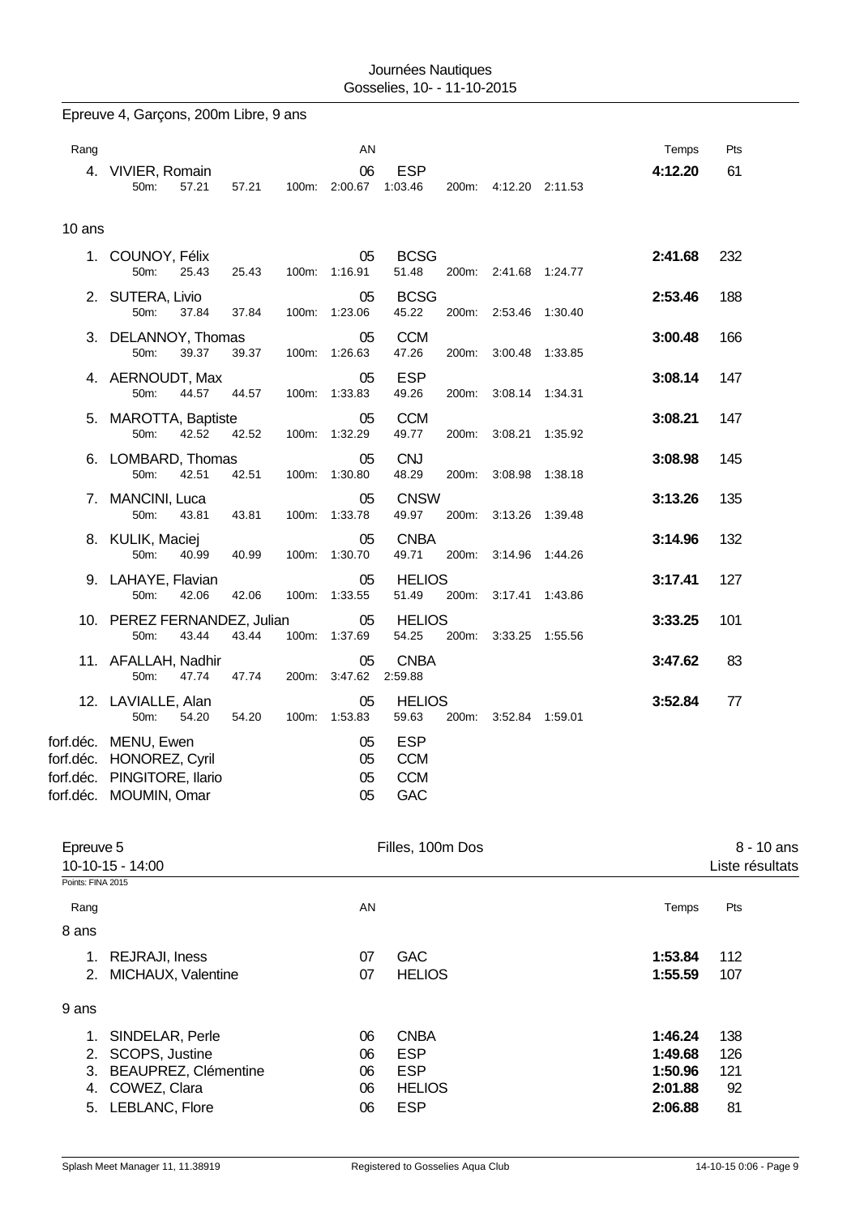Epreuve 4, Garçons, 200m Libre, 9 ans

| Rang | | AN | | Temps | Pts |
|---|---|---|---|---|---|
| 4. | VIVIER, Romain | 06 | ESP | **4:12.20** | 61 |
| | 50m: 57.21 57.21 100m: 2:00.67 1:03.46 200m: 4:12.20 2:11.53 | | | | |

10 ans

| Rang | | AN | | Temps | Pts |
|---|---|---|---|---|---|
| 1. | COUNOY, Félix | 05 | BCSG | **2:41.68** | 232 |
| | 50m: 25.43 25.43 100m: 1:16.91 51.48 200m: 2:41.68 1:24.77 | | | | |
| 2. | SUTERA, Livio | 05 | BCSG | **2:53.46** | 188 |
| | 50m: 37.84 37.84 100m: 1:23.06 45.22 200m: 2:53.46 1:30.40 | | | | |
| 3. | DELANNOY, Thomas | 05 | CCM | **3:00.48** | 166 |
| | 50m: 39.37 39.37 100m: 1:26.63 47.26 200m: 3:00.48 1:33.85 | | | | |
| 4. | AERNOUDT, Max | 05 | ESP | **3:08.14** | 147 |
| | 50m: 44.57 44.57 100m: 1:33.83 49.26 200m: 3:08.14 1:34.31 | | | | |
| 5. | MAROTTA, Baptiste | 05 | CCM | **3:08.21** | 147 |
| | 50m: 42.52 42.52 100m: 1:32.29 49.77 200m: 3:08.21 1:35.92 | | | | |
| 6. | LOMBARD, Thomas | 05 | CNJ | **3:08.98** | 145 |
| | 50m: 42.51 42.51 100m: 1:30.80 48.29 200m: 3:08.98 1:38.18 | | | | |
| 7. | MANCINI, Luca | 05 | CNSW | **3:13.26** | 135 |
| | 50m: 43.81 43.81 100m: 1:33.78 49.97 200m: 3:13.26 1:39.48 | | | | |
| 8. | KULIK, Maciej | 05 | CNBA | **3:14.96** | 132 |
| | 50m: 40.99 40.99 100m: 1:30.70 49.71 200m: 3:14.96 1:44.26 | | | | |
| 9. | LAHAYE, Flavian | 05 | HELIOS | **3:17.41** | 127 |
| | 50m: 42.06 42.06 100m: 1:33.55 51.49 200m: 3:17.41 1:43.86 | | | | |
| 10. | PEREZ FERNANDEZ, Julian | 05 | HELIOS | **3:33.25** | 101 |
| | 50m: 43.44 43.44 100m: 1:37.69 54.25 200m: 3:33.25 1:55.56 | | | | |
| 11. | AFALLAH, Nadhir | 05 | CNBA | **3:47.62** | 83 |
| | 50m: 47.74 47.74 200m: 3:47.62 2:59.88 | | | | |
| 12. | LAVIALLE, Alan | 05 | HELIOS | **3:52.84** | 77 |
| | 50m: 54.20 54.20 100m: 1:53.83 59.63 200m: 3:52.84 1:59.01 | | | | |
| forf.déc. | MENU, Ewen | 05 | ESP | | |
| forf.déc. | HONOREZ, Cyril | 05 | CCM | | |
| forf.déc. | PINGITORE, Ilario | 05 | CCM | | |
| forf.déc. | MOUMIN, Omar | 05 | GAC | | |

## Epreuve 5 — Filles, 100m Dos — 8 - 10 ans

10-10-15 - 14:00 — Liste résultats

Points: FINA 2015

8 ans

| Rang | | AN | | Temps | Pts |
|---|---|---|---|---|---|
| 1. | REJRAJI, Iness | 07 | GAC | **1:53.84** | 112 |
| 2. | MICHAUX, Valentine | 07 | HELIOS | **1:55.59** | 107 |

9 ans

| Rang | | AN | | Temps | Pts |
|---|---|---|---|---|---|
| 1. | SINDELAR, Perle | 06 | CNBA | **1:46.24** | 138 |
| 2. | SCOPS, Justine | 06 | ESP | **1:49.68** | 126 |
| 3. | BEAUPREZ, Clémentine | 06 | ESP | **1:50.96** | 121 |
| 4. | COWEZ, Clara | 06 | HELIOS | **2:01.88** | 92 |
| 5. | LEBLANC, Flore | 06 | ESP | **2:06.88** | 81 |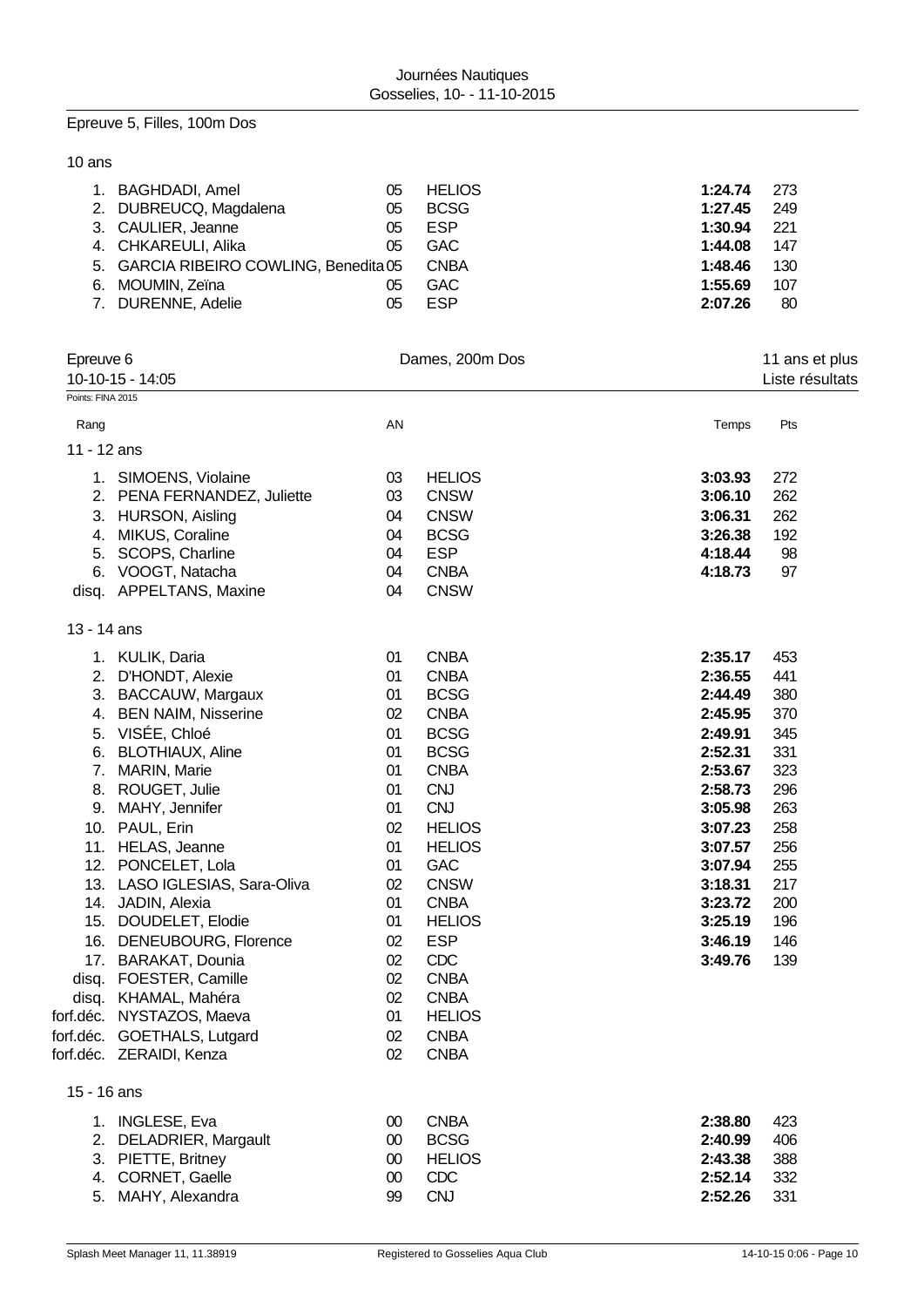Epreuve 5, Filles, 100m Dos

10 ans

| Rang | Nom | AN | Club | Temps | Pts |
|---|---|---|---|---|---|
| 1. | BAGHDADI, Amel | 05 | HELIOS | **1:24.74** | 273 |
| 2. | DUBREUCQ, Magdalena | 05 | BCSG | **1:27.45** | 249 |
| 3. | CAULIER, Jeanne | 05 | ESP | **1:30.94** | 221 |
| 4. | CHKAREULI, Alika | 05 | GAC | **1:44.08** | 147 |
| 5. | GARCIA RIBEIRO COWLING, Benedita | 05 | CNBA | **1:48.46** | 130 |
| 6. | MOUMIN, Zeïna | 05 | GAC | **1:55.69** | 107 |
| 7. | DURENNE, Adelie | 05 | ESP | **2:07.26** | 80 |

## Epreuve 6 — Dames, 200m Dos — 11 ans et plus

10-10-15 - 14:05 — Liste résultats

Points: FINA 2015

11 - 12 ans

| Rang | Nom | AN | Club | Temps | Pts |
|---|---|---|---|---|---|
| 1. | SIMOENS, Violaine | 03 | HELIOS | **3:03.93** | 272 |
| 2. | PENA FERNANDEZ, Juliette | 03 | CNSW | **3:06.10** | 262 |
| 3. | HURSON, Aisling | 04 | CNSW | **3:06.31** | 262 |
| 4. | MIKUS, Coraline | 04 | BCSG | **3:26.38** | 192 |
| 5. | SCOPS, Charline | 04 | ESP | **4:18.44** | 98 |
| 6. | VOOGT, Natacha | 04 | CNBA | **4:18.73** | 97 |
| disq. | APPELTANS, Maxine | 04 | CNSW | | |

13 - 14 ans

| Rang | Nom | AN | Club | Temps | Pts |
|---|---|---|---|---|---|
| 1. | KULIK, Daria | 01 | CNBA | **2:35.17** | 453 |
| 2. | D'HONDT, Alexie | 01 | CNBA | **2:36.55** | 441 |
| 3. | BACCAUW, Margaux | 01 | BCSG | **2:44.49** | 380 |
| 4. | BEN NAIM, Nisserine | 02 | CNBA | **2:45.95** | 370 |
| 5. | VISÉE, Chloé | 01 | BCSG | **2:49.91** | 345 |
| 6. | BLOTHIAUX, Aline | 01 | BCSG | **2:52.31** | 331 |
| 7. | MARIN, Marie | 01 | CNBA | **2:53.67** | 323 |
| 8. | ROUGET, Julie | 01 | CNJ | **2:58.73** | 296 |
| 9. | MAHY, Jennifer | 01 | CNJ | **3:05.98** | 263 |
| 10. | PAUL, Erin | 02 | HELIOS | **3:07.23** | 258 |
| 11. | HELAS, Jeanne | 01 | HELIOS | **3:07.57** | 256 |
| 12. | PONCELET, Lola | 01 | GAC | **3:07.94** | 255 |
| 13. | LASO IGLESIAS, Sara-Oliva | 02 | CNSW | **3:18.31** | 217 |
| 14. | JADIN, Alexia | 01 | CNBA | **3:23.72** | 200 |
| 15. | DOUDELET, Elodie | 01 | HELIOS | **3:25.19** | 196 |
| 16. | DENEUBOURG, Florence | 02 | ESP | **3:46.19** | 146 |
| 17. | BARAKAT, Dounia | 02 | CDC | **3:49.76** | 139 |
| disq. | FOESTER, Camille | 02 | CNBA | | |
| disq. | KHAMAL, Mahéra | 02 | CNBA | | |
| forf.déc. | NYSTAZOS, Maeva | 01 | HELIOS | | |
| forf.déc. | GOETHALS, Lutgard | 02 | CNBA | | |
| forf.déc. | ZERAIDI, Kenza | 02 | CNBA | | |

15 - 16 ans

| Rang | Nom | AN | Club | Temps | Pts |
|---|---|---|---|---|---|
| 1. | INGLESE, Eva | 00 | CNBA | **2:38.80** | 423 |
| 2. | DELADRIER, Margault | 00 | BCSG | **2:40.99** | 406 |
| 3. | PIETTE, Britney | 00 | HELIOS | **2:43.38** | 388 |
| 4. | CORNET, Gaelle | 00 | CDC | **2:52.14** | 332 |
| 5. | MAHY, Alexandra | 99 | CNJ | **2:52.26** | 331 |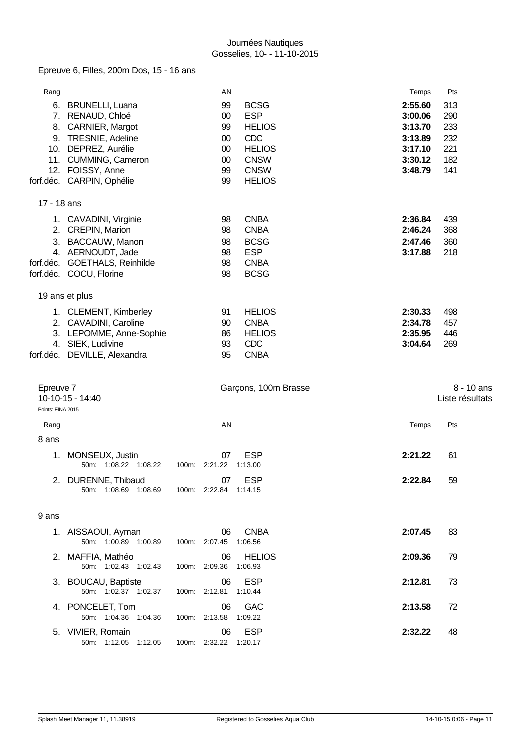Journées Nautiques
Gosselies, 10- - 11-10-2015

## Epreuve 6, Filles, 200m Dos, 15 - 16 ans

| Rang | | AN | | Temps | Pts |
|---|---|---|---|---|---|
| 6. | BRUNELLI, Luana | 99 | BCSG | **2:55.60** | 313 |
| 7. | RENAUD, Chloé | 00 | ESP | **3:00.06** | 290 |
| 8. | CARNIER, Margot | 99 | HELIOS | **3:13.70** | 233 |
| 9. | TRESNIE, Adeline | 00 | CDC | **3:13.89** | 232 |
| 10. | DEPREZ, Aurélie | 00 | HELIOS | **3:17.10** | 221 |
| 11. | CUMMING, Cameron | 00 | CNSW | **3:30.12** | 182 |
| 12. | FOISSY, Anne | 99 | CNSW | **3:48.79** | 141 |
| forf.déc. | CARPIN, Ophélie | 99 | HELIOS | | |

### 17 - 18 ans

| Rang | | AN | | Temps | Pts |
|---|---|---|---|---|---|
| 1. | CAVADINI, Virginie | 98 | CNBA | **2:36.84** | 439 |
| 2. | CREPIN, Marion | 98 | CNBA | **2:46.24** | 368 |
| 3. | BACCAUW, Manon | 98 | BCSG | **2:47.46** | 360 |
| 4. | AERNOUDT, Jade | 98 | ESP | **3:17.88** | 218 |
| forf.déc. | GOETHALS, Reinhilde | 98 | CNBA | | |
| forf.déc. | COCU, Florine | 98 | BCSG | | |

### 19 ans et plus

| Rang | | AN | | Temps | Pts |
|---|---|---|---|---|---|
| 1. | CLEMENT, Kimberley | 91 | HELIOS | **2:30.33** | 498 |
| 2. | CAVADINI, Caroline | 90 | CNBA | **2:34.78** | 457 |
| 3. | LEPOMME, Anne-Sophie | 86 | HELIOS | **2:35.95** | 446 |
| 4. | SIEK, Ludivine | 93 | CDC | **3:04.64** | 269 |
| forf.déc. | DEVILLE, Alexandra | 95 | CNBA | | |

## Epreuve 7 — Garçons, 100m Brasse — 8 - 10 ans

10-10-15 - 14:40 — Liste résultats

Points: FINA 2015

### 8 ans

| Rang | | AN | | Temps | Pts |
|---|---|---|---|---|---|
| 1. | MONSEUX, Justin | 07 | ESP | **2:21.22** | 61 |
| | 50m: 1:08.22 1:08.22 | 100m: 2:21.22 | 1:13.00 | | |
| 2. | DURENNE, Thibaud | 07 | ESP | **2:22.84** | 59 |
| | 50m: 1:08.69 1:08.69 | 100m: 2:22.84 | 1:14.15 | | |

### 9 ans

| Rang | | AN | | Temps | Pts |
|---|---|---|---|---|---|
| 1. | AISSAOUI, Ayman | 06 | CNBA | **2:07.45** | 83 |
| | 50m: 1:00.89 1:00.89 | 100m: 2:07.45 | 1:06.56 | | |
| 2. | MAFFIA, Mathéo | 06 | HELIOS | **2:09.36** | 79 |
| | 50m: 1:02.43 1:02.43 | 100m: 2:09.36 | 1:06.93 | | |
| 3. | BOUCAU, Baptiste | 06 | ESP | **2:12.81** | 73 |
| | 50m: 1:02.37 1:02.37 | 100m: 2:12.81 | 1:10.44 | | |
| 4. | PONCELET, Tom | 06 | GAC | **2:13.58** | 72 |
| | 50m: 1:04.36 1:04.36 | 100m: 2:13.58 | 1:09.22 | | |
| 5. | VIVIER, Romain | 06 | ESP | **2:32.22** | 48 |
| | 50m: 1:12.05 1:12.05 | 100m: 2:32.22 | 1:20.17 | | |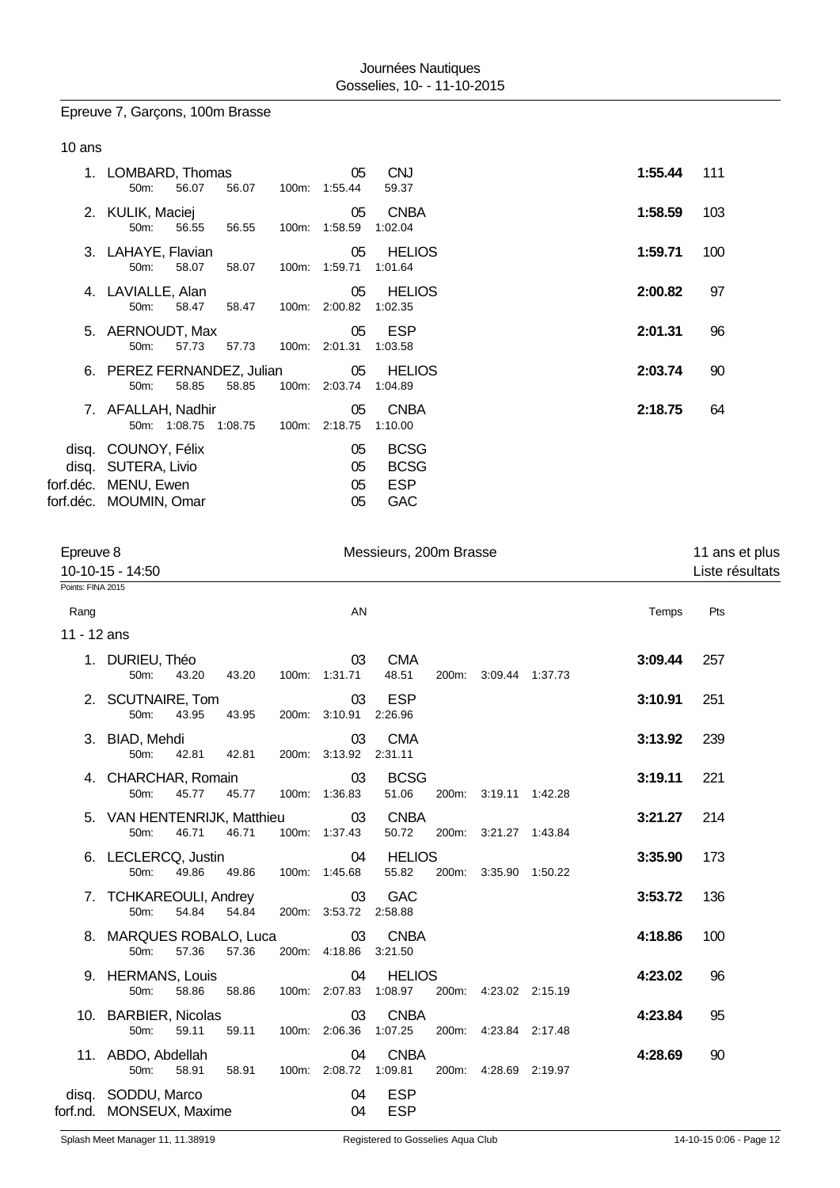## Epreuve 7, Garçons, 100m Brasse

### 10 ans

| Rang | Nom | AN | Club | Temps | Pts |
|---|---|---|---|---|---|
| 1. | LOMBARD, Thomas | 05 | CNJ | 1:55.44 | 111 |
| | 50m: 56.07 56.07 100m: 1:55.44 59.37 | | | | |
| 2. | KULIK, Maciej | 05 | CNBA | 1:58.59 | 103 |
| | 50m: 56.55 56.55 100m: 1:58.59 1:02.04 | | | | |
| 3. | LAHAYE, Flavian | 05 | HELIOS | 1:59.71 | 100 |
| | 50m: 58.07 58.07 100m: 1:59.71 1:01.64 | | | | |
| 4. | LAVIALLE, Alan | 05 | HELIOS | 2:00.82 | 97 |
| | 50m: 58.47 58.47 100m: 2:00.82 1:02.35 | | | | |
| 5. | AERNOUDT, Max | 05 | ESP | 2:01.31 | 96 |
| | 50m: 57.73 57.73 100m: 2:01.31 1:03.58 | | | | |
| 6. | PEREZ FERNANDEZ, Julian | 05 | HELIOS | 2:03.74 | 90 |
| | 50m: 58.85 58.85 100m: 2:03.74 1:04.89 | | | | |
| 7. | AFALLAH, Nadhir | 05 | CNBA | 2:18.75 | 64 |
| | 50m: 1:08.75 1:08.75 100m: 2:18.75 1:10.00 | | | | |
| disq. | COUNOY, Félix | 05 | BCSG | | |
| disq. | SUTERA, Livio | 05 | BCSG | | |
| forf.déc. | MENU, Ewen | 05 | ESP | | |
| forf.déc. | MOUMIN, Omar | 05 | GAC | | |

## Epreuve 8 — Messieurs, 200m Brasse — 11 ans et plus

10-10-15 - 14:50 — Liste résultats

Points: FINA 2015

### 11 - 12 ans

| Rang | Nom | AN | Club | Temps | Pts |
|---|---|---|---|---|---|
| 1. | DURIEU, Théo | 03 | CMA | 3:09.44 | 257 |
| | 50m: 43.20 43.20 100m: 1:31.71 48.51 200m: 3:09.44 1:37.73 | | | | |
| 2. | SCUTNAIRE, Tom | 03 | ESP | 3:10.91 | 251 |
| | 50m: 43.95 43.95 200m: 3:10.91 2:26.96 | | | | |
| 3. | BIAD, Mehdi | 03 | CMA | 3:13.92 | 239 |
| | 50m: 42.81 42.81 200m: 3:13.92 2:31.11 | | | | |
| 4. | CHARCHAR, Romain | 03 | BCSG | 3:19.11 | 221 |
| | 50m: 45.77 45.77 100m: 1:36.83 51.06 200m: 3:19.11 1:42.28 | | | | |
| 5. | VAN HENTENRIJK, Matthieu | 03 | CNBA | 3:21.27 | 214 |
| | 50m: 46.71 46.71 100m: 1:37.43 50.72 200m: 3:21.27 1:43.84 | | | | |
| 6. | LECLERCQ, Justin | 04 | HELIOS | 3:35.90 | 173 |
| | 50m: 49.86 49.86 100m: 1:45.68 55.82 200m: 3:35.90 1:50.22 | | | | |
| 7. | TCHKAREOULI, Andrey | 03 | GAC | 3:53.72 | 136 |
| | 50m: 54.84 54.84 200m: 3:53.72 2:58.88 | | | | |
| 8. | MARQUES ROBALO, Luca | 03 | CNBA | 4:18.86 | 100 |
| | 50m: 57.36 57.36 200m: 4:18.86 3:21.50 | | | | |
| 9. | HERMANS, Louis | 04 | HELIOS | 4:23.02 | 96 |
| | 50m: 58.86 58.86 100m: 2:07.83 1:08.97 200m: 4:23.02 2:15.19 | | | | |
| 10. | BARBIER, Nicolas | 03 | CNBA | 4:23.84 | 95 |
| | 50m: 59.11 59.11 100m: 2:06.36 1:07.25 200m: 4:23.84 2:17.48 | | | | |
| 11. | ABDO, Abdellah | 04 | CNBA | 4:28.69 | 90 |
| | 50m: 58.91 58.91 100m: 2:08.72 1:09.81 200m: 4:28.69 2:19.97 | | | | |
| disq. | SODDU, Marco | 04 | ESP | | |
| forf.nd. | MONSEUX, Maxime | 04 | ESP | | |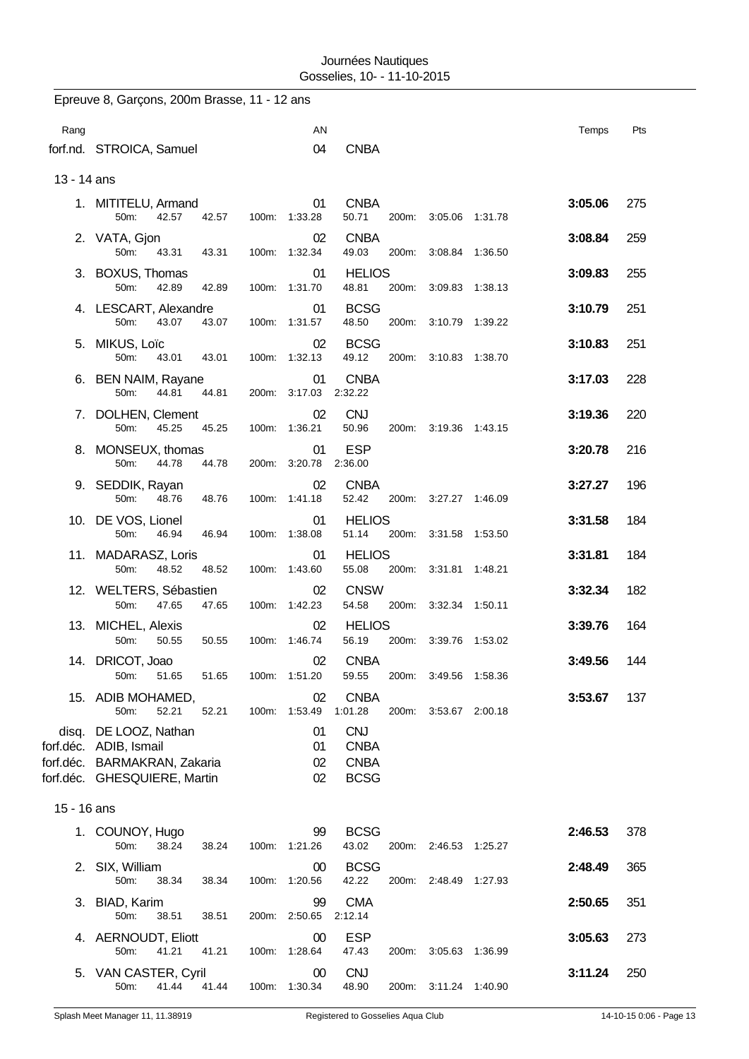Journées Nautiques
Gosselies, 10- - 11-10-2015

## Epreuve 8, Garçons, 200m Brasse, 11 - 12 ans

| Rang | | AN | | Temps | Pts |
|---|---|---|---|---|---|
| forf.nd. | STROICA, Samuel | 04 | CNBA | | |

### 13 - 14 ans

| Rang | | AN | | Temps | Pts |
|---|---|---|---|---|---|
| 1. | MITITELU, Armand | 01 | CNBA | 3:05.06 | 275 |
| | 50m: 42.57 42.57 | 100m: 1:33.28 | 50.71 200m: 3:05.06 1:31.78 | | |
| 2. | VATA, Gjon | 02 | CNBA | 3:08.84 | 259 |
| | 50m: 43.31 43.31 | 100m: 1:32.34 | 49.03 200m: 3:08.84 1:36.50 | | |
| 3. | BOXUS, Thomas | 01 | HELIOS | 3:09.83 | 255 |
| | 50m: 42.89 42.89 | 100m: 1:31.70 | 48.81 200m: 3:09.83 1:38.13 | | |
| 4. | LESCART, Alexandre | 01 | BCSG | 3:10.79 | 251 |
| | 50m: 43.07 43.07 | 100m: 1:31.57 | 48.50 200m: 3:10.79 1:39.22 | | |
| 5. | MIKUS, Loïc | 02 | BCSG | 3:10.83 | 251 |
| | 50m: 43.01 43.01 | 100m: 1:32.13 | 49.12 200m: 3:10.83 1:38.70 | | |
| 6. | BEN NAIM, Rayane | 01 | CNBA | 3:17.03 | 228 |
| | 50m: 44.81 44.81 | 200m: 3:17.03 | 2:32.22 | | |
| 7. | DOLHEN, Clement | 02 | CNJ | 3:19.36 | 220 |
| | 50m: 45.25 45.25 | 100m: 1:36.21 | 50.96 200m: 3:19.36 1:43.15 | | |
| 8. | MONSEUX, thomas | 01 | ESP | 3:20.78 | 216 |
| | 50m: 44.78 44.78 | 200m: 3:20.78 | 2:36.00 | | |
| 9. | SEDDIK, Rayan | 02 | CNBA | 3:27.27 | 196 |
| | 50m: 48.76 48.76 | 100m: 1:41.18 | 52.42 200m: 3:27.27 1:46.09 | | |
| 10. | DE VOS, Lionel | 01 | HELIOS | 3:31.58 | 184 |
| | 50m: 46.94 46.94 | 100m: 1:38.08 | 51.14 200m: 3:31.58 1:53.50 | | |
| 11. | MADARASZ, Loris | 01 | HELIOS | 3:31.81 | 184 |
| | 50m: 48.52 48.52 | 100m: 1:43.60 | 55.08 200m: 3:31.81 1:48.21 | | |
| 12. | WELTERS, Sébastien | 02 | CNSW | 3:32.34 | 182 |
| | 50m: 47.65 47.65 | 100m: 1:42.23 | 54.58 200m: 3:32.34 1:50.11 | | |
| 13. | MICHEL, Alexis | 02 | HELIOS | 3:39.76 | 164 |
| | 50m: 50.55 50.55 | 100m: 1:46.74 | 56.19 200m: 3:39.76 1:53.02 | | |
| 14. | DRICOT, Joao | 02 | CNBA | 3:49.56 | 144 |
| | 50m: 51.65 51.65 | 100m: 1:51.20 | 59.55 200m: 3:49.56 1:58.36 | | |
| 15. | ADIB MOHAMED, | 02 | CNBA | 3:53.67 | 137 |
| | 50m: 52.21 52.21 | 100m: 1:53.49 | 1:01.28 200m: 3:53.67 2:00.18 | | |
| disq. | DE LOOZ, Nathan | 01 | CNJ | | |
| forf.déc. | ADIB, Ismail | 01 | CNBA | | |
| forf.déc. | BARMAKRAN, Zakaria | 02 | CNBA | | |
| forf.déc. | GHESQUIERE, Martin | 02 | BCSG | | |

### 15 - 16 ans

| Rang | | AN | | Temps | Pts |
|---|---|---|---|---|---|
| 1. | COUNOY, Hugo | 99 | BCSG | 2:46.53 | 378 |
| | 50m: 38.24 38.24 | 100m: 1:21.26 | 43.02 200m: 2:46.53 1:25.27 | | |
| 2. | SIX, William | 00 | BCSG | 2:48.49 | 365 |
| | 50m: 38.34 38.34 | 100m: 1:20.56 | 42.22 200m: 2:48.49 1:27.93 | | |
| 3. | BIAD, Karim | 99 | CMA | 2:50.65 | 351 |
| | 50m: 38.51 38.51 | 200m: 2:50.65 | 2:12.14 | | |
| 4. | AERNOUDT, Eliott | 00 | ESP | 3:05.63 | 273 |
| | 50m: 41.21 41.21 | 100m: 1:28.64 | 47.43 200m: 3:05.63 1:36.99 | | |
| 5. | VAN CASTER, Cyril | 00 | CNJ | 3:11.24 | 250 |
| | 50m: 41.44 41.44 | 100m: 1:30.34 | 48.90 200m: 3:11.24 1:40.90 | | |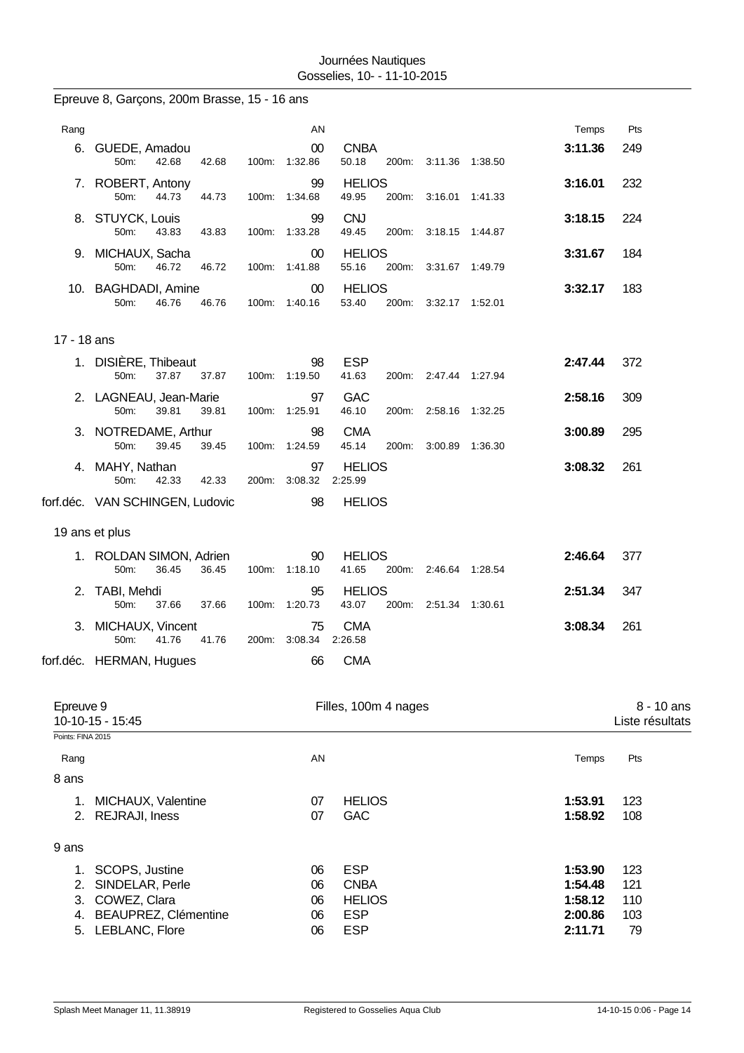Journées Nautiques
Gosselies, 10- - 11-10-2015

## Epreuve 8, Garçons, 200m Brasse, 15 - 16 ans

| Rang | | AN | | Temps | Pts |
|---|---|---|---|---|---|
| 6. | GUEDE, Amadou | 00 | CNBA | 3:11.36 | 249 |
| | 50m: 42.68 42.68 100m: 1:32.86 50.18 200m: 3:11.36 1:38.50 | | | | |
| 7. | ROBERT, Antony | 99 | HELIOS | 3:16.01 | 232 |
| | 50m: 44.73 44.73 100m: 1:34.68 49.95 200m: 3:16.01 1:41.33 | | | | |
| 8. | STUYCK, Louis | 99 | CNJ | 3:18.15 | 224 |
| | 50m: 43.83 43.83 100m: 1:33.28 49.45 200m: 3:18.15 1:44.87 | | | | |
| 9. | MICHAUX, Sacha | 00 | HELIOS | 3:31.67 | 184 |
| | 50m: 46.72 46.72 100m: 1:41.88 55.16 200m: 3:31.67 1:49.79 | | | | |
| 10. | BAGHDADI, Amine | 00 | HELIOS | 3:32.17 | 183 |
| | 50m: 46.76 46.76 100m: 1:40.16 53.40 200m: 3:32.17 1:52.01 | | | | |

17 - 18 ans

| Rang | | AN | | Temps | Pts |
|---|---|---|---|---|---|
| 1. | DISIÈRE, Thibeaut | 98 | ESP | 2:47.44 | 372 |
| | 50m: 37.87 37.87 100m: 1:19.50 41.63 200m: 2:47.44 1:27.94 | | | | |
| 2. | LAGNEAU, Jean-Marie | 97 | GAC | 2:58.16 | 309 |
| | 50m: 39.81 39.81 100m: 1:25.91 46.10 200m: 2:58.16 1:32.25 | | | | |
| 3. | NOTREDAME, Arthur | 98 | CMA | 3:00.89 | 295 |
| | 50m: 39.45 39.45 100m: 1:24.59 45.14 200m: 3:00.89 1:36.30 | | | | |
| 4. | MAHY, Nathan | 97 | HELIOS | 3:08.32 | 261 |
| | 50m: 42.33 42.33 200m: 3:08.32 2:25.99 | | | | |
| forf.déc. | VAN SCHINGEN, Ludovic | 98 | HELIOS | | |

19 ans et plus

| Rang | | AN | | Temps | Pts |
|---|---|---|---|---|---|
| 1. | ROLDAN SIMON, Adrien | 90 | HELIOS | 2:46.64 | 377 |
| | 50m: 36.45 36.45 100m: 1:18.10 41.65 200m: 2:46.64 1:28.54 | | | | |
| 2. | TABI, Mehdi | 95 | HELIOS | 2:51.34 | 347 |
| | 50m: 37.66 37.66 100m: 1:20.73 43.07 200m: 2:51.34 1:30.61 | | | | |
| 3. | MICHAUX, Vincent | 75 | CMA | 3:08.34 | 261 |
| | 50m: 41.76 41.76 200m: 3:08.34 2:26.58 | | | | |
| forf.déc. | HERMAN, Hugues | 66 | CMA | | |

## Epreuve 9 — Filles, 100m 4 nages — 8 - 10 ans

10-10-15 - 15:45 — Liste résultats

Points: FINA 2015

8 ans

| Rang | | AN | | Temps | Pts |
|---|---|---|---|---|---|
| 1. | MICHAUX, Valentine | 07 | HELIOS | 1:53.91 | 123 |
| 2. | REJRAJI, Iness | 07 | GAC | 1:58.92 | 108 |

9 ans

| Rang | | AN | | Temps | Pts |
|---|---|---|---|---|---|
| 1. | SCOPS, Justine | 06 | ESP | 1:53.90 | 123 |
| 2. | SINDELAR, Perle | 06 | CNBA | 1:54.48 | 121 |
| 3. | COWEZ, Clara | 06 | HELIOS | 1:58.12 | 110 |
| 4. | BEAUPREZ, Clémentine | 06 | ESP | 2:00.86 | 103 |
| 5. | LEBLANC, Flore | 06 | ESP | 2:11.71 | 79 |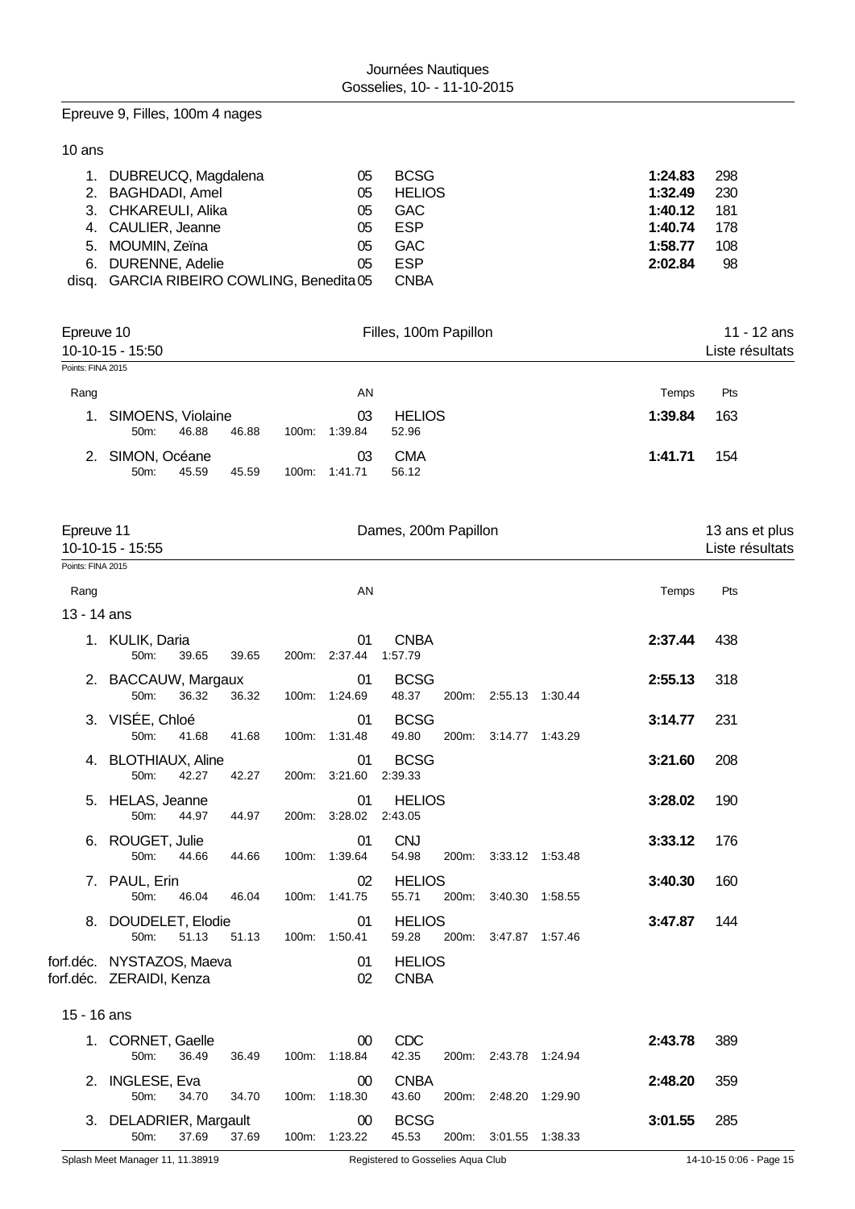## Epreuve 9, Filles, 100m 4 nages

10 ans

| Rang | Nom | AN | Club | Temps | Pts |
|---|---|---|---|---|---|
| 1. | DUBREUCQ, Magdalena | 05 | BCSG | **1:24.83** | 298 |
| 2. | BAGHDADI, Amel | 05 | HELIOS | **1:32.49** | 230 |
| 3. | CHKAREULI, Alika | 05 | GAC | **1:40.12** | 181 |
| 4. | CAULIER, Jeanne | 05 | ESP | **1:40.74** | 178 |
| 5. | MOUMIN, Zeïna | 05 | GAC | **1:58.77** | 108 |
| 6. | DURENNE, Adelie | 05 | ESP | **2:02.84** | 98 |
| disq. | GARCIA RIBEIRO COWLING, Benedita | 05 | CNBA | | |

## Epreuve 10 — Filles, 100m Papillon — 11 - 12 ans

10-10-15 - 15:50 — Liste résultats

Points: FINA 2015

| Rang | Nom | AN | Club | Temps | Pts |
|---|---|---|---|---|---|
| 1. | SIMOENS, Violaine | 03 | HELIOS | **1:39.84** | 163 |
| | 50m: 46.88 46.88 — 100m: 1:39.84 52.96 | | | | |
| 2. | SIMON, Océane | 03 | CMA | **1:41.71** | 154 |
| | 50m: 45.59 45.59 — 100m: 1:41.71 56.12 | | | | |

## Epreuve 11 — Dames, 200m Papillon — 13 ans et plus

10-10-15 - 15:55 — Liste résultats

Points: FINA 2015

13 - 14 ans

| Rang | Nom | AN | Club | Temps | Pts |
|---|---|---|---|---|---|
| 1. | KULIK, Daria | 01 | CNBA | **2:37.44** | 438 |
| | 50m: 39.65 39.65 — 200m: 2:37.44 1:57.79 | | | | |
| 2. | BACCAUW, Margaux | 01 | BCSG | **2:55.13** | 318 |
| | 50m: 36.32 36.32 — 100m: 1:24.69 48.37 — 200m: 2:55.13 1:30.44 | | | | |
| 3. | VISÉE, Chloé | 01 | BCSG | **3:14.77** | 231 |
| | 50m: 41.68 41.68 — 100m: 1:31.48 49.80 — 200m: 3:14.77 1:43.29 | | | | |
| 4. | BLOTHIAUX, Aline | 01 | BCSG | **3:21.60** | 208 |
| | 50m: 42.27 42.27 — 200m: 3:21.60 2:39.33 | | | | |
| 5. | HELAS, Jeanne | 01 | HELIOS | **3:28.02** | 190 |
| | 50m: 44.97 44.97 — 200m: 3:28.02 2:43.05 | | | | |
| 6. | ROUGET, Julie | 01 | CNJ | **3:33.12** | 176 |
| | 50m: 44.66 44.66 — 100m: 1:39.64 54.98 — 200m: 3:33.12 1:53.48 | | | | |
| 7. | PAUL, Erin | 02 | HELIOS | **3:40.30** | 160 |
| | 50m: 46.04 46.04 — 100m: 1:41.75 55.71 — 200m: 3:40.30 1:58.55 | | | | |
| 8. | DOUDELET, Elodie | 01 | HELIOS | **3:47.87** | 144 |
| | 50m: 51.13 51.13 — 100m: 1:50.41 59.28 — 200m: 3:47.87 1:57.46 | | | | |
| forf.déc. | NYSTAZOS, Maeva | 01 | HELIOS | | |
| forf.déc. | ZERAIDI, Kenza | 02 | CNBA | | |

15 - 16 ans

| Rang | Nom | AN | Club | Temps | Pts |
|---|---|---|---|---|---|
| 1. | CORNET, Gaelle | 00 | CDC | **2:43.78** | 389 |
| | 50m: 36.49 36.49 — 100m: 1:18.84 42.35 — 200m: 2:43.78 1:24.94 | | | | |
| 2. | INGLESE, Eva | 00 | CNBA | **2:48.20** | 359 |
| | 50m: 34.70 34.70 — 100m: 1:18.30 43.60 — 200m: 2:48.20 1:29.90 | | | | |
| 3. | DELADRIER, Margault | 00 | BCSG | **3:01.55** | 285 |
| | 50m: 37.69 37.69 — 100m: 1:23.22 45.53 — 200m: 3:01.55 1:38.33 | | | | |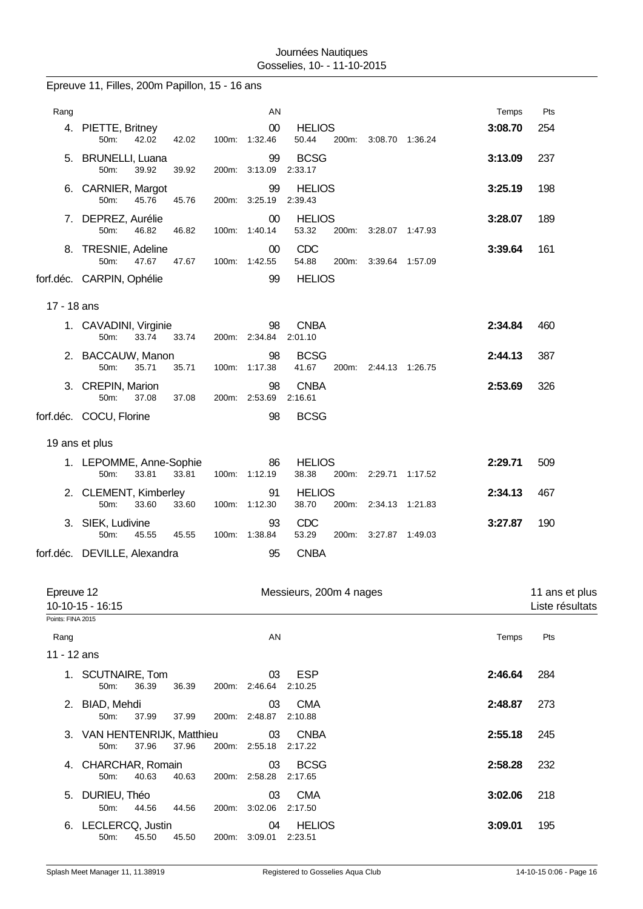Epreuve 11, Filles, 200m Papillon, 15 - 16 ans

| Rang | Nom | AN | Club | Temps | Pts |
|---|---|---|---|---|---|
| 4. | PIETTE, Britney | 00 | HELIOS | 3:08.70 | 254 |
| | 50m: 42.02 42.02 100m: 1:32.46 50.44 200m: 3:08.70 1:36.24 | | | | |
| 5. | BRUNELLI, Luana | 99 | BCSG | 3:13.09 | 237 |
| | 50m: 39.92 39.92 200m: 3:13.09 2:33.17 | | | | |
| 6. | CARNIER, Margot | 99 | HELIOS | 3:25.19 | 198 |
| | 50m: 45.76 45.76 200m: 3:25.19 2:39.43 | | | | |
| 7. | DEPREZ, Aurélie | 00 | HELIOS | 3:28.07 | 189 |
| | 50m: 46.82 46.82 100m: 1:40.14 53.32 200m: 3:28.07 1:47.93 | | | | |
| 8. | TRESNIE, Adeline | 00 | CDC | 3:39.64 | 161 |
| | 50m: 47.67 47.67 100m: 1:42.55 54.88 200m: 3:39.64 1:57.09 | | | | |
| forf.déc. | CARPIN, Ophélie | 99 | HELIOS | | |

17 - 18 ans

| Rang | Nom | AN | Club | Temps | Pts |
|---|---|---|---|---|---|
| 1. | CAVADINI, Virginie | 98 | CNBA | 2:34.84 | 460 |
| | 50m: 33.74 33.74 200m: 2:34.84 2:01.10 | | | | |
| 2. | BACCAUW, Manon | 98 | BCSG | 2:44.13 | 387 |
| | 50m: 35.71 35.71 100m: 1:17.38 41.67 200m: 2:44.13 1:26.75 | | | | |
| 3. | CREPIN, Marion | 98 | CNBA | 2:53.69 | 326 |
| | 50m: 37.08 37.08 200m: 2:53.69 2:16.61 | | | | |
| forf.déc. | COCU, Florine | 98 | BCSG | | |

19 ans et plus

| Rang | Nom | AN | Club | Temps | Pts |
|---|---|---|---|---|---|
| 1. | LEPOMME, Anne-Sophie | 86 | HELIOS | 2:29.71 | 509 |
| | 50m: 33.81 33.81 100m: 1:12.19 38.38 200m: 2:29.71 1:17.52 | | | | |
| 2. | CLEMENT, Kimberley | 91 | HELIOS | 2:34.13 | 467 |
| | 50m: 33.60 33.60 100m: 1:12.30 38.70 200m: 2:34.13 1:21.83 | | | | |
| 3. | SIEK, Ludivine | 93 | CDC | 3:27.87 | 190 |
| | 50m: 45.55 45.55 100m: 1:38.84 53.29 200m: 3:27.87 1:49.03 | | | | |
| forf.déc. | DEVILLE, Alexandra | 95 | CNBA | | |

## Epreuve 12 — Messieurs, 200m 4 nages — 11 ans et plus

10-10-15 - 16:15 — Liste résultats

Points: FINA 2015

11 - 12 ans

| Rang | Nom | AN | Club | Temps | Pts |
|---|---|---|---|---|---|
| 1. | SCUTNAIRE, Tom | 03 | ESP | 2:46.64 | 284 |
| | 50m: 36.39 36.39 200m: 2:46.64 2:10.25 | | | | |
| 2. | BIAD, Mehdi | 03 | CMA | 2:48.87 | 273 |
| | 50m: 37.99 37.99 200m: 2:48.87 2:10.88 | | | | |
| 3. | VAN HENTENRIJK, Matthieu | 03 | CNBA | 2:55.18 | 245 |
| | 50m: 37.96 37.96 200m: 2:55.18 2:17.22 | | | | |
| 4. | CHARCHAR, Romain | 03 | BCSG | 2:58.28 | 232 |
| | 50m: 40.63 40.63 200m: 2:58.28 2:17.65 | | | | |
| 5. | DURIEU, Théo | 03 | CMA | 3:02.06 | 218 |
| | 50m: 44.56 44.56 200m: 3:02.06 2:17.50 | | | | |
| 6. | LECLERCQ, Justin | 04 | HELIOS | 3:09.01 | 195 |
| | 50m: 45.50 45.50 200m: 3:09.01 2:23.51 | | | | |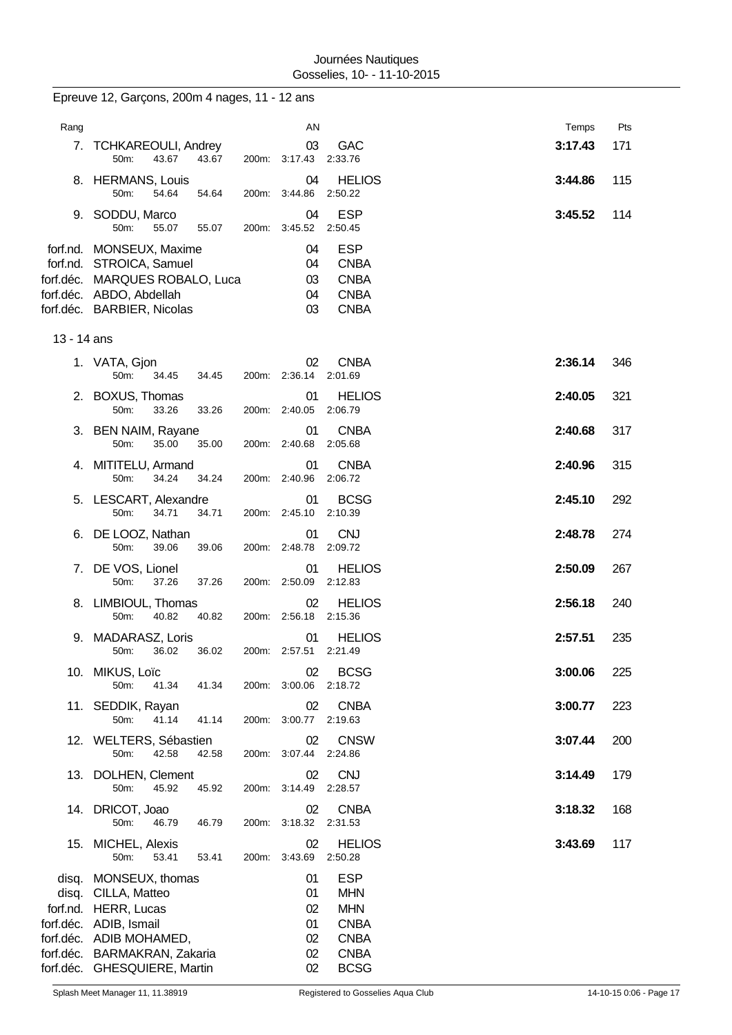Journées Nautiques
Gosselies, 10- - 11-10-2015

## Epreuve 12, Garçons, 200m 4 nages, 11 - 12 ans

| Rang | | AN | | Temps | Pts |
|---|---|---|---|---|---|
| 7. | TCHKAREOULI, Andrey | 03 | GAC | 3:17.43 | 171 |
| | 50m: 43.67 43.67 200m: 3:17.43 2:33.76 | | | | |
| 8. | HERMANS, Louis | 04 | HELIOS | 3:44.86 | 115 |
| | 50m: 54.64 54.64 200m: 3:44.86 2:50.22 | | | | |
| 9. | SODDU, Marco | 04 | ESP | 3:45.52 | 114 |
| | 50m: 55.07 55.07 200m: 3:45.52 2:50.45 | | | | |
| forf.nd. | MONSEUX, Maxime | 04 | ESP | | |
| forf.nd. | STROICA, Samuel | 04 | CNBA | | |
| forf.déc. | MARQUES ROBALO, Luca | 03 | CNBA | | |
| forf.déc. | ABDO, Abdellah | 04 | CNBA | | |
| forf.déc. | BARBIER, Nicolas | 03 | CNBA | | |

### 13 - 14 ans

| Rang | | AN | | Temps | Pts |
|---|---|---|---|---|---|
| 1. | VATA, Gjon | 02 | CNBA | 2:36.14 | 346 |
| | 50m: 34.45 34.45 200m: 2:36.14 2:01.69 | | | | |
| 2. | BOXUS, Thomas | 01 | HELIOS | 2:40.05 | 321 |
| | 50m: 33.26 33.26 200m: 2:40.05 2:06.79 | | | | |
| 3. | BEN NAIM, Rayane | 01 | CNBA | 2:40.68 | 317 |
| | 50m: 35.00 35.00 200m: 2:40.68 2:05.68 | | | | |
| 4. | MITITELU, Armand | 01 | CNBA | 2:40.96 | 315 |
| | 50m: 34.24 34.24 200m: 2:40.96 2:06.72 | | | | |
| 5. | LESCART, Alexandre | 01 | BCSG | 2:45.10 | 292 |
| | 50m: 34.71 34.71 200m: 2:45.10 2:10.39 | | | | |
| 6. | DE LOOZ, Nathan | 01 | CNJ | 2:48.78 | 274 |
| | 50m: 39.06 39.06 200m: 2:48.78 2:09.72 | | | | |
| 7. | DE VOS, Lionel | 01 | HELIOS | 2:50.09 | 267 |
| | 50m: 37.26 37.26 200m: 2:50.09 2:12.83 | | | | |
| 8. | LIMBIOUL, Thomas | 02 | HELIOS | 2:56.18 | 240 |
| | 50m: 40.82 40.82 200m: 2:56.18 2:15.36 | | | | |
| 9. | MADARASZ, Loris | 01 | HELIOS | 2:57.51 | 235 |
| | 50m: 36.02 36.02 200m: 2:57.51 2:21.49 | | | | |
| 10. | MIKUS, Loïc | 02 | BCSG | 3:00.06 | 225 |
| | 50m: 41.34 41.34 200m: 3:00.06 2:18.72 | | | | |
| 11. | SEDDIK, Rayan | 02 | CNBA | 3:00.77 | 223 |
| | 50m: 41.14 41.14 200m: 3:00.77 2:19.63 | | | | |
| 12. | WELTERS, Sébastien | 02 | CNSW | 3:07.44 | 200 |
| | 50m: 42.58 42.58 200m: 3:07.44 2:24.86 | | | | |
| 13. | DOLHEN, Clement | 02 | CNJ | 3:14.49 | 179 |
| | 50m: 45.92 45.92 200m: 3:14.49 2:28.57 | | | | |
| 14. | DRICOT, Joao | 02 | CNBA | 3:18.32 | 168 |
| | 50m: 46.79 46.79 200m: 3:18.32 2:31.53 | | | | |
| 15. | MICHEL, Alexis | 02 | HELIOS | 3:43.69 | 117 |
| | 50m: 53.41 53.41 200m: 3:43.69 2:50.28 | | | | |
| disq. | MONSEUX, thomas | 01 | ESP | | |
| disq. | CILLA, Matteo | 01 | MHN | | |
| forf.nd. | HERR, Lucas | 02 | MHN | | |
| forf.déc. | ADIB, Ismail | 01 | CNBA | | |
| forf.déc. | ADIB MOHAMED, | 02 | CNBA | | |
| forf.déc. | BARMAKRAN, Zakaria | 02 | CNBA | | |
| forf.déc. | GHESQUIERE, Martin | 02 | BCSG | | |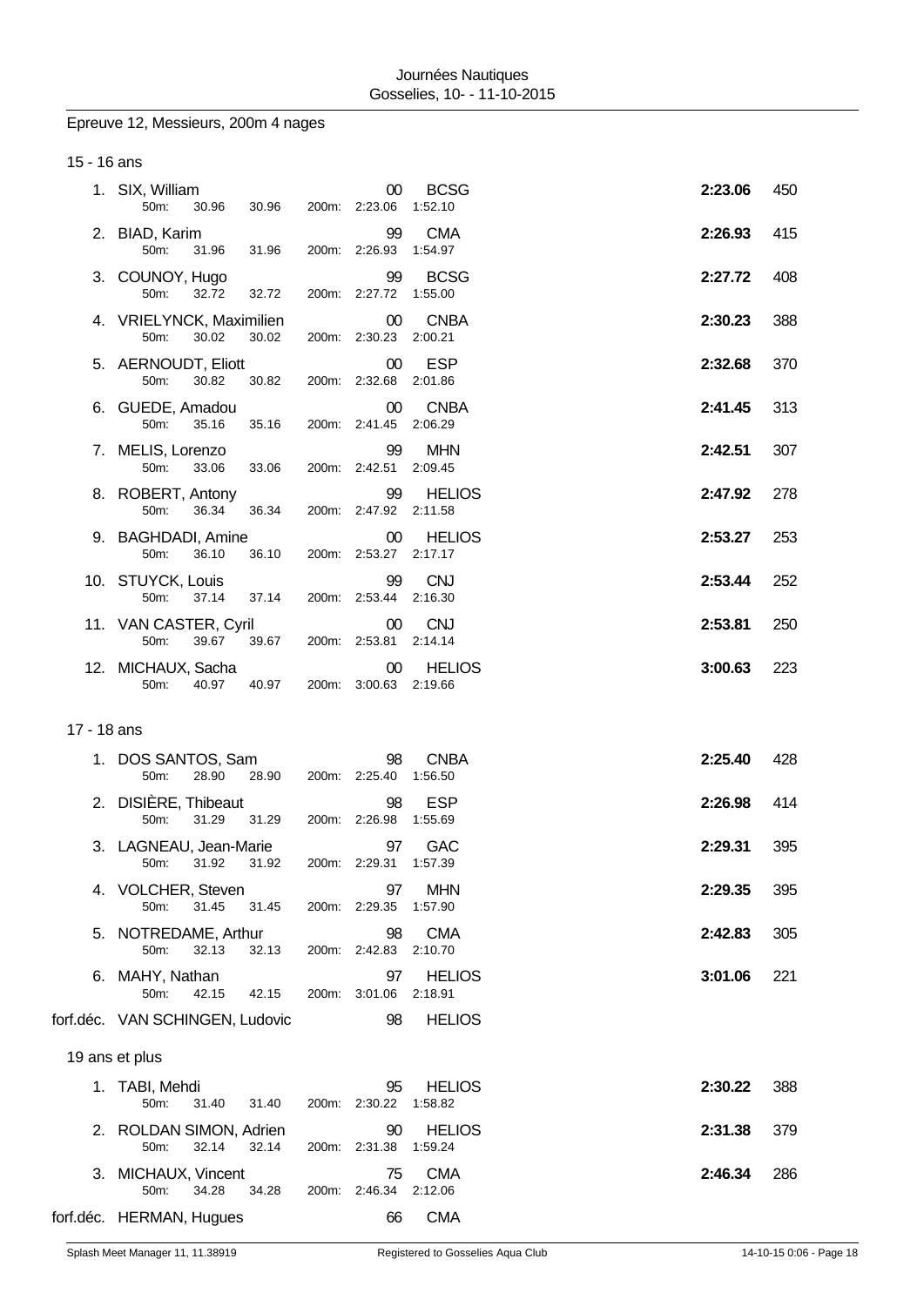Journées Nautiques
Gosselies, 10- - 11-10-2015

## Epreuve 12, Messieurs, 200m 4 nages

### 15 - 16 ans

| Place | Nom | Année | Club | Temps | Points |
|---|---|---|---|---|---|
| 1. | SIX, William | 00 | BCSG | 2:23.06 | 450 |
| | 50m: 30.96 30.96 200m: 2:23.06 1:52.10 | | | | |
| 2. | BIAD, Karim | 99 | CMA | 2:26.93 | 415 |
| | 50m: 31.96 31.96 200m: 2:26.93 1:54.97 | | | | |
| 3. | COUNOY, Hugo | 99 | BCSG | 2:27.72 | 408 |
| | 50m: 32.72 32.72 200m: 2:27.72 1:55.00 | | | | |
| 4. | VRIELYNCK, Maximilien | 00 | CNBA | 2:30.23 | 388 |
| | 50m: 30.02 30.02 200m: 2:30.23 2:00.21 | | | | |
| 5. | AERNOUDT, Eliott | 00 | ESP | 2:32.68 | 370 |
| | 50m: 30.82 30.82 200m: 2:32.68 2:01.86 | | | | |
| 6. | GUEDE, Amadou | 00 | CNBA | 2:41.45 | 313 |
| | 50m: 35.16 35.16 200m: 2:41.45 2:06.29 | | | | |
| 7. | MELIS, Lorenzo | 99 | MHN | 2:42.51 | 307 |
| | 50m: 33.06 33.06 200m: 2:42.51 2:09.45 | | | | |
| 8. | ROBERT, Antony | 99 | HELIOS | 2:47.92 | 278 |
| | 50m: 36.34 36.34 200m: 2:47.92 2:11.58 | | | | |
| 9. | BAGHDADI, Amine | 00 | HELIOS | 2:53.27 | 253 |
| | 50m: 36.10 36.10 200m: 2:53.27 2:17.17 | | | | |
| 10. | STUYCK, Louis | 99 | CNJ | 2:53.44 | 252 |
| | 50m: 37.14 37.14 200m: 2:53.44 2:16.30 | | | | |
| 11. | VAN CASTER, Cyril | 00 | CNJ | 2:53.81 | 250 |
| | 50m: 39.67 39.67 200m: 2:53.81 2:14.14 | | | | |
| 12. | MICHAUX, Sacha | 00 | HELIOS | 3:00.63 | 223 |
| | 50m: 40.97 40.97 200m: 3:00.63 2:19.66 | | | | |

### 17 - 18 ans

| Place | Nom | Année | Club | Temps | Points |
|---|---|---|---|---|---|
| 1. | DOS SANTOS, Sam | 98 | CNBA | 2:25.40 | 428 |
| | 50m: 28.90 28.90 200m: 2:25.40 1:56.50 | | | | |
| 2. | DISIÈRE, Thibeaut | 98 | ESP | 2:26.98 | 414 |
| | 50m: 31.29 31.29 200m: 2:26.98 1:55.69 | | | | |
| 3. | LAGNEAU, Jean-Marie | 97 | GAC | 2:29.31 | 395 |
| | 50m: 31.92 31.92 200m: 2:29.31 1:57.39 | | | | |
| 4. | VOLCHER, Steven | 97 | MHN | 2:29.35 | 395 |
| | 50m: 31.45 31.45 200m: 2:29.35 1:57.90 | | | | |
| 5. | NOTREDAME, Arthur | 98 | CMA | 2:42.83 | 305 |
| | 50m: 32.13 32.13 200m: 2:42.83 2:10.70 | | | | |
| 6. | MAHY, Nathan | 97 | HELIOS | 3:01.06 | 221 |
| | 50m: 42.15 42.15 200m: 3:01.06 2:18.91 | | | | |
| forf.déc. | VAN SCHINGEN, Ludovic | 98 | HELIOS | | |

### 19 ans et plus

| Place | Nom | Année | Club | Temps | Points |
|---|---|---|---|---|---|
| 1. | TABI, Mehdi | 95 | HELIOS | 2:30.22 | 388 |
| | 50m: 31.40 31.40 200m: 2:30.22 1:58.82 | | | | |
| 2. | ROLDAN SIMON, Adrien | 90 | HELIOS | 2:31.38 | 379 |
| | 50m: 32.14 32.14 200m: 2:31.38 1:59.24 | | | | |
| 3. | MICHAUX, Vincent | 75 | CMA | 2:46.34 | 286 |
| | 50m: 34.28 34.28 200m: 2:46.34 2:12.06 | | | | |
| forf.déc. | HERMAN, Hugues | 66 | CMA | | |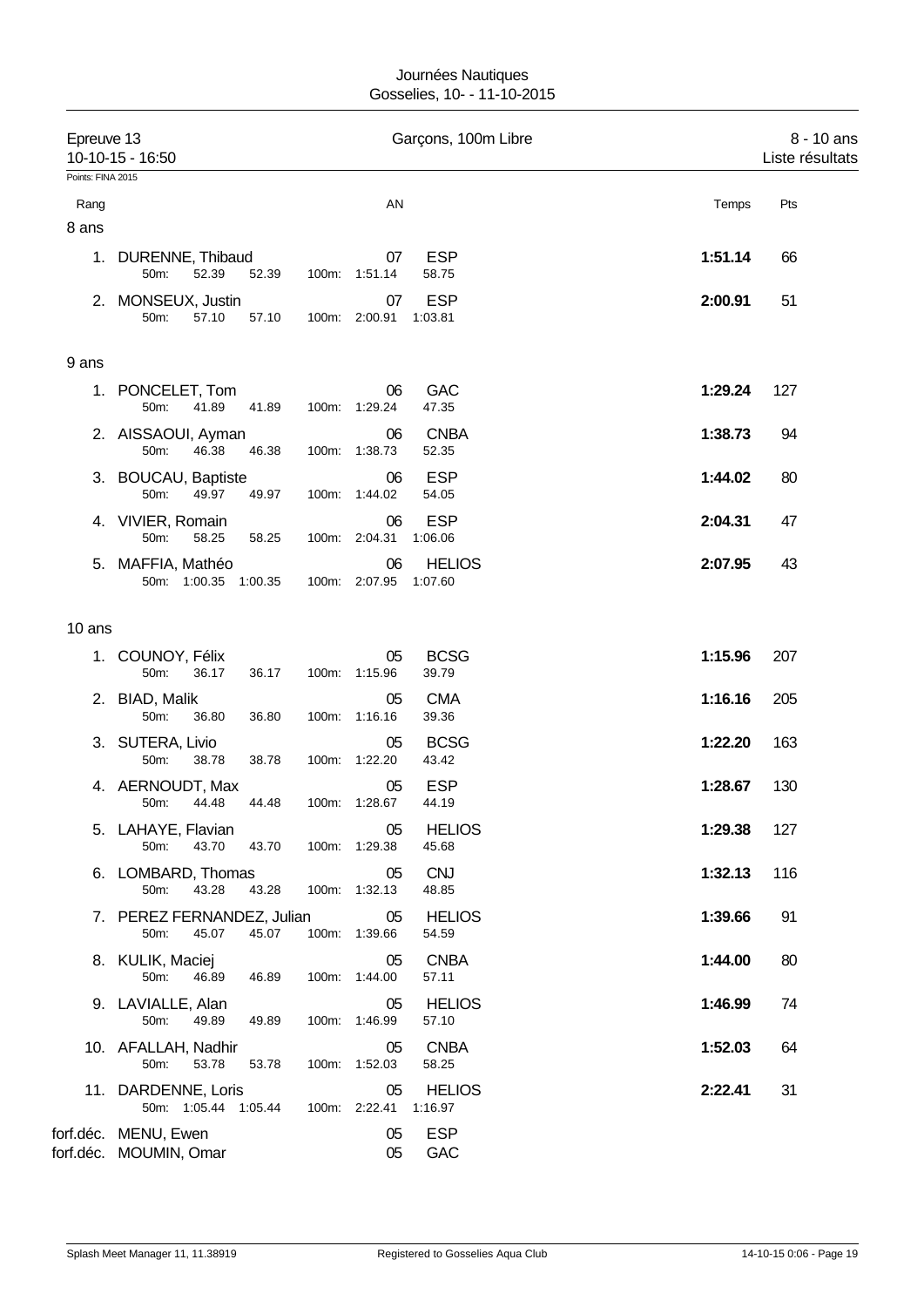Epreuve 13 — Garçons, 100m Libre — 8 - 10 ans

10-10-15 - 16:50 — Liste résultats

Points: FINA 2015

| Rang | Nom | AN | Club | 50m | 100m | Temps | Pts |
|---|---|---|---|---|---|---|---|
| **8 ans** | | | | | | | |
| 1. | DURENNE, Thibaud | 07 | ESP | 52.39 | 1:51.14 (58.75) | **1:51.14** | 66 |
| 2. | MONSEUX, Justin | 07 | ESP | 57.10 | 2:00.91 (1:03.81) | **2:00.91** | 51 |
| **9 ans** | | | | | | | |
| 1. | PONCELET, Tom | 06 | GAC | 41.89 | 1:29.24 (47.35) | **1:29.24** | 127 |
| 2. | AISSAOUI, Ayman | 06 | CNBA | 46.38 | 1:38.73 (52.35) | **1:38.73** | 94 |
| 3. | BOUCAU, Baptiste | 06 | ESP | 49.97 | 1:44.02 (54.05) | **1:44.02** | 80 |
| 4. | VIVIER, Romain | 06 | ESP | 58.25 | 2:04.31 (1:06.06) | **2:04.31** | 47 |
| 5. | MAFFIA, Mathéo | 06 | HELIOS | 1:00.35 | 2:07.95 (1:07.60) | **2:07.95** | 43 |
| **10 ans** | | | | | | | |
| 1. | COUNOY, Félix | 05 | BCSG | 36.17 | 1:15.96 (39.79) | **1:15.96** | 207 |
| 2. | BIAD, Malik | 05 | CMA | 36.80 | 1:16.16 (39.36) | **1:16.16** | 205 |
| 3. | SUTERA, Livio | 05 | BCSG | 38.78 | 1:22.20 (43.42) | **1:22.20** | 163 |
| 4. | AERNOUDT, Max | 05 | ESP | 44.48 | 1:28.67 (44.19) | **1:28.67** | 130 |
| 5. | LAHAYE, Flavian | 05 | HELIOS | 43.70 | 1:29.38 (45.68) | **1:29.38** | 127 |
| 6. | LOMBARD, Thomas | 05 | CNJ | 43.28 | 1:32.13 (48.85) | **1:32.13** | 116 |
| 7. | PEREZ FERNANDEZ, Julian | 05 | HELIOS | 45.07 | 1:39.66 (54.59) | **1:39.66** | 91 |
| 8. | KULIK, Maciej | 05 | CNBA | 46.89 | 1:44.00 (57.11) | **1:44.00** | 80 |
| 9. | LAVIALLE, Alan | 05 | HELIOS | 49.89 | 1:46.99 (57.10) | **1:46.99** | 74 |
| 10. | AFALLAH, Nadhir | 05 | CNBA | 53.78 | 1:52.03 (58.25) | **1:52.03** | 64 |
| 11. | DARDENNE, Loris | 05 | HELIOS | 1:05.44 | 2:22.41 (1:16.97) | **2:22.41** | 31 |
| forf.déc. | MENU, Ewen | 05 | ESP | | | | |
| forf.déc. | MOUMIN, Omar | 05 | GAC | | | | |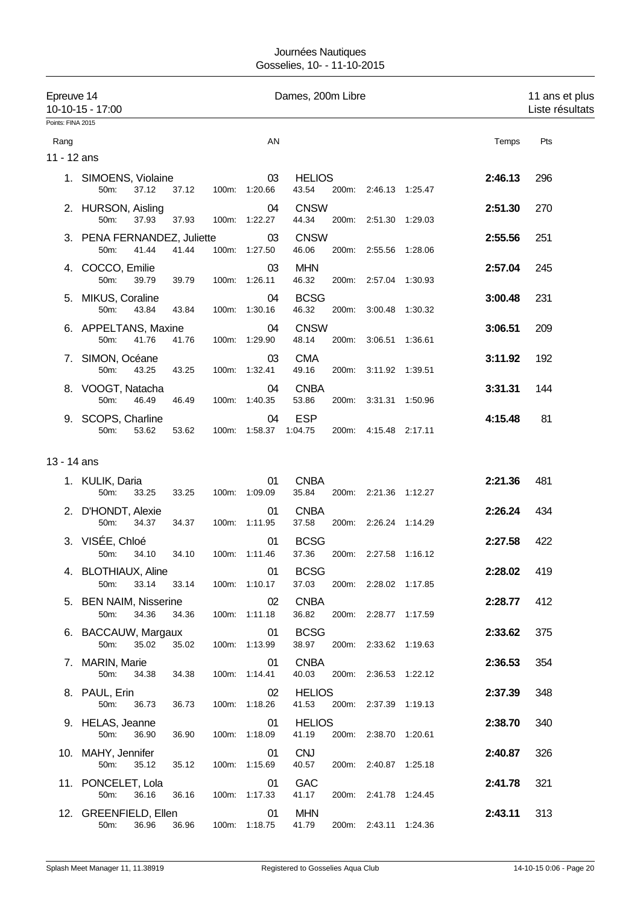Journées Nautiques
Gosselies, 10- - 11-10-2015

Epreuve 14 — Dames, 200m Libre — 11 ans et plus
10-10-15 - 17:00 — Liste résultats

Points: FINA 2015

## 11 - 12 ans

| Rang | Nom | AN | Club | 50m | 100m | | 200m | | Temps | Pts |
|---|---|---|---|---|---|---|---|---|---|---|
| 1. | SIMOENS, Violaine | 03 | HELIOS | 37.12 | 1:20.66 | 43.54 | 2:46.13 | 1:25.47 | **2:46.13** | 296 |
| 2. | HURSON, Aisling | 04 | CNSW | 37.93 | 1:22.27 | 44.34 | 2:51.30 | 1:29.03 | **2:51.30** | 270 |
| 3. | PENA FERNANDEZ, Juliette | 03 | CNSW | 41.44 | 1:27.50 | 46.06 | 2:55.56 | 1:28.06 | **2:55.56** | 251 |
| 4. | COCCO, Emilie | 03 | MHN | 39.79 | 1:26.11 | 46.32 | 2:57.04 | 1:30.93 | **2:57.04** | 245 |
| 5. | MIKUS, Coraline | 04 | BCSG | 43.84 | 1:30.16 | 46.32 | 3:00.48 | 1:30.32 | **3:00.48** | 231 |
| 6. | APPELTANS, Maxine | 04 | CNSW | 41.76 | 1:29.90 | 48.14 | 3:06.51 | 1:36.61 | **3:06.51** | 209 |
| 7. | SIMON, Océane | 03 | CMA | 43.25 | 1:32.41 | 49.16 | 3:11.92 | 1:39.51 | **3:11.92** | 192 |
| 8. | VOOGT, Natacha | 04 | CNBA | 46.49 | 1:40.35 | 53.86 | 3:31.31 | 1:50.96 | **3:31.31** | 144 |
| 9. | SCOPS, Charline | 04 | ESP | 53.62 | 1:58.37 | 1:04.75 | 4:15.48 | 2:17.11 | **4:15.48** | 81 |

## 13 - 14 ans

| Rang | Nom | AN | Club | 50m | 100m | | 200m | | Temps | Pts |
|---|---|---|---|---|---|---|---|---|---|---|
| 1. | KULIK, Daria | 01 | CNBA | 33.25 | 1:09.09 | 35.84 | 2:21.36 | 1:12.27 | **2:21.36** | 481 |
| 2. | D'HONDT, Alexie | 01 | CNBA | 34.37 | 1:11.95 | 37.58 | 2:26.24 | 1:14.29 | **2:26.24** | 434 |
| 3. | VISÉE, Chloé | 01 | BCSG | 34.10 | 1:11.46 | 37.36 | 2:27.58 | 1:16.12 | **2:27.58** | 422 |
| 4. | BLOTHIAUX, Aline | 01 | BCSG | 33.14 | 1:10.17 | 37.03 | 2:28.02 | 1:17.85 | **2:28.02** | 419 |
| 5. | BEN NAIM, Nisserine | 02 | CNBA | 34.36 | 1:11.18 | 36.82 | 2:28.77 | 1:17.59 | **2:28.77** | 412 |
| 6. | BACCAUW, Margaux | 01 | BCSG | 35.02 | 1:13.99 | 38.97 | 2:33.62 | 1:19.63 | **2:33.62** | 375 |
| 7. | MARIN, Marie | 01 | CNBA | 34.38 | 1:14.41 | 40.03 | 2:36.53 | 1:22.12 | **2:36.53** | 354 |
| 8. | PAUL, Erin | 02 | HELIOS | 36.73 | 1:18.26 | 41.53 | 2:37.39 | 1:19.13 | **2:37.39** | 348 |
| 9. | HELAS, Jeanne | 01 | HELIOS | 36.90 | 1:18.09 | 41.19 | 2:38.70 | 1:20.61 | **2:38.70** | 340 |
| 10. | MAHY, Jennifer | 01 | CNJ | 35.12 | 1:15.69 | 40.57 | 2:40.87 | 1:25.18 | **2:40.87** | 326 |
| 11. | PONCELET, Lola | 01 | GAC | 36.16 | 1:17.33 | 41.17 | 2:41.78 | 1:24.45 | **2:41.78** | 321 |
| 12. | GREENFIELD, Ellen | 01 | MHN | 36.96 | 1:18.75 | 41.79 | 2:43.11 | 1:24.36 | **2:43.11** | 313 |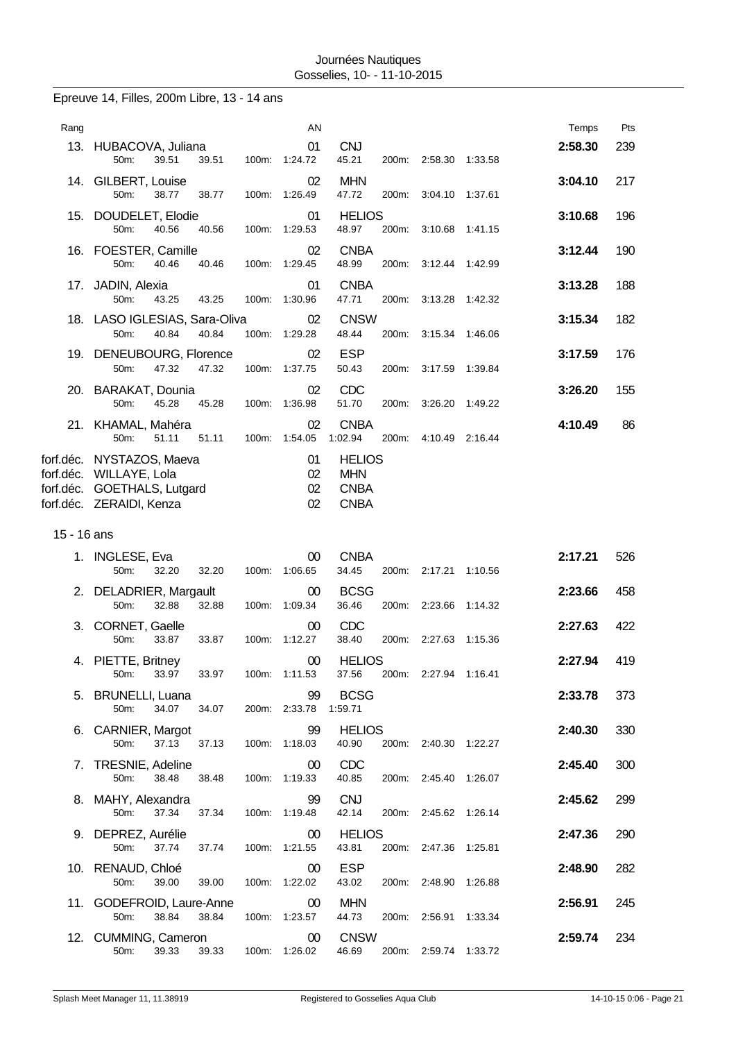Journées Nautiques
Gosselies, 10- - 11-10-2015

## Epreuve 14, Filles, 200m Libre, 13 - 14 ans

| Rang | Nom | AN | Club | Temps | Pts |
|---|---|---|---|---|---|
| 13. | HUBACOVA, Juliana | 01 | CNJ | 2:58.30 | 239 |
| | 50m: 39.51 39.51 100m: 1:24.72 45.21 200m: 2:58.30 1:33.58 | | | | |
| 14. | GILBERT, Louise | 02 | MHN | 3:04.10 | 217 |
| | 50m: 38.77 38.77 100m: 1:26.49 47.72 200m: 3:04.10 1:37.61 | | | | |
| 15. | DOUDELET, Elodie | 01 | HELIOS | 3:10.68 | 196 |
| | 50m: 40.56 40.56 100m: 1:29.53 48.97 200m: 3:10.68 1:41.15 | | | | |
| 16. | FOESTER, Camille | 02 | CNBA | 3:12.44 | 190 |
| | 50m: 40.46 40.46 100m: 1:29.45 48.99 200m: 3:12.44 1:42.99 | | | | |
| 17. | JADIN, Alexia | 01 | CNBA | 3:13.28 | 188 |
| | 50m: 43.25 43.25 100m: 1:30.96 47.71 200m: 3:13.28 1:42.32 | | | | |
| 18. | LASO IGLESIAS, Sara-Oliva | 02 | CNSW | 3:15.34 | 182 |
| | 50m: 40.84 40.84 100m: 1:29.28 48.44 200m: 3:15.34 1:46.06 | | | | |
| 19. | DENEUBOURG, Florence | 02 | ESP | 3:17.59 | 176 |
| | 50m: 47.32 47.32 100m: 1:37.75 50.43 200m: 3:17.59 1:39.84 | | | | |
| 20. | BARAKAT, Dounia | 02 | CDC | 3:26.20 | 155 |
| | 50m: 45.28 45.28 100m: 1:36.98 51.70 200m: 3:26.20 1:49.22 | | | | |
| 21. | KHAMAL, Mahéra | 02 | CNBA | 4:10.49 | 86 |
| | 50m: 51.11 51.11 100m: 1:54.05 1:02.94 200m: 4:10.49 2:16.44 | | | | |
| forf.déc. | NYSTAZOS, Maeva | 01 | HELIOS | | |
| forf.déc. | WILLAYE, Lola | 02 | MHN | | |
| forf.déc. | GOETHALS, Lutgard | 02 | CNBA | | |
| forf.déc. | ZERAIDI, Kenza | 02 | CNBA | | |

### 15 - 16 ans

| Rang | Nom | AN | Club | Temps | Pts |
|---|---|---|---|---|---|
| 1. | INGLESE, Eva | 00 | CNBA | 2:17.21 | 526 |
| | 50m: 32.20 32.20 100m: 1:06.65 34.45 200m: 2:17.21 1:10.56 | | | | |
| 2. | DELADRIER, Margault | 00 | BCSG | 2:23.66 | 458 |
| | 50m: 32.88 32.88 100m: 1:09.34 36.46 200m: 2:23.66 1:14.32 | | | | |
| 3. | CORNET, Gaelle | 00 | CDC | 2:27.63 | 422 |
| | 50m: 33.87 33.87 100m: 1:12.27 38.40 200m: 2:27.63 1:15.36 | | | | |
| 4. | PIETTE, Britney | 00 | HELIOS | 2:27.94 | 419 |
| | 50m: 33.97 33.97 100m: 1:11.53 37.56 200m: 2:27.94 1:16.41 | | | | |
| 5. | BRUNELLI, Luana | 99 | BCSG | 2:33.78 | 373 |
| | 50m: 34.07 34.07 200m: 2:33.78 1:59.71 | | | | |
| 6. | CARNIER, Margot | 99 | HELIOS | 2:40.30 | 330 |
| | 50m: 37.13 37.13 100m: 1:18.03 40.90 200m: 2:40.30 1:22.27 | | | | |
| 7. | TRESNIE, Adeline | 00 | CDC | 2:45.40 | 300 |
| | 50m: 38.48 38.48 100m: 1:19.33 40.85 200m: 2:45.40 1:26.07 | | | | |
| 8. | MAHY, Alexandra | 99 | CNJ | 2:45.62 | 299 |
| | 50m: 37.34 37.34 100m: 1:19.48 42.14 200m: 2:45.62 1:26.14 | | | | |
| 9. | DEPREZ, Aurélie | 00 | HELIOS | 2:47.36 | 290 |
| | 50m: 37.74 37.74 100m: 1:21.55 43.81 200m: 2:47.36 1:25.81 | | | | |
| 10. | RENAUD, Chloé | 00 | ESP | 2:48.90 | 282 |
| | 50m: 39.00 39.00 100m: 1:22.02 43.02 200m: 2:48.90 1:26.88 | | | | |
| 11. | GODEFROID, Laure-Anne | 00 | MHN | 2:56.91 | 245 |
| | 50m: 38.84 38.84 100m: 1:23.57 44.73 200m: 2:56.91 1:33.34 | | | | |
| 12. | CUMMING, Cameron | 00 | CNSW | 2:59.74 | 234 |
| | 50m: 39.33 39.33 100m: 1:26.02 46.69 200m: 2:59.74 1:33.72 | | | | |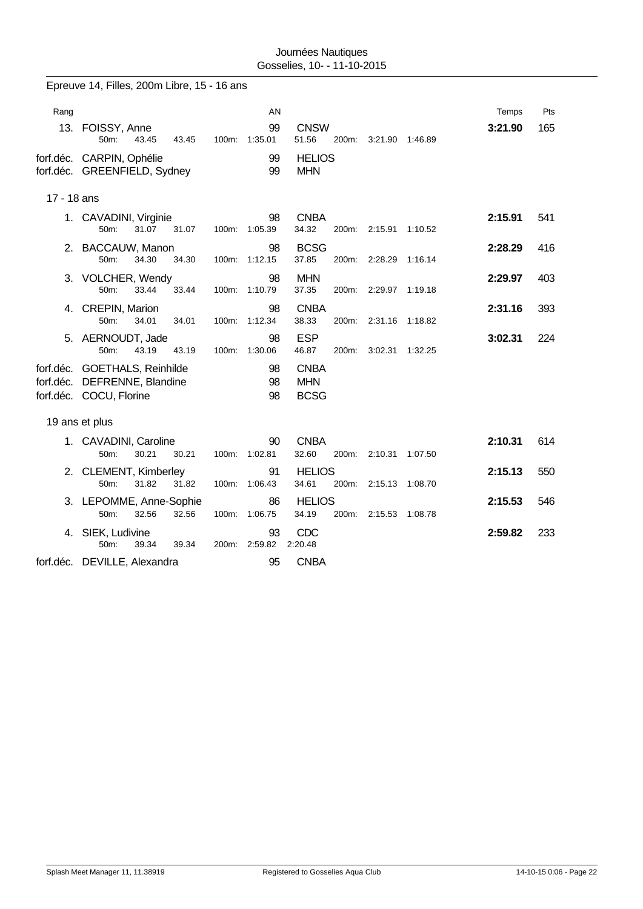Epreuve 14, Filles, 200m Libre, 15 - 16 ans

| Rang | | AN | | | Temps | Pts |
|---|---|---|---|---|---|---|
| 13. | FOISSY, Anne | 99 | CNSW | | **3:21.90** | 165 |
| | 50m: 43.45 43.45 | 100m: 1:35.01 | 51.56 | 200m: 3:21.90 1:46.89 | | |
| forf.déc. | CARPIN, Ophélie | 99 | HELIOS | | | |
| forf.déc. | GREENFIELD, Sydney | 99 | MHN | | | |

17 - 18 ans

| Rang | | AN | | | Temps | Pts |
|---|---|---|---|---|---|---|
| 1. | CAVADINI, Virginie | 98 | CNBA | | **2:15.91** | 541 |
| | 50m: 31.07 31.07 | 100m: 1:05.39 | 34.32 | 200m: 2:15.91 1:10.52 | | |
| 2. | BACCAUW, Manon | 98 | BCSG | | **2:28.29** | 416 |
| | 50m: 34.30 34.30 | 100m: 1:12.15 | 37.85 | 200m: 2:28.29 1:16.14 | | |
| 3. | VOLCHER, Wendy | 98 | MHN | | **2:29.97** | 403 |
| | 50m: 33.44 33.44 | 100m: 1:10.79 | 37.35 | 200m: 2:29.97 1:19.18 | | |
| 4. | CREPIN, Marion | 98 | CNBA | | **2:31.16** | 393 |
| | 50m: 34.01 34.01 | 100m: 1:12.34 | 38.33 | 200m: 2:31.16 1:18.82 | | |
| 5. | AERNOUDT, Jade | 98 | ESP | | **3:02.31** | 224 |
| | 50m: 43.19 43.19 | 100m: 1:30.06 | 46.87 | 200m: 3:02.31 1:32.25 | | |
| forf.déc. | GOETHALS, Reinhilde | 98 | CNBA | | | |
| forf.déc. | DEFRENNE, Blandine | 98 | MHN | | | |
| forf.déc. | COCU, Florine | 98 | BCSG | | | |

19 ans et plus

| Rang | | AN | | | Temps | Pts |
|---|---|---|---|---|---|---|
| 1. | CAVADINI, Caroline | 90 | CNBA | | **2:10.31** | 614 |
| | 50m: 30.21 30.21 | 100m: 1:02.81 | 32.60 | 200m: 2:10.31 1:07.50 | | |
| 2. | CLEMENT, Kimberley | 91 | HELIOS | | **2:15.13** | 550 |
| | 50m: 31.82 31.82 | 100m: 1:06.43 | 34.61 | 200m: 2:15.13 1:08.70 | | |
| 3. | LEPOMME, Anne-Sophie | 86 | HELIOS | | **2:15.53** | 546 |
| | 50m: 32.56 32.56 | 100m: 1:06.75 | 34.19 | 200m: 2:15.53 1:08.78 | | |
| 4. | SIEK, Ludivine | 93 | CDC | | **2:59.82** | 233 |
| | 50m: 39.34 39.34 | 200m: 2:59.82 | 2:20.48 | | | |
| forf.déc. | DEVILLE, Alexandra | 95 | CNBA | | | |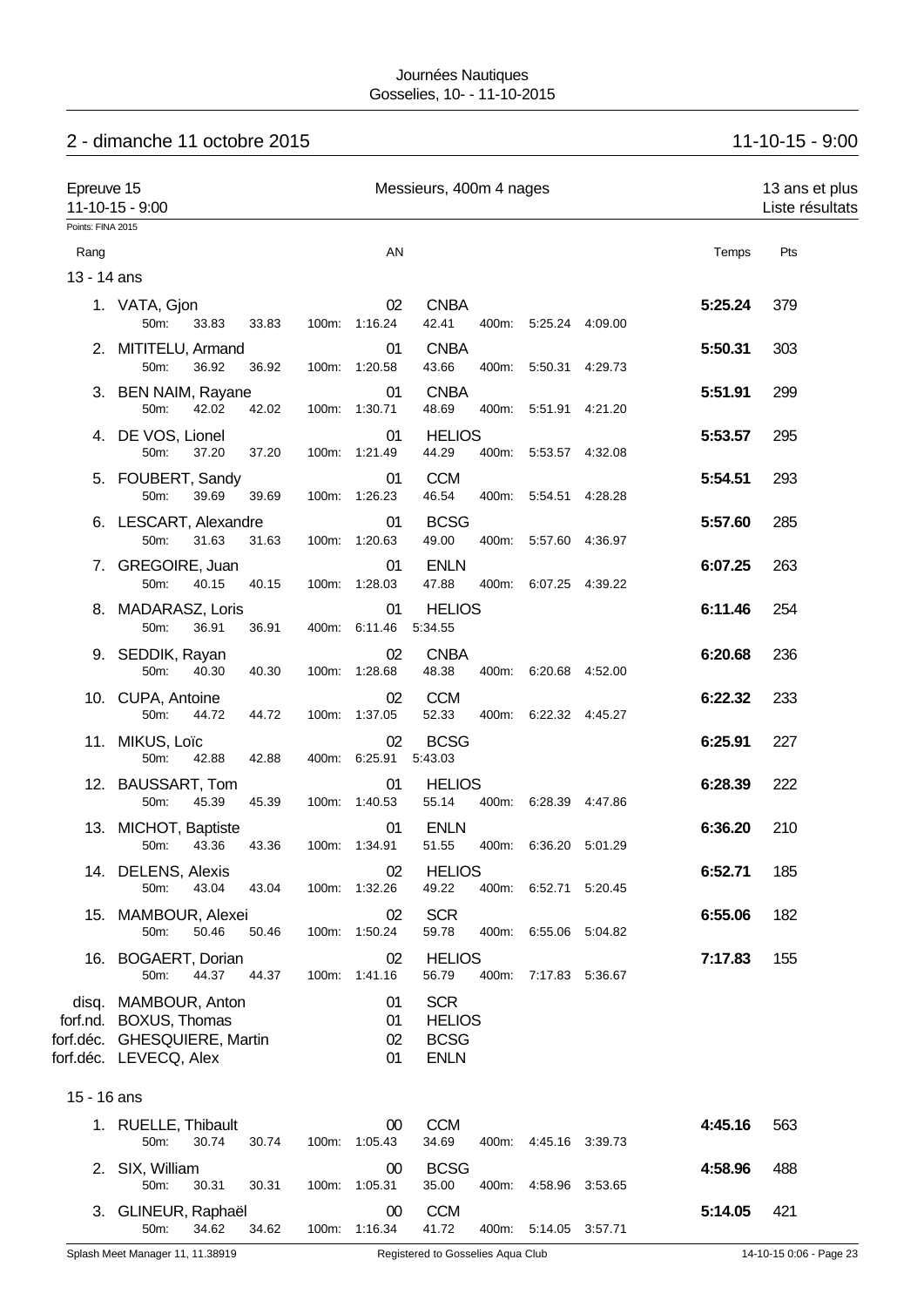## 2 - dimanche 11 octobre 2015

11-10-15 - 9:00

Epreuve 15 — Messieurs, 400m 4 nages — 13 ans et plus
11-10-15 - 9:00 — Liste résultats

Points: FINA 2015

| Rang | Nom | AN | Club | Splits | Temps | Pts |
|---|---|---|---|---|---|---|
| **13 - 14 ans** | | | | | | |
| 1. | VATA, Gjon | 02 | CNBA | 50m: 33.83 33.83 / 100m: 1:16.24 42.41 / 400m: 5:25.24 4:09.00 | **5:25.24** | 379 |
| 2. | MITITELU, Armand | 01 | CNBA | 50m: 36.92 36.92 / 100m: 1:20.58 43.66 / 400m: 5:50.31 4:29.73 | **5:50.31** | 303 |
| 3. | BEN NAIM, Rayane | 01 | CNBA | 50m: 42.02 42.02 / 100m: 1:30.71 48.69 / 400m: 5:51.91 4:21.20 | **5:51.91** | 299 |
| 4. | DE VOS, Lionel | 01 | HELIOS | 50m: 37.20 37.20 / 100m: 1:21.49 44.29 / 400m: 5:53.57 4:32.08 | **5:53.57** | 295 |
| 5. | FOUBERT, Sandy | 01 | CCM | 50m: 39.69 39.69 / 100m: 1:26.23 46.54 / 400m: 5:54.51 4:28.28 | **5:54.51** | 293 |
| 6. | LESCART, Alexandre | 01 | BCSG | 50m: 31.63 31.63 / 100m: 1:20.63 49.00 / 400m: 5:57.60 4:36.97 | **5:57.60** | 285 |
| 7. | GREGOIRE, Juan | 01 | ENLN | 50m: 40.15 40.15 / 100m: 1:28.03 47.88 / 400m: 6:07.25 4:39.22 | **6:07.25** | 263 |
| 8. | MADARASZ, Loris | 01 | HELIOS | 50m: 36.91 36.91 / 400m: 6:11.46 5:34.55 | **6:11.46** | 254 |
| 9. | SEDDIK, Rayan | 02 | CNBA | 50m: 40.30 40.30 / 100m: 1:28.68 48.38 / 400m: 6:20.68 4:52.00 | **6:20.68** | 236 |
| 10. | CUPA, Antoine | 02 | CCM | 50m: 44.72 44.72 / 100m: 1:37.05 52.33 / 400m: 6:22.32 4:45.27 | **6:22.32** | 233 |
| 11. | MIKUS, Loïc | 02 | BCSG | 50m: 42.88 42.88 / 400m: 6:25.91 5:43.03 | **6:25.91** | 227 |
| 12. | BAUSSART, Tom | 01 | HELIOS | 50m: 45.39 45.39 / 100m: 1:40.53 55.14 / 400m: 6:28.39 4:47.86 | **6:28.39** | 222 |
| 13. | MICHOT, Baptiste | 01 | ENLN | 50m: 43.36 43.36 / 100m: 1:34.91 51.55 / 400m: 6:36.20 5:01.29 | **6:36.20** | 210 |
| 14. | DELENS, Alexis | 02 | HELIOS | 50m: 43.04 43.04 / 100m: 1:32.26 49.22 / 400m: 6:52.71 5:20.45 | **6:52.71** | 185 |
| 15. | MAMBOUR, Alexei | 02 | SCR | 50m: 50.46 50.46 / 100m: 1:50.24 59.78 / 400m: 6:55.06 5:04.82 | **6:55.06** | 182 |
| 16. | BOGAERT, Dorian | 02 | HELIOS | 50m: 44.37 44.37 / 100m: 1:41.16 56.79 / 400m: 7:17.83 5:36.67 | **7:17.83** | 155 |
| disq. | MAMBOUR, Anton | 01 | SCR | | | |
| forf.nd. | BOXUS, Thomas | 01 | HELIOS | | | |
| forf.déc. | GHESQUIERE, Martin | 02 | BCSG | | | |
| forf.déc. | LEVECQ, Alex | 01 | ENLN | | | |
| **15 - 16 ans** | | | | | | |
| 1. | RUELLE, Thibault | 00 | CCM | 50m: 30.74 30.74 / 100m: 1:05.43 34.69 / 400m: 4:45.16 3:39.73 | **4:45.16** | 563 |
| 2. | SIX, William | 00 | BCSG | 50m: 30.31 30.31 / 100m: 1:05.31 35.00 / 400m: 4:58.96 3:53.65 | **4:58.96** | 488 |
| 3. | GLINEUR, Raphaël | 00 | CCM | 50m: 34.62 34.62 / 100m: 1:16.34 41.72 / 400m: 5:14.05 3:57.71 | **5:14.05** | 421 |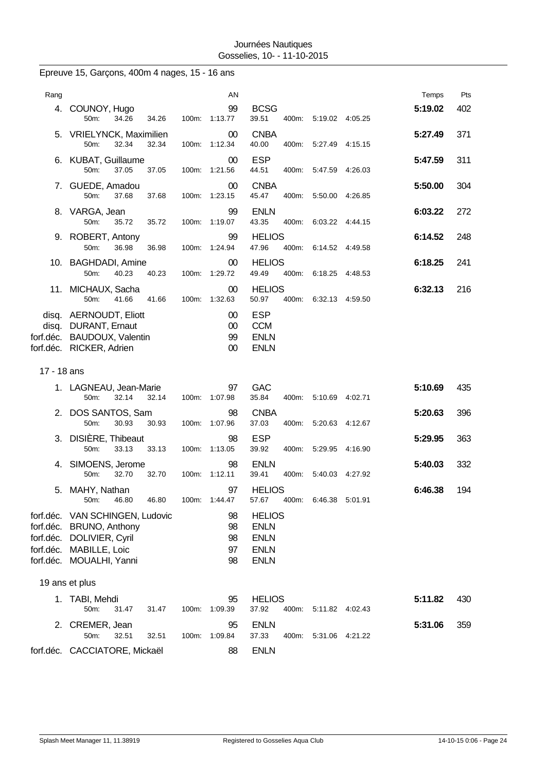Journées Nautiques
Gosselies, 10- - 11-10-2015

## Epreuve 15, Garçons, 400m 4 nages, 15 - 16 ans

| Rang | Nom | AN | Club | 50m | 100m | 400m | | Temps | Pts |
|---|---|---|---|---|---|---|---|---|---|
| 4. | COUNOY, Hugo | 99 | BCSG | 34.26 / 34.26 | 1:13.77 / 39.51 | 5:19.02 | 4:05.25 | 5:19.02 | 402 |
| 5. | VRIELYNCK, Maximilien | 00 | CNBA | 32.34 / 32.34 | 1:12.34 / 40.00 | 5:27.49 | 4:15.15 | 5:27.49 | 371 |
| 6. | KUBAT, Guillaume | 00 | ESP | 37.05 / 37.05 | 1:21.56 / 44.51 | 5:47.59 | 4:26.03 | 5:47.59 | 311 |
| 7. | GUEDE, Amadou | 00 | CNBA | 37.68 / 37.68 | 1:23.15 / 45.47 | 5:50.00 | 4:26.85 | 5:50.00 | 304 |
| 8. | VARGA, Jean | 99 | ENLN | 35.72 / 35.72 | 1:19.07 / 43.35 | 6:03.22 | 4:44.15 | 6:03.22 | 272 |
| 9. | ROBERT, Antony | 99 | HELIOS | 36.98 / 36.98 | 1:24.94 / 47.96 | 6:14.52 | 4:49.58 | 6:14.52 | 248 |
| 10. | BAGHDADI, Amine | 00 | HELIOS | 40.23 / 40.23 | 1:29.72 / 49.49 | 6:18.25 | 4:48.53 | 6:18.25 | 241 |
| 11. | MICHAUX, Sacha | 00 | HELIOS | 41.66 / 41.66 | 1:32.63 / 50.97 | 6:32.13 | 4:59.50 | 6:32.13 | 216 |
| disq. | AERNOUDT, Eliott | 00 | ESP | | | | | | |
| disq. | DURANT, Ernaut | 00 | CCM | | | | | | |
| forf.déc. | BAUDOUX, Valentin | 99 | ENLN | | | | | | |
| forf.déc. | RICKER, Adrien | 00 | ENLN | | | | | | |

### 17 - 18 ans

| Rang | Nom | AN | Club | 50m | 100m | 400m | | Temps | Pts |
|---|---|---|---|---|---|---|---|---|---|
| 1. | LAGNEAU, Jean-Marie | 97 | GAC | 32.14 / 32.14 | 1:07.98 / 35.84 | 5:10.69 | 4:02.71 | 5:10.69 | 435 |
| 2. | DOS SANTOS, Sam | 98 | CNBA | 30.93 / 30.93 | 1:07.96 / 37.03 | 5:20.63 | 4:12.67 | 5:20.63 | 396 |
| 3. | DISIÈRE, Thibeaut | 98 | ESP | 33.13 / 33.13 | 1:13.05 / 39.92 | 5:29.95 | 4:16.90 | 5:29.95 | 363 |
| 4. | SIMOENS, Jerome | 98 | ENLN | 32.70 / 32.70 | 1:12.11 / 39.41 | 5:40.03 | 4:27.92 | 5:40.03 | 332 |
| 5. | MAHY, Nathan | 97 | HELIOS | 46.80 / 46.80 | 1:44.47 / 57.67 | 6:46.38 | 5:01.91 | 6:46.38 | 194 |
| forf.déc. | VAN SCHINGEN, Ludovic | 98 | HELIOS | | | | | | |
| forf.déc. | BRUNO, Anthony | 98 | ENLN | | | | | | |
| forf.déc. | DOLIVIER, Cyril | 98 | ENLN | | | | | | |
| forf.déc. | MABILLE, Loic | 97 | ENLN | | | | | | |
| forf.déc. | MOUALHI, Yanni | 98 | ENLN | | | | | | |

### 19 ans et plus

| Rang | Nom | AN | Club | 50m | 100m | 400m | | Temps | Pts |
|---|---|---|---|---|---|---|---|---|---|
| 1. | TABI, Mehdi | 95 | HELIOS | 31.47 / 31.47 | 1:09.39 / 37.92 | 5:11.82 | 4:02.43 | 5:11.82 | 430 |
| 2. | CREMER, Jean | 95 | ENLN | 32.51 / 32.51 | 1:09.84 / 37.33 | 5:31.06 | 4:21.22 | 5:31.06 | 359 |
| forf.déc. | CACCIATORE, Mickaël | 88 | ENLN | | | | | | |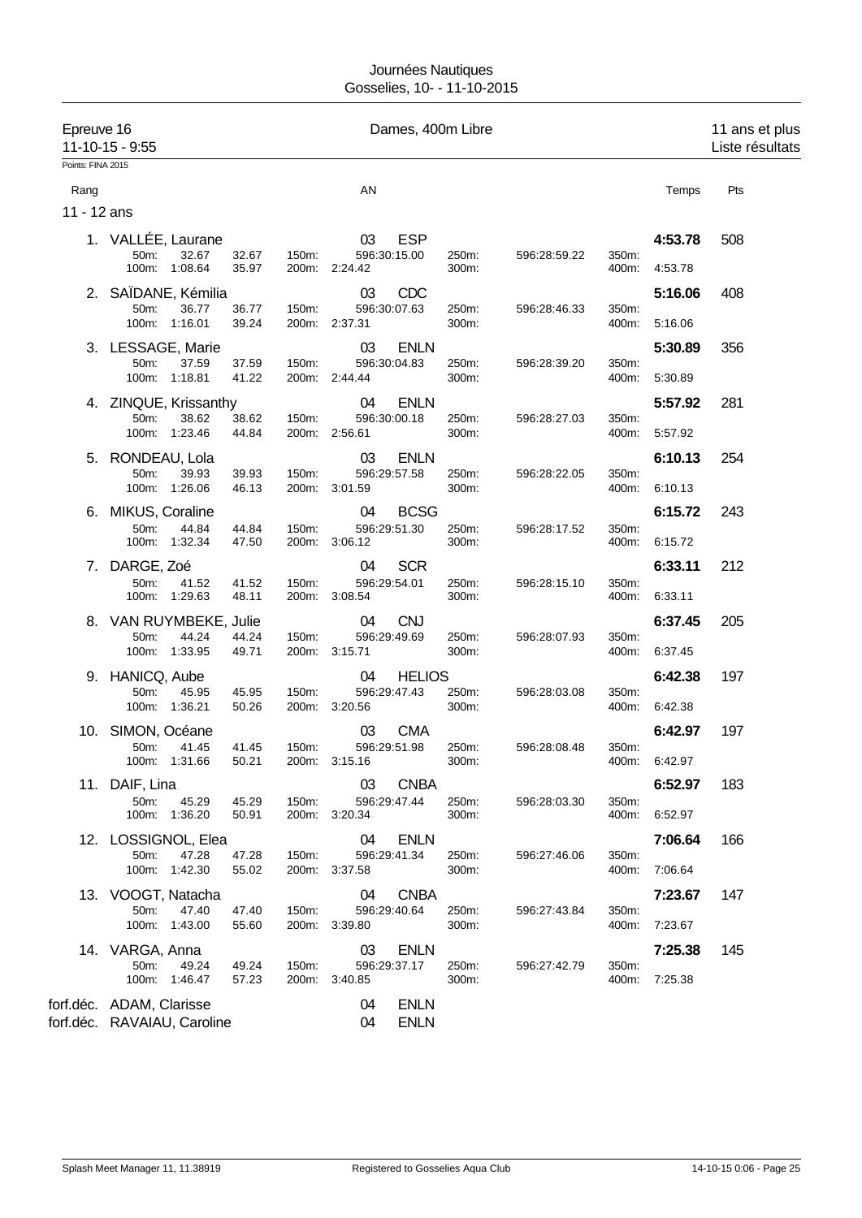Journées Nautiques
Gosselies, 10- - 11-10-2015

| Epreuve 16 | Dames, 400m Libre | 11 ans et plus |
|---|---|---|
| 11-10-15 - 9:55 | | Liste résultats |

Points: FINA 2015

| Rang | | AN | | Temps | Pts |
|---|---|---|---|---|---|

**11 - 12 ans**

| Rang | Nom | AN | Club | Temps | Pts |
|---|---|---|---|---|---|
| 1. | VALLÉE, Laurane | 03 | ESP | 4:53.78 | 508 |
| | 50m: 32.67 32.67 / 100m: 1:08.64 35.97 | 150m: 596:30:15.00 / 200m: 2:24.42 | 250m: 596:28:59.22 / 300m: | 350m: / 400m: 4:53.78 | |
| 2. | SAÏDANE, Kémilia | 03 | CDC | 5:16.06 | 408 |
| | 50m: 36.77 36.77 / 100m: 1:16.01 39.24 | 150m: 596:30:07.63 / 200m: 2:37.31 | 250m: 596:28:46.33 / 300m: | 350m: / 400m: 5:16.06 | |
| 3. | LESSAGE, Marie | 03 | ENLN | 5:30.89 | 356 |
| | 50m: 37.59 37.59 / 100m: 1:18.81 41.22 | 150m: 596:30:04.83 / 200m: 2:44.44 | 250m: 596:28:39.20 / 300m: | 350m: / 400m: 5:30.89 | |
| 4. | ZINQUE, Krissanthy | 04 | ENLN | 5:57.92 | 281 |
| | 50m: 38.62 38.62 / 100m: 1:23.46 44.84 | 150m: 596:30:00.18 / 200m: 2:56.61 | 250m: 596:28:27.03 / 300m: | 350m: / 400m: 5:57.92 | |
| 5. | RONDEAU, Lola | 03 | ENLN | 6:10.13 | 254 |
| | 50m: 39.93 39.93 / 100m: 1:26.06 46.13 | 150m: 596:29:57.58 / 200m: 3:01.59 | 250m: 596:28:22.05 / 300m: | 350m: / 400m: 6:10.13 | |
| 6. | MIKUS, Coraline | 04 | BCSG | 6:15.72 | 243 |
| | 50m: 44.84 44.84 / 100m: 1:32.34 47.50 | 150m: 596:29:51.30 / 200m: 3:06.12 | 250m: 596:28:17.52 / 300m: | 350m: / 400m: 6:15.72 | |
| 7. | DARGE, Zoé | 04 | SCR | 6:33.11 | 212 |
| | 50m: 41.52 41.52 / 100m: 1:29.63 48.11 | 150m: 596:29:54.01 / 200m: 3:08.54 | 250m: 596:28:15.10 / 300m: | 350m: / 400m: 6:33.11 | |
| 8. | VAN RUYMBEKE, Julie | 04 | CNJ | 6:37.45 | 205 |
| | 50m: 44.24 44.24 / 100m: 1:33.95 49.71 | 150m: 596:29:49.69 / 200m: 3:15.71 | 250m: 596:28:07.93 / 300m: | 350m: / 400m: 6:37.45 | |
| 9. | HANICQ, Aube | 04 | HELIOS | 6:42.38 | 197 |
| | 50m: 45.95 45.95 / 100m: 1:36.21 50.26 | 150m: 596:29:47.43 / 200m: 3:20.56 | 250m: 596:28:03.08 / 300m: | 350m: / 400m: 6:42.38 | |
| 10. | SIMON, Océane | 03 | CMA | 6:42.97 | 197 |
| | 50m: 41.45 41.45 / 100m: 1:31.66 50.21 | 150m: 596:29:51.98 / 200m: 3:15.16 | 250m: 596:28:08.48 / 300m: | 350m: / 400m: 6:42.97 | |
| 11. | DAIF, Lina | 03 | CNBA | 6:52.97 | 183 |
| | 50m: 45.29 45.29 / 100m: 1:36.20 50.91 | 150m: 596:29:47.44 / 200m: 3:20.34 | 250m: 596:28:03.30 / 300m: | 350m: / 400m: 6:52.97 | |
| 12. | LOSSIGNOL, Elea | 04 | ENLN | 7:06.64 | 166 |
| | 50m: 47.28 47.28 / 100m: 1:42.30 55.02 | 150m: 596:29:41.34 / 200m: 3:37.58 | 250m: 596:27:46.06 / 300m: | 350m: / 400m: 7:06.64 | |
| 13. | VOOGT, Natacha | 04 | CNBA | 7:23.67 | 147 |
| | 50m: 47.40 47.40 / 100m: 1:43.00 55.60 | 150m: 596:29:40.64 / 200m: 3:39.80 | 250m: 596:27:43.84 / 300m: | 350m: / 400m: 7:23.67 | |
| 14. | VARGA, Anna | 03 | ENLN | 7:25.38 | 145 |
| | 50m: 49.24 49.24 / 100m: 1:46.47 57.23 | 150m: 596:29:37.17 / 200m: 3:40.85 | 250m: 596:27:42.79 / 300m: | 350m: / 400m: 7:25.38 | |
| forf.déc. | ADAM, Clarisse | 04 | ENLN | | |
| forf.déc. | RAVAIAU, Caroline | 04 | ENLN | | |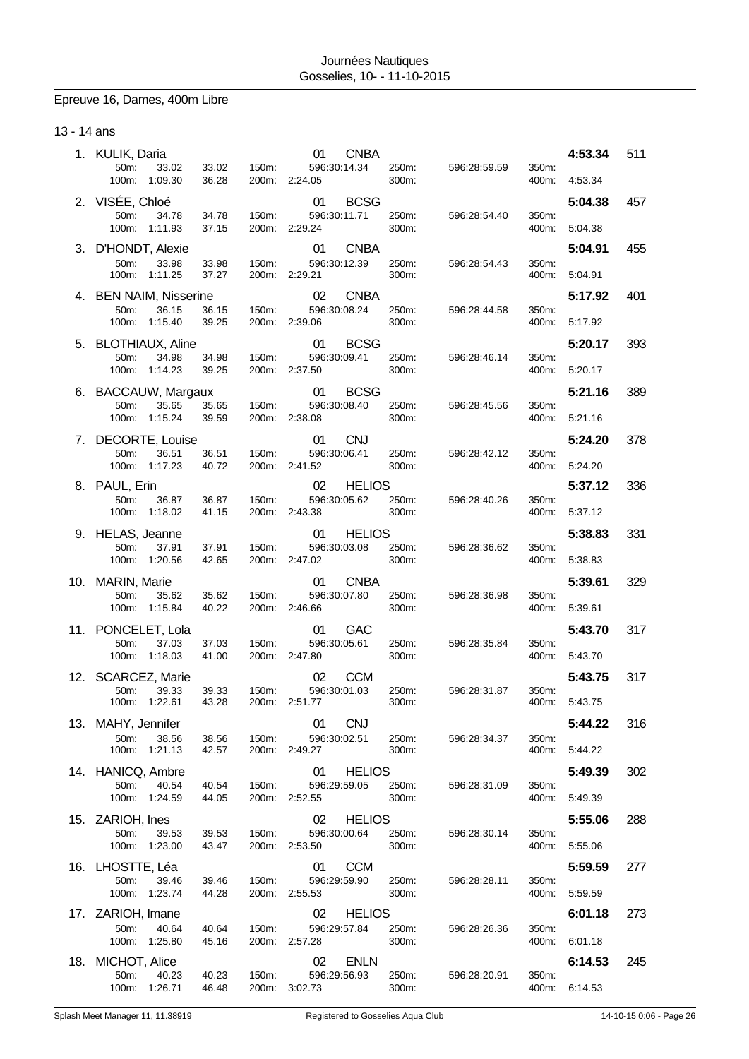Journées Nautiques
Gosselies, 10- - 11-10-2015

## Epreuve 16, Dames, 400m Libre

### 13 - 14 ans

| Place | Nom | Année | Club | Temps | Points |
|---|---|---|---|---|---|
| 1. | KULIK, Daria | 01 | CNBA | 4:53.34 | 511 |
| | 50m: 33.02 33.02 / 100m: 1:09.30 36.28 | 150m: 596:30:14.34 / 200m: 2:24.05 | 250m: 596:28:59.59 / 300m: | 350m: / 400m: 4:53.34 | |
| 2. | VISÉE, Chloé | 01 | BCSG | 5:04.38 | 457 |
| | 50m: 34.78 34.78 / 100m: 1:11.93 37.15 | 150m: 596:30:11.71 / 200m: 2:29.24 | 250m: 596:28:54.40 / 300m: | 350m: / 400m: 5:04.38 | |
| 3. | D'HONDT, Alexie | 01 | CNBA | 5:04.91 | 455 |
| | 50m: 33.98 33.98 / 100m: 1:11.25 37.27 | 150m: 596:30:12.39 / 200m: 2:29.21 | 250m: 596:28:54.43 / 300m: | 350m: / 400m: 5:04.91 | |
| 4. | BEN NAIM, Nisserine | 02 | CNBA | 5:17.92 | 401 |
| | 50m: 36.15 36.15 / 100m: 1:15.40 39.25 | 150m: 596:30:08.24 / 200m: 2:39.06 | 250m: 596:28:44.58 / 300m: | 350m: / 400m: 5:17.92 | |
| 5. | BLOTHIAUX, Aline | 01 | BCSG | 5:20.17 | 393 |
| | 50m: 34.98 34.98 / 100m: 1:14.23 39.25 | 150m: 596:30:09.41 / 200m: 2:37.50 | 250m: 596:28:46.14 / 300m: | 350m: / 400m: 5:20.17 | |
| 6. | BACCAUW, Margaux | 01 | BCSG | 5:21.16 | 389 |
| | 50m: 35.65 35.65 / 100m: 1:15.24 39.59 | 150m: 596:30:08.40 / 200m: 2:38.08 | 250m: 596:28:45.56 / 300m: | 350m: / 400m: 5:21.16 | |
| 7. | DECORTE, Louise | 01 | CNJ | 5:24.20 | 378 |
| | 50m: 36.51 36.51 / 100m: 1:17.23 40.72 | 150m: 596:30:06.41 / 200m: 2:41.52 | 250m: 596:28:42.12 / 300m: | 350m: / 400m: 5:24.20 | |
| 8. | PAUL, Erin | 02 | HELIOS | 5:37.12 | 336 |
| | 50m: 36.87 36.87 / 100m: 1:18.02 41.15 | 150m: 596:30:05.62 / 200m: 2:43.38 | 250m: 596:28:40.26 / 300m: | 350m: / 400m: 5:37.12 | |
| 9. | HELAS, Jeanne | 01 | HELIOS | 5:38.83 | 331 |
| | 50m: 37.91 37.91 / 100m: 1:20.56 42.65 | 150m: 596:30:03.08 / 200m: 2:47.02 | 250m: 596:28:36.62 / 300m: | 350m: / 400m: 5:38.83 | |
| 10. | MARIN, Marie | 01 | CNBA | 5:39.61 | 329 |
| | 50m: 35.62 35.62 / 100m: 1:15.84 40.22 | 150m: 596:30:07.80 / 200m: 2:46.66 | 250m: 596:28:36.98 / 300m: | 350m: / 400m: 5:39.61 | |
| 11. | PONCELET, Lola | 01 | GAC | 5:43.70 | 317 |
| | 50m: 37.03 37.03 / 100m: 1:18.03 41.00 | 150m: 596:30:05.61 / 200m: 2:47.80 | 250m: 596:28:35.84 / 300m: | 350m: / 400m: 5:43.70 | |
| 12. | SCARCEZ, Marie | 02 | CCM | 5:43.75 | 317 |
| | 50m: 39.33 39.33 / 100m: 1:22.61 43.28 | 150m: 596:30:01.03 / 200m: 2:51.77 | 250m: 596:28:31.87 / 300m: | 350m: / 400m: 5:43.75 | |
| 13. | MAHY, Jennifer | 01 | CNJ | 5:44.22 | 316 |
| | 50m: 38.56 38.56 / 100m: 1:21.13 42.57 | 150m: 596:30:02.51 / 200m: 2:49.27 | 250m: 596:28:34.37 / 300m: | 350m: / 400m: 5:44.22 | |
| 14. | HANICQ, Ambre | 01 | HELIOS | 5:49.39 | 302 |
| | 50m: 40.54 40.54 / 100m: 1:24.59 44.05 | 150m: 596:29:59.05 / 200m: 2:52.55 | 250m: 596:28:31.09 / 300m: | 350m: / 400m: 5:49.39 | |
| 15. | ZARIOH, Ines | 02 | HELIOS | 5:55.06 | 288 |
| | 50m: 39.53 39.53 / 100m: 1:23.00 43.47 | 150m: 596:30:00.64 / 200m: 2:53.50 | 250m: 596:28:30.14 / 300m: | 350m: / 400m: 5:55.06 | |
| 16. | LHOSTTE, Léa | 01 | CCM | 5:59.59 | 277 |
| | 50m: 39.46 39.46 / 100m: 1:23.74 44.28 | 150m: 596:29:59.90 / 200m: 2:55.53 | 250m: 596:28:28.11 / 300m: | 350m: / 400m: 5:59.59 | |
| 17. | ZARIOH, Imane | 02 | HELIOS | 6:01.18 | 273 |
| | 50m: 40.64 40.64 / 100m: 1:25.80 45.16 | 150m: 596:29:57.84 / 200m: 2:57.28 | 250m: 596:28:26.36 / 300m: | 350m: / 400m: 6:01.18 | |
| 18. | MICHOT, Alice | 02 | ENLN | 6:14.53 | 245 |
| | 50m: 40.23 40.23 / 100m: 1:26.71 46.48 | 150m: 596:29:56.93 / 200m: 3:02.73 | 250m: 596:28:20.91 / 300m: | 350m: / 400m: 6:14.53 | |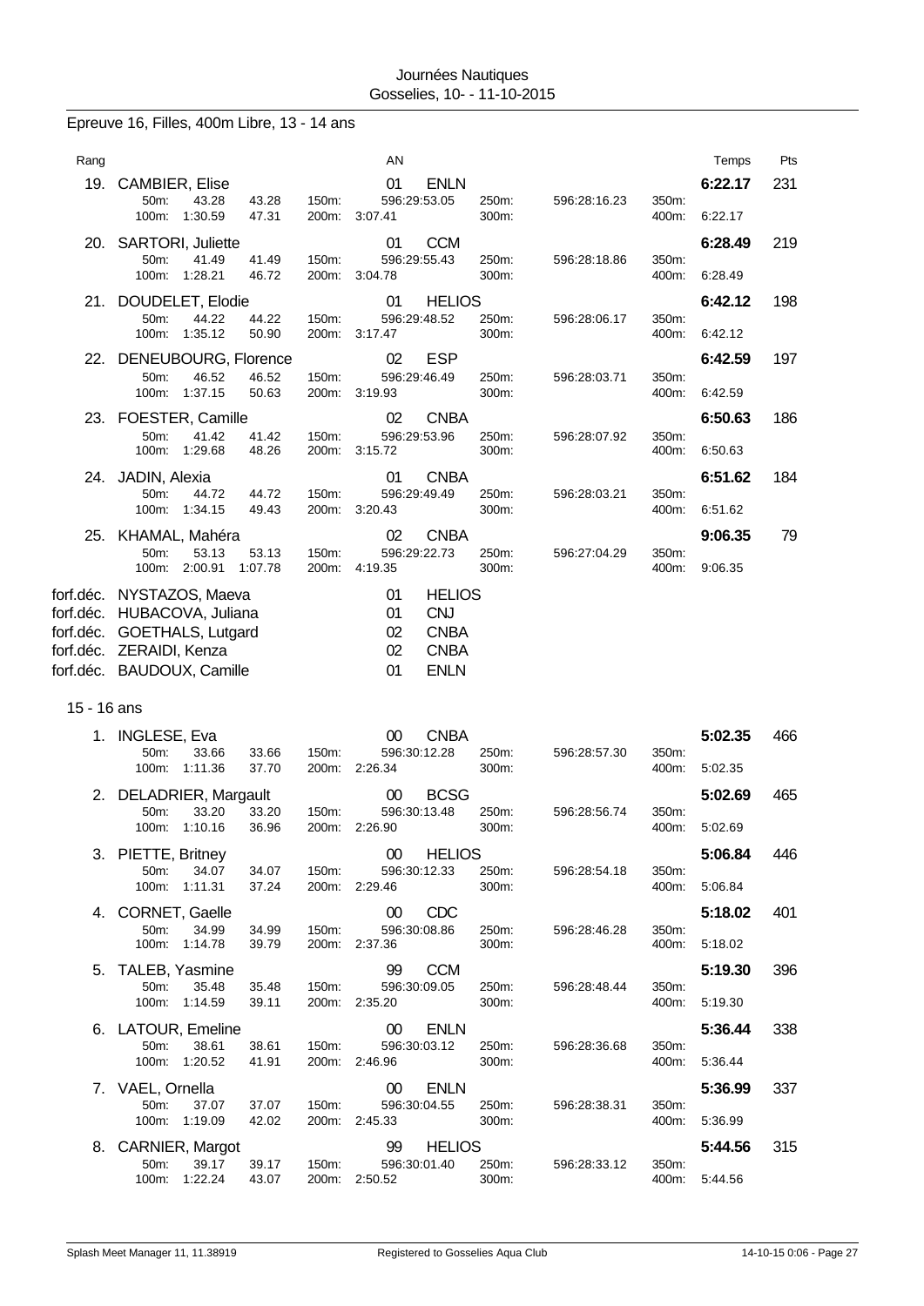Journées Nautiques
Gosselies, 10- - 11-10-2015

## Epreuve 16, Filles, 400m Libre, 13 - 14 ans

| Rang | | AN | | | | | | Temps | Pts |
|---|---|---|---|---|---|---|---|---|---|
| 19. | CAMBIER, Elise | 01 | ENLN | | | | | 6:22.17 | 231 |
| | 50m: 43.28 43.28 | 150m: | 596:29:53.05 | 250m: | 596:28:16.23 | 350m: | | | |
| | 100m: 1:30.59 47.31 | 200m: | 3:07.41 | 300m: | | 400m: | 6:22.17 | | |
| 20. | SARTORI, Juliette | 01 | CCM | | | | | 6:28.49 | 219 |
| | 50m: 41.49 41.49 | 150m: | 596:29:55.43 | 250m: | 596:28:18.86 | 350m: | | | |
| | 100m: 1:28.21 46.72 | 200m: | 3:04.78 | 300m: | | 400m: | 6:28.49 | | |
| 21. | DOUDELET, Elodie | 01 | HELIOS | | | | | 6:42.12 | 198 |
| | 50m: 44.22 44.22 | 150m: | 596:29:48.52 | 250m: | 596:28:06.17 | 350m: | | | |
| | 100m: 1:35.12 50.90 | 200m: | 3:17.47 | 300m: | | 400m: | 6:42.12 | | |
| 22. | DENEUBOURG, Florence | 02 | ESP | | | | | 6:42.59 | 197 |
| | 50m: 46.52 46.52 | 150m: | 596:29:46.49 | 250m: | 596:28:03.71 | 350m: | | | |
| | 100m: 1:37.15 50.63 | 200m: | 3:19.93 | 300m: | | 400m: | 6:42.59 | | |
| 23. | FOESTER, Camille | 02 | CNBA | | | | | 6:50.63 | 186 |
| | 50m: 41.42 41.42 | 150m: | 596:29:53.96 | 250m: | 596:28:07.92 | 350m: | | | |
| | 100m: 1:29.68 48.26 | 200m: | 3:15.72 | 300m: | | 400m: | 6:50.63 | | |
| 24. | JADIN, Alexia | 01 | CNBA | | | | | 6:51.62 | 184 |
| | 50m: 44.72 44.72 | 150m: | 596:29:49.49 | 250m: | 596:28:03.21 | 350m: | | | |
| | 100m: 1:34.15 49.43 | 200m: | 3:20.43 | 300m: | | 400m: | 6:51.62 | | |
| 25. | KHAMAL, Mahéra | 02 | CNBA | | | | | 9:06.35 | 79 |
| | 50m: 53.13 53.13 | 150m: | 596:29:22.73 | 250m: | 596:27:04.29 | 350m: | | | |
| | 100m: 2:00.91 1:07.78 | 200m: | 4:19.35 | 300m: | | 400m: | 9:06.35 | | |
| forf.déc. | NYSTAZOS, Maeva | 01 | HELIOS | | | | | | |
| forf.déc. | HUBACOVA, Juliana | 01 | CNJ | | | | | | |
| forf.déc. | GOETHALS, Lutgard | 02 | CNBA | | | | | | |
| forf.déc. | ZERAIDI, Kenza | 02 | CNBA | | | | | | |
| forf.déc. | BAUDOUX, Camille | 01 | ENLN | | | | | | |

### 15 - 16 ans

| Rang | | AN | | | | | | Temps | Pts |
|---|---|---|---|---|---|---|---|---|---|
| 1. | INGLESE, Eva | 00 | CNBA | | | | | 5:02.35 | 466 |
| | 50m: 33.66 33.66 | 150m: | 596:30:12.28 | 250m: | 596:28:57.30 | 350m: | | | |
| | 100m: 1:11.36 37.70 | 200m: | 2:26.34 | 300m: | | 400m: | 5:02.35 | | |
| 2. | DELADRIER, Margault | 00 | BCSG | | | | | 5:02.69 | 465 |
| | 50m: 33.20 33.20 | 150m: | 596:30:13.48 | 250m: | 596:28:56.74 | 350m: | | | |
| | 100m: 1:10.16 36.96 | 200m: | 2:26.90 | 300m: | | 400m: | 5:02.69 | | |
| 3. | PIETTE, Britney | 00 | HELIOS | | | | | 5:06.84 | 446 |
| | 50m: 34.07 34.07 | 150m: | 596:30:12.33 | 250m: | 596:28:54.18 | 350m: | | | |
| | 100m: 1:11.31 37.24 | 200m: | 2:29.46 | 300m: | | 400m: | 5:06.84 | | |
| 4. | CORNET, Gaelle | 00 | CDC | | | | | 5:18.02 | 401 |
| | 50m: 34.99 34.99 | 150m: | 596:30:08.86 | 250m: | 596:28:46.28 | 350m: | | | |
| | 100m: 1:14.78 39.79 | 200m: | 2:37.36 | 300m: | | 400m: | 5:18.02 | | |
| 5. | TALEB, Yasmine | 99 | CCM | | | | | 5:19.30 | 396 |
| | 50m: 35.48 35.48 | 150m: | 596:30:09.05 | 250m: | 596:28:48.44 | 350m: | | | |
| | 100m: 1:14.59 39.11 | 200m: | 2:35.20 | 300m: | | 400m: | 5:19.30 | | |
| 6. | LATOUR, Emeline | 00 | ENLN | | | | | 5:36.44 | 338 |
| | 50m: 38.61 38.61 | 150m: | 596:30:03.12 | 250m: | 596:28:36.68 | 350m: | | | |
| | 100m: 1:20.52 41.91 | 200m: | 2:46.96 | 300m: | | 400m: | 5:36.44 | | |
| 7. | VAEL, Ornella | 00 | ENLN | | | | | 5:36.99 | 337 |
| | 50m: 37.07 37.07 | 150m: | 596:30:04.55 | 250m: | 596:28:38.31 | 350m: | | | |
| | 100m: 1:19.09 42.02 | 200m: | 2:45.33 | 300m: | | 400m: | 5:36.99 | | |
| 8. | CARNIER, Margot | 99 | HELIOS | | | | | 5:44.56 | 315 |
| | 50m: 39.17 39.17 | 150m: | 596:30:01.40 | 250m: | 596:28:33.12 | 350m: | | | |
| | 100m: 1:22.24 43.07 | 200m: | 2:50.52 | 300m: | | 400m: | 5:44.56 | | |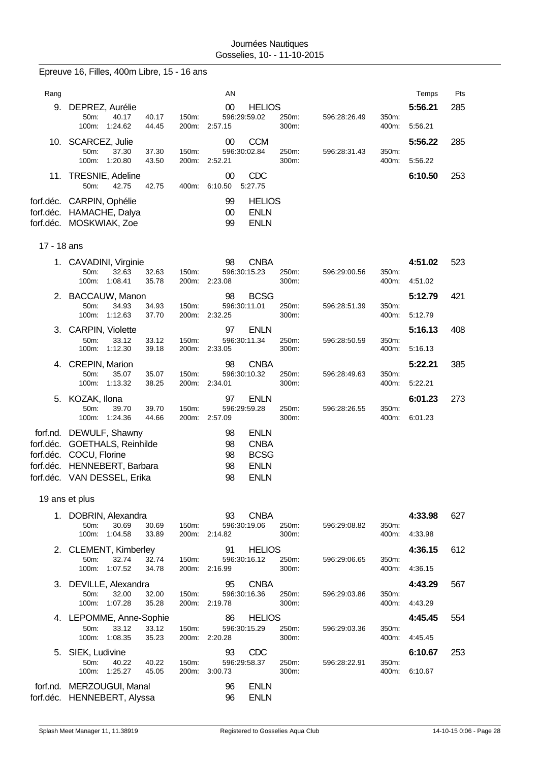Journées Nautiques
Gosselies, 10- - 11-10-2015

## Epreuve 16, Filles, 400m Libre, 15 - 16 ans

| Rang | | AN | | | | | | Temps | Pts |
|---|---|---|---|---|---|---|---|---|---|
| 9. | DEPREZ, Aurélie | 00 | HELIOS | | | | | 5:56.21 | 285 |
| | 50m: 40.17 40.17 | 150m: | 596:29:59.02 | 250m: | 596:28:26.49 | 350m: | | | |
| | 100m: 1:24.62 44.45 | 200m: | 2:57.15 | 300m: | | 400m: | 5:56.21 | | |
| 10. | SCARCEZ, Julie | 00 | CCM | | | | | 5:56.22 | 285 |
| | 50m: 37.30 37.30 | 150m: | 596:30:02.84 | 250m: | 596:28:31.43 | 350m: | | | |
| | 100m: 1:20.80 43.50 | 200m: | 2:52.21 | 300m: | | 400m: | 5:56.22 | | |
| 11. | TRESNIE, Adeline | 00 | CDC | | | | | 6:10.50 | 253 |
| | 50m: 42.75 42.75 | 400m: | 6:10.50 5:27.75 | | | | | | |
| forf.déc. | CARPIN, Ophélie | 99 | HELIOS | | | | | | |
| forf.déc. | HAMACHE, Dalya | 00 | ENLN | | | | | | |
| forf.déc. | MOSKWIAK, Zoe | 99 | ENLN | | | | | | |

### 17 - 18 ans

| Rang | | AN | | | | | | Temps | Pts |
|---|---|---|---|---|---|---|---|---|---|
| 1. | CAVADINI, Virginie | 98 | CNBA | | | | | 4:51.02 | 523 |
| | 50m: 32.63 32.63 | 150m: | 596:30:15.23 | 250m: | 596:29:00.56 | 350m: | | | |
| | 100m: 1:08.41 35.78 | 200m: | 2:23.08 | 300m: | | 400m: | 4:51.02 | | |
| 2. | BACCAUW, Manon | 98 | BCSG | | | | | 5:12.79 | 421 |
| | 50m: 34.93 34.93 | 150m: | 596:30:11.01 | 250m: | 596:28:51.39 | 350m: | | | |
| | 100m: 1:12.63 37.70 | 200m: | 2:32.25 | 300m: | | 400m: | 5:12.79 | | |
| 3. | CARPIN, Violette | 97 | ENLN | | | | | 5:16.13 | 408 |
| | 50m: 33.12 33.12 | 150m: | 596:30:11.34 | 250m: | 596:28:50.59 | 350m: | | | |
| | 100m: 1:12.30 39.18 | 200m: | 2:33.05 | 300m: | | 400m: | 5:16.13 | | |
| 4. | CREPIN, Marion | 98 | CNBA | | | | | 5:22.21 | 385 |
| | 50m: 35.07 35.07 | 150m: | 596:30:10.32 | 250m: | 596:28:49.63 | 350m: | | | |
| | 100m: 1:13.32 38.25 | 200m: | 2:34.01 | 300m: | | 400m: | 5:22.21 | | |
| 5. | KOZAK, Ilona | 97 | ENLN | | | | | 6:01.23 | 273 |
| | 50m: 39.70 39.70 | 150m: | 596:29:59.28 | 250m: | 596:28:26.55 | 350m: | | | |
| | 100m: 1:24.36 44.66 | 200m: | 2:57.09 | 300m: | | 400m: | 6:01.23 | | |
| forf.nd. | DEWULF, Shawny | 98 | ENLN | | | | | | |
| forf.déc. | GOETHALS, Reinhilde | 98 | CNBA | | | | | | |
| forf.déc. | COCU, Florine | 98 | BCSG | | | | | | |
| forf.déc. | HENNEBERT, Barbara | 98 | ENLN | | | | | | |
| forf.déc. | VAN DESSEL, Erika | 98 | ENLN | | | | | | |

### 19 ans et plus

| Rang | | AN | | | | | | Temps | Pts |
|---|---|---|---|---|---|---|---|---|---|
| 1. | DOBRIN, Alexandra | 93 | CNBA | | | | | 4:33.98 | 627 |
| | 50m: 30.69 30.69 | 150m: | 596:30:19.06 | 250m: | 596:29:08.82 | 350m: | | | |
| | 100m: 1:04.58 33.89 | 200m: | 2:14.82 | 300m: | | 400m: | 4:33.98 | | |
| 2. | CLEMENT, Kimberley | 91 | HELIOS | | | | | 4:36.15 | 612 |
| | 50m: 32.74 32.74 | 150m: | 596:30:16.12 | 250m: | 596:29:06.65 | 350m: | | | |
| | 100m: 1:07.52 34.78 | 200m: | 2:16.99 | 300m: | | 400m: | 4:36.15 | | |
| 3. | DEVILLE, Alexandra | 95 | CNBA | | | | | 4:43.29 | 567 |
| | 50m: 32.00 32.00 | 150m: | 596:30:16.36 | 250m: | 596:29:03.86 | 350m: | | | |
| | 100m: 1:07.28 35.28 | 200m: | 2:19.78 | 300m: | | 400m: | 4:43.29 | | |
| 4. | LEPOMME, Anne-Sophie | 86 | HELIOS | | | | | 4:45.45 | 554 |
| | 50m: 33.12 33.12 | 150m: | 596:30:15.29 | 250m: | 596:29:03.36 | 350m: | | | |
| | 100m: 1:08.35 35.23 | 200m: | 2:20.28 | 300m: | | 400m: | 4:45.45 | | |
| 5. | SIEK, Ludivine | 93 | CDC | | | | | 6:10.67 | 253 |
| | 50m: 40.22 40.22 | 150m: | 596:29:58.37 | 250m: | 596:28:22.91 | 350m: | | | |
| | 100m: 1:25.27 45.05 | 200m: | 3:00.73 | 300m: | | 400m: | 6:10.67 | | |
| forf.nd. | MERZOUGUI, Manal | 96 | ENLN | | | | | | |
| forf.déc. | HENNEBERT, Alyssa | 96 | ENLN | | | | | | |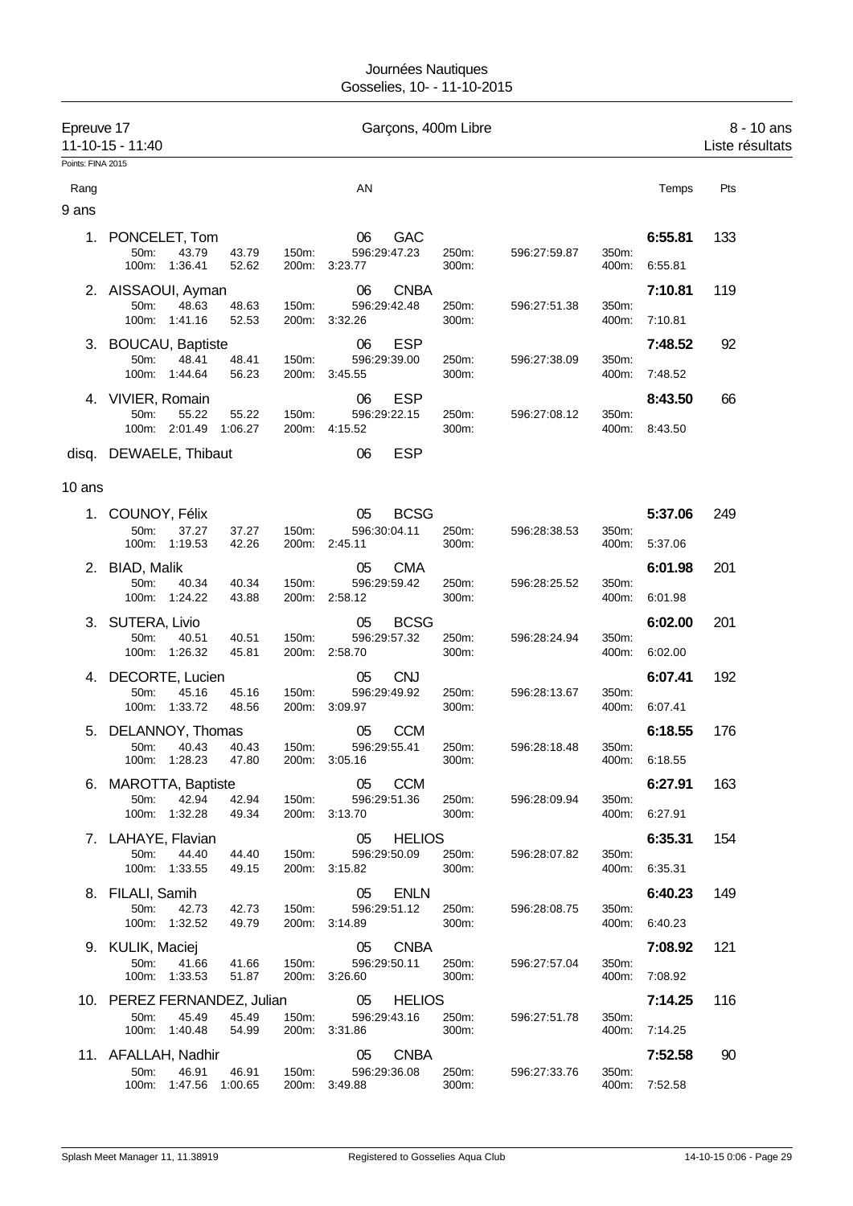Journées Nautiques
Gosselies, 10- - 11-10-2015

## Epreuve 17 — Garçons, 400m Libre — 8 - 10 ans

11-10-15 - 11:40 — Liste résultats

Points: FINA 2015

| Rang | | AN | | | | | Temps | Pts |
|---|---|---|---|---|---|---|---|---|
| **9 ans** | | | | | | | | |
| 1. | PONCELET, Tom | 06 | GAC | | | | **6:55.81** | 133 |
| | 50m: 43.79 43.79 | 150m: 596:29:47.23 | | 250m: 596:27:59.87 | | 350m: | | |
| | 100m: 1:36.41 52.62 | 200m: 3:23.77 | | 300m: | | 400m: 6:55.81 | | |
| 2. | AISSAOUI, Ayman | 06 | CNBA | | | | **7:10.81** | 119 |
| | 50m: 48.63 48.63 | 150m: 596:29:42.48 | | 250m: 596:27:51.38 | | 350m: | | |
| | 100m: 1:41.16 52.53 | 200m: 3:32.26 | | 300m: | | 400m: 7:10.81 | | |
| 3. | BOUCAU, Baptiste | 06 | ESP | | | | **7:48.52** | 92 |
| | 50m: 48.41 48.41 | 150m: 596:29:39.00 | | 250m: 596:27:38.09 | | 350m: | | |
| | 100m: 1:44.64 56.23 | 200m: 3:45.55 | | 300m: | | 400m: 7:48.52 | | |
| 4. | VIVIER, Romain | 06 | ESP | | | | **8:43.50** | 66 |
| | 50m: 55.22 55.22 | 150m: 596:29:22.15 | | 250m: 596:27:08.12 | | 350m: | | |
| | 100m: 2:01.49 1:06.27 | 200m: 4:15.52 | | 300m: | | 400m: 8:43.50 | | |
| disq. | DEWAELE, Thibaut | 06 | ESP | | | | | |
| **10 ans** | | | | | | | | |
| 1. | COUNOY, Félix | 05 | BCSG | | | | **5:37.06** | 249 |
| | 50m: 37.27 37.27 | 150m: 596:30:04.11 | | 250m: 596:28:38.53 | | 350m: | | |
| | 100m: 1:19.53 42.26 | 200m: 2:45.11 | | 300m: | | 400m: 5:37.06 | | |
| 2. | BIAD, Malik | 05 | CMA | | | | **6:01.98** | 201 |
| | 50m: 40.34 40.34 | 150m: 596:29:59.42 | | 250m: 596:28:25.52 | | 350m: | | |
| | 100m: 1:24.22 43.88 | 200m: 2:58.12 | | 300m: | | 400m: 6:01.98 | | |
| 3. | SUTERA, Livio | 05 | BCSG | | | | **6:02.00** | 201 |
| | 50m: 40.51 40.51 | 150m: 596:29:57.32 | | 250m: 596:28:24.94 | | 350m: | | |
| | 100m: 1:26.32 45.81 | 200m: 2:58.70 | | 300m: | | 400m: 6:02.00 | | |
| 4. | DECORTE, Lucien | 05 | CNJ | | | | **6:07.41** | 192 |
| | 50m: 45.16 45.16 | 150m: 596:29:49.92 | | 250m: 596:28:13.67 | | 350m: | | |
| | 100m: 1:33.72 48.56 | 200m: 3:09.97 | | 300m: | | 400m: 6:07.41 | | |
| 5. | DELANNOY, Thomas | 05 | CCM | | | | **6:18.55** | 176 |
| | 50m: 40.43 40.43 | 150m: 596:29:55.41 | | 250m: 596:28:18.48 | | 350m: | | |
| | 100m: 1:28.23 47.80 | 200m: 3:05.16 | | 300m: | | 400m: 6:18.55 | | |
| 6. | MAROTTA, Baptiste | 05 | CCM | | | | **6:27.91** | 163 |
| | 50m: 42.94 42.94 | 150m: 596:29:51.36 | | 250m: 596:28:09.94 | | 350m: | | |
| | 100m: 1:32.28 49.34 | 200m: 3:13.70 | | 300m: | | 400m: 6:27.91 | | |
| 7. | LAHAYE, Flavian | 05 | HELIOS | | | | **6:35.31** | 154 |
| | 50m: 44.40 44.40 | 150m: 596:29:50.09 | | 250m: 596:28:07.82 | | 350m: | | |
| | 100m: 1:33.55 49.15 | 200m: 3:15.82 | | 300m: | | 400m: 6:35.31 | | |
| 8. | FILALI, Samih | 05 | ENLN | | | | **6:40.23** | 149 |
| | 50m: 42.73 42.73 | 150m: 596:29:51.12 | | 250m: 596:28:08.75 | | 350m: | | |
| | 100m: 1:32.52 49.79 | 200m: 3:14.89 | | 300m: | | 400m: 6:40.23 | | |
| 9. | KULIK, Maciej | 05 | CNBA | | | | **7:08.92** | 121 |
| | 50m: 41.66 41.66 | 150m: 596:29:50.11 | | 250m: 596:27:57.04 | | 350m: | | |
| | 100m: 1:33.53 51.87 | 200m: 3:26.60 | | 300m: | | 400m: 7:08.92 | | |
| 10. | PEREZ FERNANDEZ, Julian | 05 | HELIOS | | | | **7:14.25** | 116 |
| | 50m: 45.49 45.49 | 150m: 596:29:43.16 | | 250m: 596:27:51.78 | | 350m: | | |
| | 100m: 1:40.48 54.99 | 200m: 3:31.86 | | 300m: | | 400m: 7:14.25 | | |
| 11. | AFALLAH, Nadhir | 05 | CNBA | | | | **7:52.58** | 90 |
| | 50m: 46.91 46.91 | 150m: 596:29:36.08 | | 250m: 596:27:33.76 | | 350m: | | |
| | 100m: 1:47.56 1:00.65 | 200m: 3:49.88 | | 300m: | | 400m: 7:52.58 | | |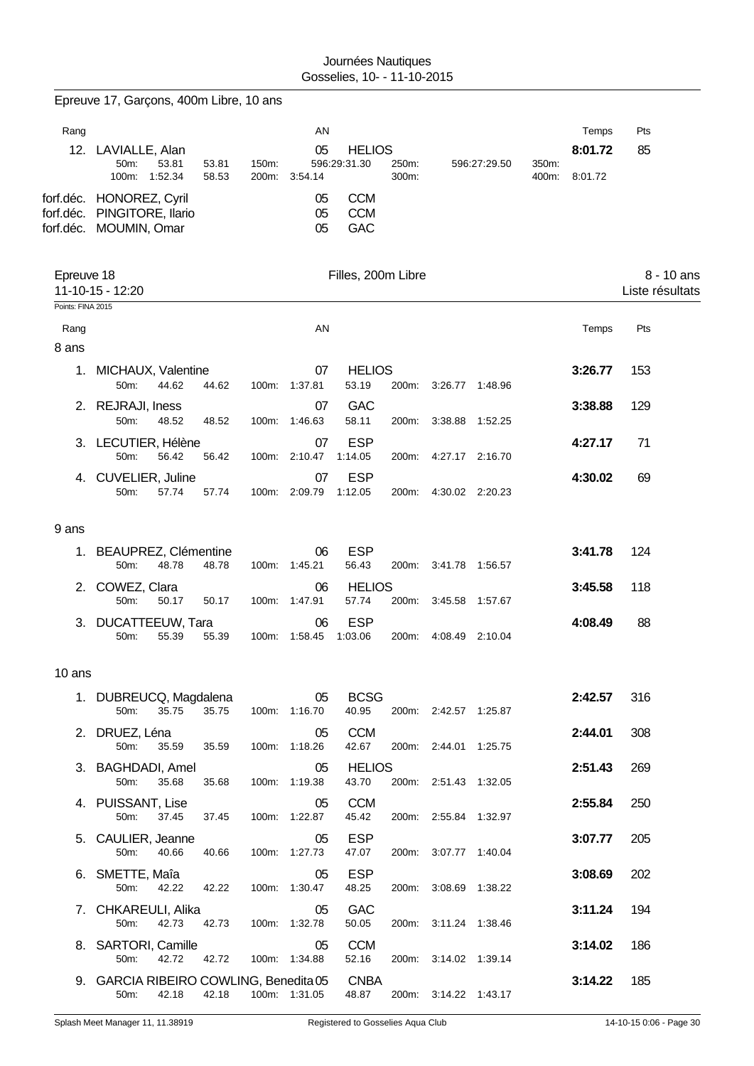Journées Nautiques
Gosselies, 10- - 11-10-2015

## Epreuve 17, Garçons, 400m Libre, 10 ans

| Rang | | AN | | Temps | Pts |
|---|---|---|---|---|---|
| 12. | LAVIALLE, Alan | 05 | HELIOS | 8:01.72 | 85 |
| | 50m: 53.81 53.81 · 150m: 596:29:31.30 · 250m: 596:27:29.50 · 350m: | | | | |
| | 100m: 1:52.34 58.53 · 200m: 3:54.14 · 300m: · 400m: 8:01.72 | | | | |
| forf.déc. | HONOREZ, Cyril | 05 | CCM | | |
| forf.déc. | PINGITORE, Ilario | 05 | CCM | | |
| forf.déc. | MOUMIN, Omar | 05 | GAC | | |

## Epreuve 18 — Filles, 200m Libre — 8 - 10 ans

11-10-15 - 12:20 — Liste résultats

Points: FINA 2015

### 8 ans

| Rang | Nom | AN | Club | 50m | 100m | 200m | Temps | Pts |
|---|---|---|---|---|---|---|---|---|
| 1. | MICHAUX, Valentine | 07 | HELIOS | 44.62 44.62 | 1:37.81 53.19 | 3:26.77 1:48.96 | 3:26.77 | 153 |
| 2. | REJRAJI, Iness | 07 | GAC | 48.52 48.52 | 1:46.63 58.11 | 3:38.88 1:52.25 | 3:38.88 | 129 |
| 3. | LECUTIER, Hélène | 07 | ESP | 56.42 56.42 | 2:10.47 1:14.05 | 4:27.17 2:16.70 | 4:27.17 | 71 |
| 4. | CUVELIER, Juline | 07 | ESP | 57.74 57.74 | 2:09.79 1:12.05 | 4:30.02 2:20.23 | 4:30.02 | 69 |

### 9 ans

| Rang | Nom | AN | Club | 50m | 100m | 200m | Temps | Pts |
|---|---|---|---|---|---|---|---|---|
| 1. | BEAUPREZ, Clémentine | 06 | ESP | 48.78 48.78 | 1:45.21 56.43 | 3:41.78 1:56.57 | 3:41.78 | 124 |
| 2. | COWEZ, Clara | 06 | HELIOS | 50.17 50.17 | 1:47.91 57.74 | 3:45.58 1:57.67 | 3:45.58 | 118 |
| 3. | DUCATTEEUW, Tara | 06 | ESP | 55.39 55.39 | 1:58.45 1:03.06 | 4:08.49 2:10.04 | 4:08.49 | 88 |

### 10 ans

| Rang | Nom | AN | Club | 50m | 100m | 200m | Temps | Pts |
|---|---|---|---|---|---|---|---|---|
| 1. | DUBREUCQ, Magdalena | 05 | BCSG | 35.75 35.75 | 1:16.70 40.95 | 2:42.57 1:25.87 | 2:42.57 | 316 |
| 2. | DRUEZ, Léna | 05 | CCM | 35.59 35.59 | 1:18.26 42.67 | 2:44.01 1:25.75 | 2:44.01 | 308 |
| 3. | BAGHDADI, Amel | 05 | HELIOS | 35.68 35.68 | 1:19.38 43.70 | 2:51.43 1:32.05 | 2:51.43 | 269 |
| 4. | PUISSANT, Lise | 05 | CCM | 37.45 37.45 | 1:22.87 45.42 | 2:55.84 1:32.97 | 2:55.84 | 250 |
| 5. | CAULIER, Jeanne | 05 | ESP | 40.66 40.66 | 1:27.73 47.07 | 3:07.77 1:40.04 | 3:07.77 | 205 |
| 6. | SMETTE, Maîa | 05 | ESP | 42.22 42.22 | 1:30.47 48.25 | 3:08.69 1:38.22 | 3:08.69 | 202 |
| 7. | CHKAREULI, Alika | 05 | GAC | 42.73 42.73 | 1:32.78 50.05 | 3:11.24 1:38.46 | 3:11.24 | 194 |
| 8. | SARTORI, Camille | 05 | CCM | 42.72 42.72 | 1:34.88 52.16 | 3:14.02 1:39.14 | 3:14.02 | 186 |
| 9. | GARCIA RIBEIRO COWLING, Benedita | 05 | CNBA | 42.18 42.18 | 1:31.05 48.87 | 3:14.22 1:43.17 | 3:14.22 | 185 |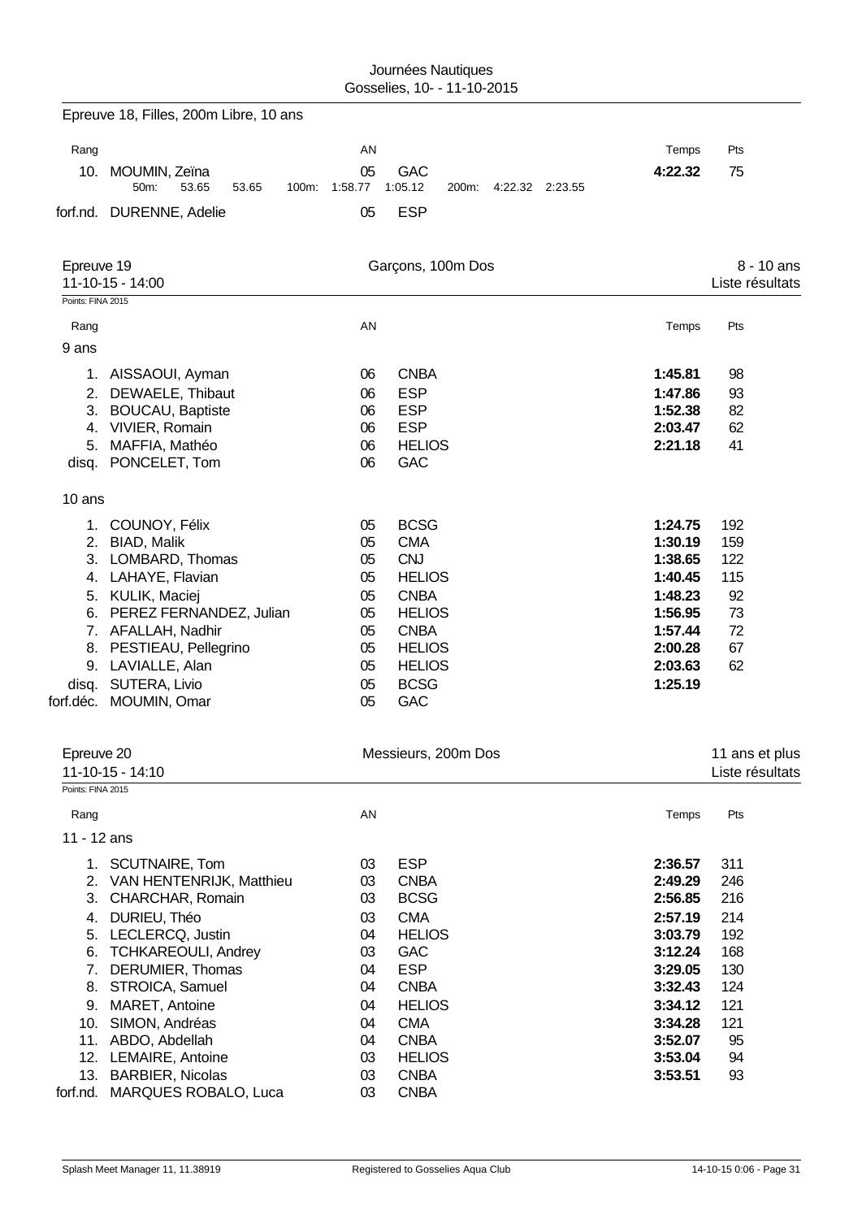## Epreuve 18, Filles, 200m Libre, 10 ans

| Rang | | AN | | Temps | Pts |
|---|---|---|---|---|---|
| 10. | MOUMIN, Zeïna | 05 | GAC | 4:22.32 | 75 |
| | 50m: 53.65 53.65 100m: 1:58.77 1:05.12 200m: 4:22.32 2:23.55 | | | | |
| forf.nd. | DURENNE, Adelie | 05 | ESP | | |

## Epreuve 19 — Garçons, 100m Dos — 8 - 10 ans

11-10-15 - 14:00 — Liste résultats

Points: FINA 2015

| Rang | | AN | | Temps | Pts |
|---|---|---|---|---|---|
| **9 ans** | | | | | |
| 1. | AISSAOUI, Ayman | 06 | CNBA | 1:45.81 | 98 |
| 2. | DEWAELE, Thibaut | 06 | ESP | 1:47.86 | 93 |
| 3. | BOUCAU, Baptiste | 06 | ESP | 1:52.38 | 82 |
| 4. | VIVIER, Romain | 06 | ESP | 2:03.47 | 62 |
| 5. | MAFFIA, Mathéo | 06 | HELIOS | 2:21.18 | 41 |
| disq. | PONCELET, Tom | 06 | GAC | | |
| **10 ans** | | | | | |
| 1. | COUNOY, Félix | 05 | BCSG | 1:24.75 | 192 |
| 2. | BIAD, Malik | 05 | CMA | 1:30.19 | 159 |
| 3. | LOMBARD, Thomas | 05 | CNJ | 1:38.65 | 122 |
| 4. | LAHAYE, Flavian | 05 | HELIOS | 1:40.45 | 115 |
| 5. | KULIK, Maciej | 05 | CNBA | 1:48.23 | 92 |
| 6. | PEREZ FERNANDEZ, Julian | 05 | HELIOS | 1:56.95 | 73 |
| 7. | AFALLAH, Nadhir | 05 | CNBA | 1:57.44 | 72 |
| 8. | PESTIEAU, Pellegrino | 05 | HELIOS | 2:00.28 | 67 |
| 9. | LAVIALLE, Alan | 05 | HELIOS | 2:03.63 | 62 |
| disq. | SUTERA, Livio | 05 | BCSG | 1:25.19 | |
| forf.déc. | MOUMIN, Omar | 05 | GAC | | |

## Epreuve 20 — Messieurs, 200m Dos — 11 ans et plus

11-10-15 - 14:10 — Liste résultats

Points: FINA 2015

| Rang | | AN | | Temps | Pts |
|---|---|---|---|---|---|
| **11 - 12 ans** | | | | | |
| 1. | SCUTNAIRE, Tom | 03 | ESP | 2:36.57 | 311 |
| 2. | VAN HENTENRIJK, Matthieu | 03 | CNBA | 2:49.29 | 246 |
| 3. | CHARCHAR, Romain | 03 | BCSG | 2:56.85 | 216 |
| 4. | DURIEU, Théo | 03 | CMA | 2:57.19 | 214 |
| 5. | LECLERCQ, Justin | 04 | HELIOS | 3:03.79 | 192 |
| 6. | TCHKAREOULI, Andrey | 03 | GAC | 3:12.24 | 168 |
| 7. | DERUMIER, Thomas | 04 | ESP | 3:29.05 | 130 |
| 8. | STROICA, Samuel | 04 | CNBA | 3:32.43 | 124 |
| 9. | MARET, Antoine | 04 | HELIOS | 3:34.12 | 121 |
| 10. | SIMON, Andréas | 04 | CMA | 3:34.28 | 121 |
| 11. | ABDO, Abdellah | 04 | CNBA | 3:52.07 | 95 |
| 12. | LEMAIRE, Antoine | 03 | HELIOS | 3:53.04 | 94 |
| 13. | BARBIER, Nicolas | 03 | CNBA | 3:53.51 | 93 |
| forf.nd. | MARQUES ROBALO, Luca | 03 | CNBA | | |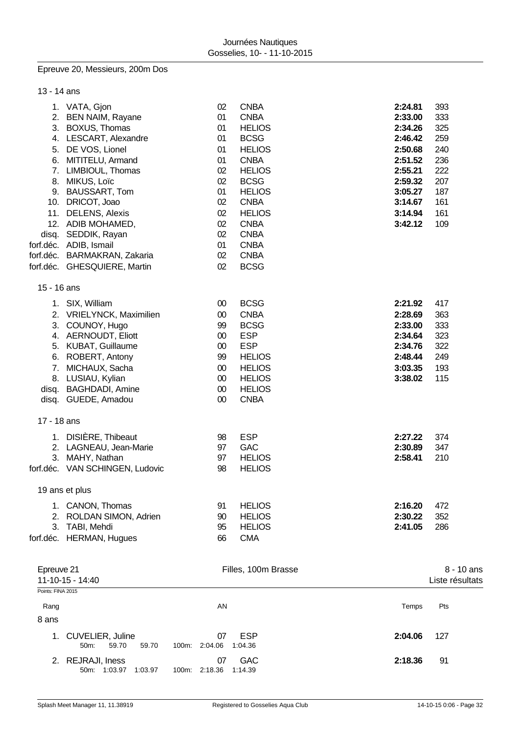## Epreuve 20, Messieurs, 200m Dos

### 13 - 14 ans

| Rang | Nom | AN | Club | Temps | Pts |
|---|---|---|---|---|---|
| 1. | VATA, Gjon | 02 | CNBA | **2:24.81** | 393 |
| 2. | BEN NAIM, Rayane | 01 | CNBA | **2:33.00** | 333 |
| 3. | BOXUS, Thomas | 01 | HELIOS | **2:34.26** | 325 |
| 4. | LESCART, Alexandre | 01 | BCSG | **2:46.42** | 259 |
| 5. | DE VOS, Lionel | 01 | HELIOS | **2:50.68** | 240 |
| 6. | MITITELU, Armand | 01 | CNBA | **2:51.52** | 236 |
| 7. | LIMBIOUL, Thomas | 02 | HELIOS | **2:55.21** | 222 |
| 8. | MIKUS, Loïc | 02 | BCSG | **2:59.32** | 207 |
| 9. | BAUSSART, Tom | 01 | HELIOS | **3:05.27** | 187 |
| 10. | DRICOT, Joao | 02 | CNBA | **3:14.67** | 161 |
| 11. | DELENS, Alexis | 02 | HELIOS | **3:14.94** | 161 |
| 12. | ADIB MOHAMED, | 02 | CNBA | **3:42.12** | 109 |
| disq. | SEDDIK, Rayan | 02 | CNBA | | |
| forf.déc. | ADIB, Ismail | 01 | CNBA | | |
| forf.déc. | BARMAKRAN, Zakaria | 02 | CNBA | | |
| forf.déc. | GHESQUIERE, Martin | 02 | BCSG | | |

### 15 - 16 ans

| Rang | Nom | AN | Club | Temps | Pts |
|---|---|---|---|---|---|
| 1. | SIX, William | 00 | BCSG | **2:21.92** | 417 |
| 2. | VRIELYNCK, Maximilien | 00 | CNBA | **2:28.69** | 363 |
| 3. | COUNOY, Hugo | 99 | BCSG | **2:33.00** | 333 |
| 4. | AERNOUDT, Eliott | 00 | ESP | **2:34.64** | 323 |
| 5. | KUBAT, Guillaume | 00 | ESP | **2:34.76** | 322 |
| 6. | ROBERT, Antony | 99 | HELIOS | **2:48.44** | 249 |
| 7. | MICHAUX, Sacha | 00 | HELIOS | **3:03.35** | 193 |
| 8. | LUSIAU, Kylian | 00 | HELIOS | **3:38.02** | 115 |
| disq. | BAGHDADI, Amine | 00 | HELIOS | | |
| disq. | GUEDE, Amadou | 00 | CNBA | | |

### 17 - 18 ans

| Rang | Nom | AN | Club | Temps | Pts |
|---|---|---|---|---|---|
| 1. | DISIÈRE, Thibeaut | 98 | ESP | **2:27.22** | 374 |
| 2. | LAGNEAU, Jean-Marie | 97 | GAC | **2:30.89** | 347 |
| 3. | MAHY, Nathan | 97 | HELIOS | **2:58.41** | 210 |
| forf.déc. | VAN SCHINGEN, Ludovic | 98 | HELIOS | | |

### 19 ans et plus

| Rang | Nom | AN | Club | Temps | Pts |
|---|---|---|---|---|---|
| 1. | CANON, Thomas | 91 | HELIOS | **2:16.20** | 472 |
| 2. | ROLDAN SIMON, Adrien | 90 | HELIOS | **2:30.22** | 352 |
| 3. | TABI, Mehdi | 95 | HELIOS | **2:41.05** | 286 |
| forf.déc. | HERMAN, Hugues | 66 | CMA | | |

## Epreuve 21 — Filles, 100m Brasse — 8 - 10 ans

11-10-15 - 14:40 — Liste résultats

Points: FINA 2015

### 8 ans

| Rang | Nom | AN | Club | Temps | Pts |
|---|---|---|---|---|---|
| 1. | CUVELIER, Juline | 07 | ESP | **2:04.06** | 127 |
| | 50m: 59.70 59.70 — 100m: 2:04.06 1:04.36 | | | | |
| 2. | REJRAJI, Iness | 07 | GAC | **2:18.36** | 91 |
| | 50m: 1:03.97 1:03.97 — 100m: 2:18.36 1:14.39 | | | | |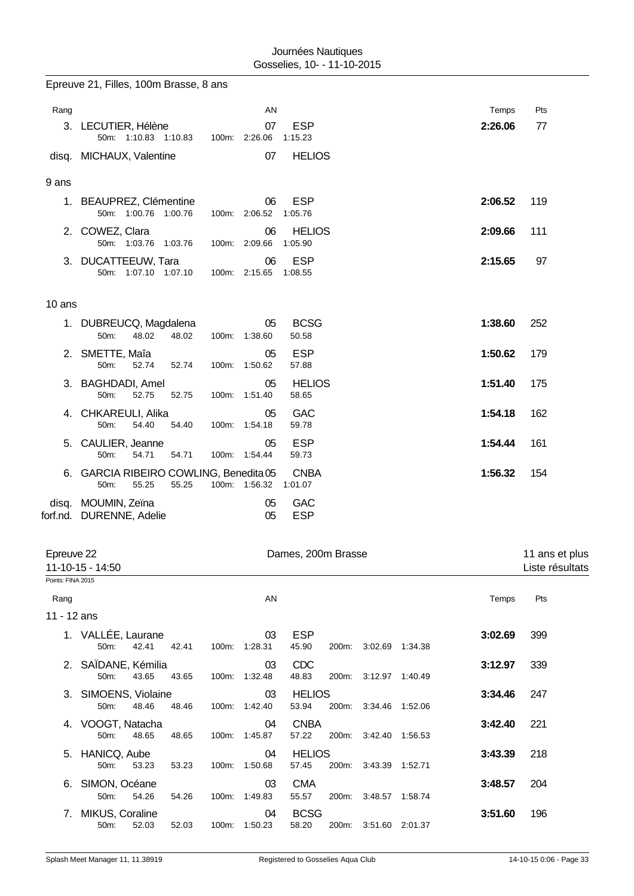## Epreuve 21, Filles, 100m Brasse, 8 ans

| Rang | Nom | AN | Club | Temps | Pts |
|---|---|---|---|---|---|
| 3. | LECUTIER, Hélène | 07 | ESP | **2:26.06** | 77 |
| | 50m: 1:10.83 1:10.83 100m: 2:26.06 1:15.23 | | | | |
| disq. | MICHAUX, Valentine | 07 | HELIOS | | |

### 9 ans

| Rang | Nom | AN | Club | Temps | Pts |
|---|---|---|---|---|---|
| 1. | BEAUPREZ, Clémentine | 06 | ESP | **2:06.52** | 119 |
| | 50m: 1:00.76 1:00.76 100m: 2:06.52 1:05.76 | | | | |
| 2. | COWEZ, Clara | 06 | HELIOS | **2:09.66** | 111 |
| | 50m: 1:03.76 1:03.76 100m: 2:09.66 1:05.90 | | | | |
| 3. | DUCATTEEUW, Tara | 06 | ESP | **2:15.65** | 97 |
| | 50m: 1:07.10 1:07.10 100m: 2:15.65 1:08.55 | | | | |

### 10 ans

| Rang | Nom | AN | Club | Temps | Pts |
|---|---|---|---|---|---|
| 1. | DUBREUCQ, Magdalena | 05 | BCSG | **1:38.60** | 252 |
| | 50m: 48.02 48.02 100m: 1:38.60 50.58 | | | | |
| 2. | SMETTE, Maîa | 05 | ESP | **1:50.62** | 179 |
| | 50m: 52.74 52.74 100m: 1:50.62 57.88 | | | | |
| 3. | BAGHDADI, Amel | 05 | HELIOS | **1:51.40** | 175 |
| | 50m: 52.75 52.75 100m: 1:51.40 58.65 | | | | |
| 4. | CHKAREULI, Alika | 05 | GAC | **1:54.18** | 162 |
| | 50m: 54.40 54.40 100m: 1:54.18 59.78 | | | | |
| 5. | CAULIER, Jeanne | 05 | ESP | **1:54.44** | 161 |
| | 50m: 54.71 54.71 100m: 1:54.44 59.73 | | | | |
| 6. | GARCIA RIBEIRO COWLING, Benedita | 05 | CNBA | **1:56.32** | 154 |
| | 50m: 55.25 55.25 100m: 1:56.32 1:01.07 | | | | |
| disq. | MOUMIN, Zeïna | 05 | GAC | | |
| forf.nd. | DURENNE, Adelie | 05 | ESP | | |

## Epreuve 22 — Dames, 200m Brasse — 11 ans et plus

11-10-15 - 14:50 — Liste résultats

Points: FINA 2015

### 11 - 12 ans

| Rang | Nom | AN | Club | Temps | Pts |
|---|---|---|---|---|---|
| 1. | VALLÉE, Laurane | 03 | ESP | **3:02.69** | 399 |
| | 50m: 42.41 42.41 100m: 1:28.31 45.90 200m: 3:02.69 1:34.38 | | | | |
| 2. | SAÏDANE, Kémilia | 03 | CDC | **3:12.97** | 339 |
| | 50m: 43.65 43.65 100m: 1:32.48 48.83 200m: 3:12.97 1:40.49 | | | | |
| 3. | SIMOENS, Violaine | 03 | HELIOS | **3:34.46** | 247 |
| | 50m: 48.46 48.46 100m: 1:42.40 53.94 200m: 3:34.46 1:52.06 | | | | |
| 4. | VOOGT, Natacha | 04 | CNBA | **3:42.40** | 221 |
| | 50m: 48.65 48.65 100m: 1:45.87 57.22 200m: 3:42.40 1:56.53 | | | | |
| 5. | HANICQ, Aube | 04 | HELIOS | **3:43.39** | 218 |
| | 50m: 53.23 53.23 100m: 1:50.68 57.45 200m: 3:43.39 1:52.71 | | | | |
| 6. | SIMON, Océane | 03 | CMA | **3:48.57** | 204 |
| | 50m: 54.26 54.26 100m: 1:49.83 55.57 200m: 3:48.57 1:58.74 | | | | |
| 7. | MIKUS, Coraline | 04 | BCSG | **3:51.60** | 196 |
| | 50m: 52.03 52.03 100m: 1:50.23 58.20 200m: 3:51.60 2:01.37 | | | | |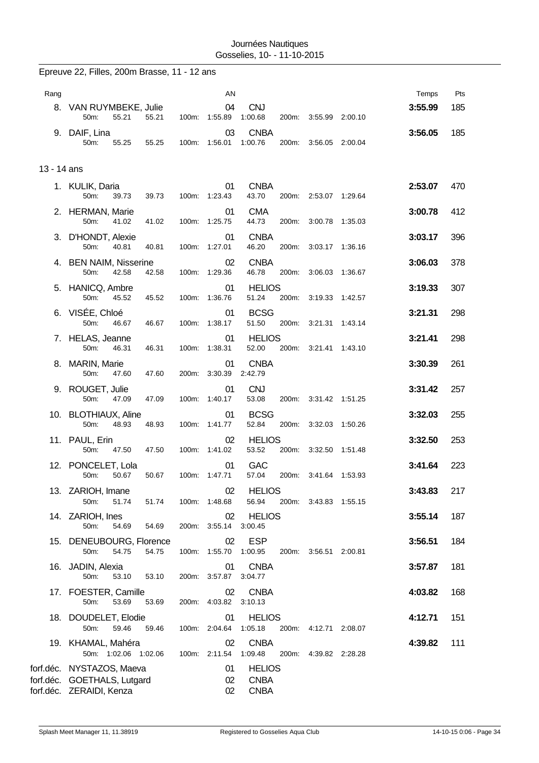Journées Nautiques
Gosselies, 10- - 11-10-2015

Epreuve 22, Filles, 200m Brasse, 11 - 12 ans

| Rang | | AN | | | | Temps | Pts |
|---|---|---|---|---|---|---|---|
| 8. | VAN RUYMBEKE, Julie | 04 | CNJ | | | 3:55.99 | 185 |
| | 50m: 55.21 55.21 | 100m: 1:55.89 | 1:00.68 | 200m: 3:55.99 | 2:00.10 | | |
| 9. | DAIF, Lina | 03 | CNBA | | | 3:56.05 | 185 |
| | 50m: 55.25 55.25 | 100m: 1:56.01 | 1:00.76 | 200m: 3:56.05 | 2:00.04 | | |

13 - 14 ans

| Rang | | AN | | | | Temps | Pts |
|---|---|---|---|---|---|---|---|
| 1. | KULIK, Daria | 01 | CNBA | | | 2:53.07 | 470 |
| | 50m: 39.73 39.73 | 100m: 1:23.43 | 43.70 | 200m: 2:53.07 | 1:29.64 | | |
| 2. | HERMAN, Marie | 01 | CMA | | | 3:00.78 | 412 |
| | 50m: 41.02 41.02 | 100m: 1:25.75 | 44.73 | 200m: 3:00.78 | 1:35.03 | | |
| 3. | D'HONDT, Alexie | 01 | CNBA | | | 3:03.17 | 396 |
| | 50m: 40.81 40.81 | 100m: 1:27.01 | 46.20 | 200m: 3:03.17 | 1:36.16 | | |
| 4. | BEN NAIM, Nisserine | 02 | CNBA | | | 3:06.03 | 378 |
| | 50m: 42.58 42.58 | 100m: 1:29.36 | 46.78 | 200m: 3:06.03 | 1:36.67 | | |
| 5. | HANICQ, Ambre | 01 | HELIOS | | | 3:19.33 | 307 |
| | 50m: 45.52 45.52 | 100m: 1:36.76 | 51.24 | 200m: 3:19.33 | 1:42.57 | | |
| 6. | VISÉE, Chloé | 01 | BCSG | | | 3:21.31 | 298 |
| | 50m: 46.67 46.67 | 100m: 1:38.17 | 51.50 | 200m: 3:21.31 | 1:43.14 | | |
| 7. | HELAS, Jeanne | 01 | HELIOS | | | 3:21.41 | 298 |
| | 50m: 46.31 46.31 | 100m: 1:38.31 | 52.00 | 200m: 3:21.41 | 1:43.10 | | |
| 8. | MARIN, Marie | 01 | CNBA | | | 3:30.39 | 261 |
| | 50m: 47.60 47.60 | 200m: 3:30.39 | 2:42.79 | | | | |
| 9. | ROUGET, Julie | 01 | CNJ | | | 3:31.42 | 257 |
| | 50m: 47.09 47.09 | 100m: 1:40.17 | 53.08 | 200m: 3:31.42 | 1:51.25 | | |
| 10. | BLOTHIAUX, Aline | 01 | BCSG | | | 3:32.03 | 255 |
| | 50m: 48.93 48.93 | 100m: 1:41.77 | 52.84 | 200m: 3:32.03 | 1:50.26 | | |
| 11. | PAUL, Erin | 02 | HELIOS | | | 3:32.50 | 253 |
| | 50m: 47.50 47.50 | 100m: 1:41.02 | 53.52 | 200m: 3:32.50 | 1:51.48 | | |
| 12. | PONCELET, Lola | 01 | GAC | | | 3:41.64 | 223 |
| | 50m: 50.67 50.67 | 100m: 1:47.71 | 57.04 | 200m: 3:41.64 | 1:53.93 | | |
| 13. | ZARIOH, Imane | 02 | HELIOS | | | 3:43.83 | 217 |
| | 50m: 51.74 51.74 | 100m: 1:48.68 | 56.94 | 200m: 3:43.83 | 1:55.15 | | |
| 14. | ZARIOH, Ines | 02 | HELIOS | | | 3:55.14 | 187 |
| | 50m: 54.69 54.69 | 200m: 3:55.14 | 3:00.45 | | | | |
| 15. | DENEUBOURG, Florence | 02 | ESP | | | 3:56.51 | 184 |
| | 50m: 54.75 54.75 | 100m: 1:55.70 | 1:00.95 | 200m: 3:56.51 | 2:00.81 | | |
| 16. | JADIN, Alexia | 01 | CNBA | | | 3:57.87 | 181 |
| | 50m: 53.10 53.10 | 200m: 3:57.87 | 3:04.77 | | | | |
| 17. | FOESTER, Camille | 02 | CNBA | | | 4:03.82 | 168 |
| | 50m: 53.69 53.69 | 200m: 4:03.82 | 3:10.13 | | | | |
| 18. | DOUDELET, Elodie | 01 | HELIOS | | | 4:12.71 | 151 |
| | 50m: 59.46 59.46 | 100m: 2:04.64 | 1:05.18 | 200m: 4:12.71 | 2:08.07 | | |
| 19. | KHAMAL, Mahéra | 02 | CNBA | | | 4:39.82 | 111 |
| | 50m: 1:02.06 1:02.06 | 100m: 2:11.54 | 1:09.48 | 200m: 4:39.82 | 2:28.28 | | |
| forf.déc. | NYSTAZOS, Maeva | 01 | HELIOS | | | | |
| forf.déc. | GOETHALS, Lutgard | 02 | CNBA | | | | |
| forf.déc. | ZERAIDI, Kenza | 02 | CNBA | | | | |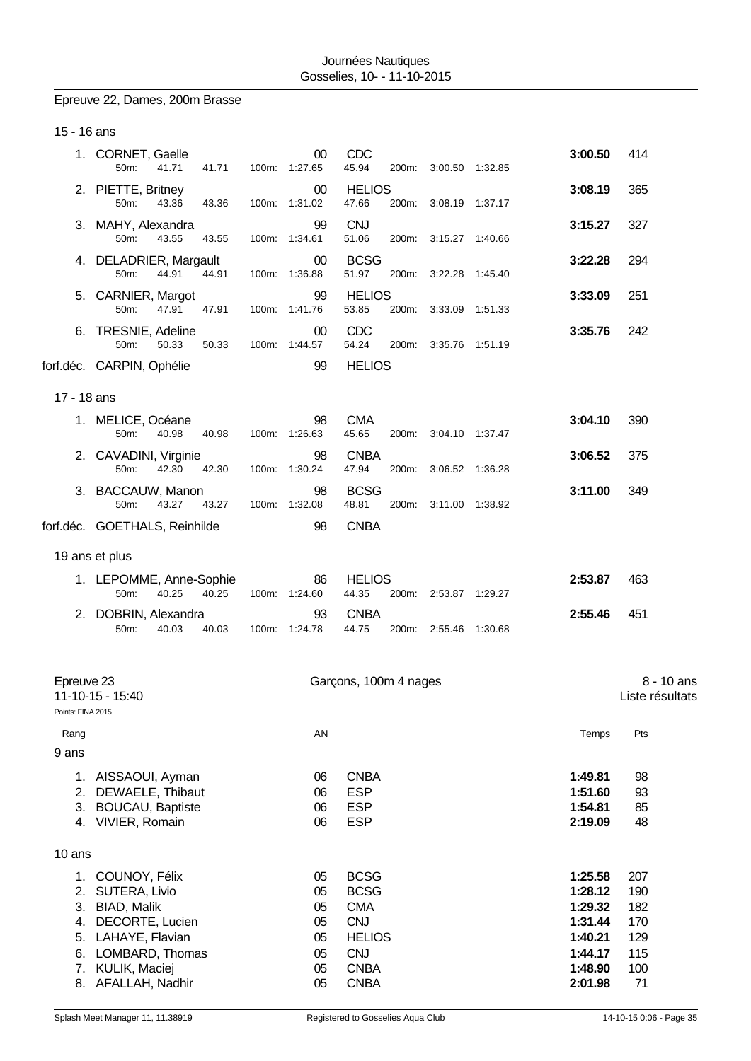Epreuve 22, Dames, 200m Brasse

15 - 16 ans

| Rang | Nom | AN | Club | Temps | Pts |
|---|---|---|---|---|---|
| 1. | CORNET, Gaelle | 00 | CDC | 3:00.50 | 414 |
| | 50m: 41.71 41.71 100m: 1:27.65 45.94 200m: 3:00.50 1:32.85 | | | | |
| 2. | PIETTE, Britney | 00 | HELIOS | 3:08.19 | 365 |
| | 50m: 43.36 43.36 100m: 1:31.02 47.66 200m: 3:08.19 1:37.17 | | | | |
| 3. | MAHY, Alexandra | 99 | CNJ | 3:15.27 | 327 |
| | 50m: 43.55 43.55 100m: 1:34.61 51.06 200m: 3:15.27 1:40.66 | | | | |
| 4. | DELADRIER, Margault | 00 | BCSG | 3:22.28 | 294 |
| | 50m: 44.91 44.91 100m: 1:36.88 51.97 200m: 3:22.28 1:45.40 | | | | |
| 5. | CARNIER, Margot | 99 | HELIOS | 3:33.09 | 251 |
| | 50m: 47.91 47.91 100m: 1:41.76 53.85 200m: 3:33.09 1:51.33 | | | | |
| 6. | TRESNIE, Adeline | 00 | CDC | 3:35.76 | 242 |
| | 50m: 50.33 50.33 100m: 1:44.57 54.24 200m: 3:35.76 1:51.19 | | | | |
| forf.déc. | CARPIN, Ophélie | 99 | HELIOS | | |

17 - 18 ans

| Rang | Nom | AN | Club | Temps | Pts |
|---|---|---|---|---|---|
| 1. | MELICE, Océane | 98 | CMA | 3:04.10 | 390 |
| | 50m: 40.98 40.98 100m: 1:26.63 45.65 200m: 3:04.10 1:37.47 | | | | |
| 2. | CAVADINI, Virginie | 98 | CNBA | 3:06.52 | 375 |
| | 50m: 42.30 42.30 100m: 1:30.24 47.94 200m: 3:06.52 1:36.28 | | | | |
| 3. | BACCAUW, Manon | 98 | BCSG | 3:11.00 | 349 |
| | 50m: 43.27 43.27 100m: 1:32.08 48.81 200m: 3:11.00 1:38.92 | | | | |
| forf.déc. | GOETHALS, Reinhilde | 98 | CNBA | | |

19 ans et plus

| Rang | Nom | AN | Club | Temps | Pts |
|---|---|---|---|---|---|
| 1. | LEPOMME, Anne-Sophie | 86 | HELIOS | 2:53.87 | 463 |
| | 50m: 40.25 40.25 100m: 1:24.60 44.35 200m: 2:53.87 1:29.27 | | | | |
| 2. | DOBRIN, Alexandra | 93 | CNBA | 2:55.46 | 451 |
| | 50m: 40.03 40.03 100m: 1:24.78 44.75 200m: 2:55.46 1:30.68 | | | | |

## Epreuve 23 — Garçons, 100m 4 nages — 8 - 10 ans

11-10-15 - 15:40 — Liste résultats

Points: FINA 2015

9 ans

| Rang | Nom | AN | Club | Temps | Pts |
|---|---|---|---|---|---|
| 1. | AISSAOUI, Ayman | 06 | CNBA | 1:49.81 | 98 |
| 2. | DEWAELE, Thibaut | 06 | ESP | 1:51.60 | 93 |
| 3. | BOUCAU, Baptiste | 06 | ESP | 1:54.81 | 85 |
| 4. | VIVIER, Romain | 06 | ESP | 2:19.09 | 48 |

10 ans

| Rang | Nom | AN | Club | Temps | Pts |
|---|---|---|---|---|---|
| 1. | COUNOY, Félix | 05 | BCSG | 1:25.58 | 207 |
| 2. | SUTERA, Livio | 05 | BCSG | 1:28.12 | 190 |
| 3. | BIAD, Malik | 05 | CMA | 1:29.32 | 182 |
| 4. | DECORTE, Lucien | 05 | CNJ | 1:31.44 | 170 |
| 5. | LAHAYE, Flavian | 05 | HELIOS | 1:40.21 | 129 |
| 6. | LOMBARD, Thomas | 05 | CNJ | 1:44.17 | 115 |
| 7. | KULIK, Maciej | 05 | CNBA | 1:48.90 | 100 |
| 8. | AFALLAH, Nadhir | 05 | CNBA | 2:01.98 | 71 |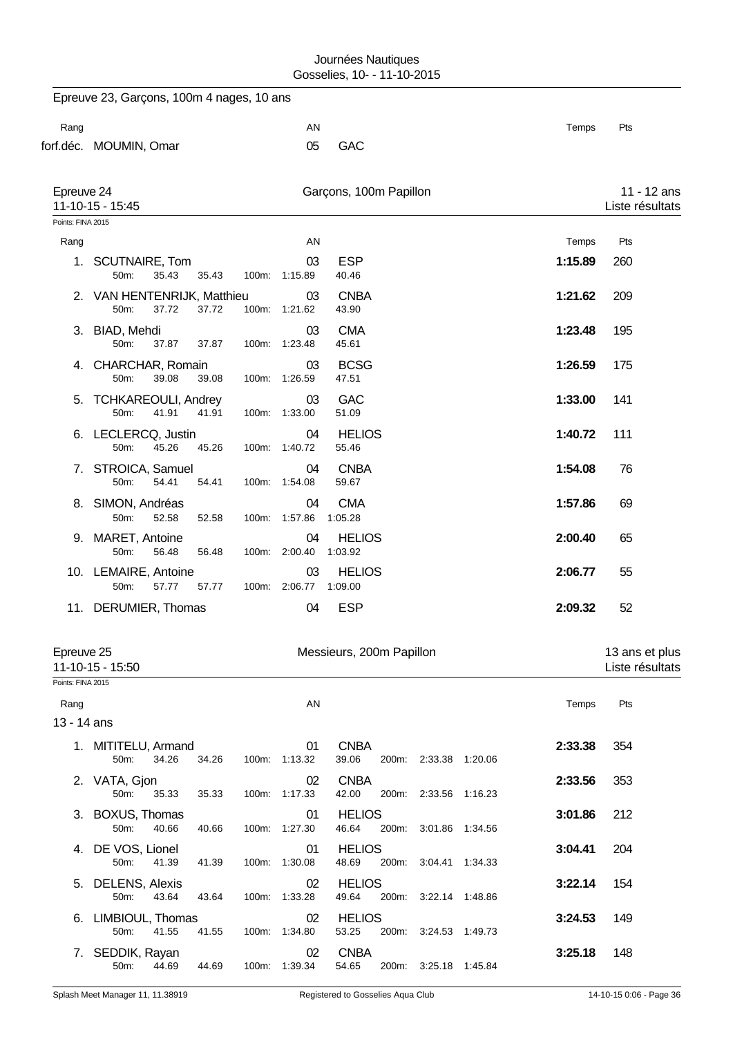Epreuve 23, Garçons, 100m 4 nages, 10 ans

| Rang | | AN | | Temps | Pts |
|---|---|---|---|---|---|
| forf.déc. | MOUMIN, Omar | 05 | GAC | | |

## Epreuve 24 — Garçons, 100m Papillon — 11 - 12 ans

11-10-15 - 15:45 — Liste résultats

Points: FINA 2015

| Rang | Nom | AN | Club | Temps | Pts |
|---|---|---|---|---|---|
| 1. | SCUTNAIRE, Tom | 03 | ESP | 1:15.89 | 260 |
| | 50m: 35.43 35.43 100m: 1:15.89 40.46 | | | | |
| 2. | VAN HENTENRIJK, Matthieu | 03 | CNBA | 1:21.62 | 209 |
| | 50m: 37.72 37.72 100m: 1:21.62 43.90 | | | | |
| 3. | BIAD, Mehdi | 03 | CMA | 1:23.48 | 195 |
| | 50m: 37.87 37.87 100m: 1:23.48 45.61 | | | | |
| 4. | CHARCHAR, Romain | 03 | BCSG | 1:26.59 | 175 |
| | 50m: 39.08 39.08 100m: 1:26.59 47.51 | | | | |
| 5. | TCHKAREOULI, Andrey | 03 | GAC | 1:33.00 | 141 |
| | 50m: 41.91 41.91 100m: 1:33.00 51.09 | | | | |
| 6. | LECLERCQ, Justin | 04 | HELIOS | 1:40.72 | 111 |
| | 50m: 45.26 45.26 100m: 1:40.72 55.46 | | | | |
| 7. | STROICA, Samuel | 04 | CNBA | 1:54.08 | 76 |
| | 50m: 54.41 54.41 100m: 1:54.08 59.67 | | | | |
| 8. | SIMON, Andréas | 04 | CMA | 1:57.86 | 69 |
| | 50m: 52.58 52.58 100m: 1:57.86 1:05.28 | | | | |
| 9. | MARET, Antoine | 04 | HELIOS | 2:00.40 | 65 |
| | 50m: 56.48 56.48 100m: 2:00.40 1:03.92 | | | | |
| 10. | LEMAIRE, Antoine | 03 | HELIOS | 2:06.77 | 55 |
| | 50m: 57.77 57.77 100m: 2:06.77 1:09.00 | | | | |
| 11. | DERUMIER, Thomas | 04 | ESP | 2:09.32 | 52 |

## Epreuve 25 — Messieurs, 200m Papillon — 13 ans et plus

11-10-15 - 15:50 — Liste résultats

Points: FINA 2015

### 13 - 14 ans

| Rang | Nom | AN | Club | Temps | Pts |
|---|---|---|---|---|---|
| 1. | MITITELU, Armand | 01 | CNBA | 2:33.38 | 354 |
| | 50m: 34.26 34.26 100m: 1:13.32 39.06 200m: 2:33.38 1:20.06 | | | | |
| 2. | VATA, Gjon | 02 | CNBA | 2:33.56 | 353 |
| | 50m: 35.33 35.33 100m: 1:17.33 42.00 200m: 2:33.56 1:16.23 | | | | |
| 3. | BOXUS, Thomas | 01 | HELIOS | 3:01.86 | 212 |
| | 50m: 40.66 40.66 100m: 1:27.30 46.64 200m: 3:01.86 1:34.56 | | | | |
| 4. | DE VOS, Lionel | 01 | HELIOS | 3:04.41 | 204 |
| | 50m: 41.39 41.39 100m: 1:30.08 48.69 200m: 3:04.41 1:34.33 | | | | |
| 5. | DELENS, Alexis | 02 | HELIOS | 3:22.14 | 154 |
| | 50m: 43.64 43.64 100m: 1:33.28 49.64 200m: 3:22.14 1:48.86 | | | | |
| 6. | LIMBIOUL, Thomas | 02 | HELIOS | 3:24.53 | 149 |
| | 50m: 41.55 41.55 100m: 1:34.80 53.25 200m: 3:24.53 1:49.73 | | | | |
| 7. | SEDDIK, Rayan | 02 | CNBA | 3:25.18 | 148 |
| | 50m: 44.69 44.69 100m: 1:39.34 54.65 200m: 3:25.18 1:45.84 | | | | |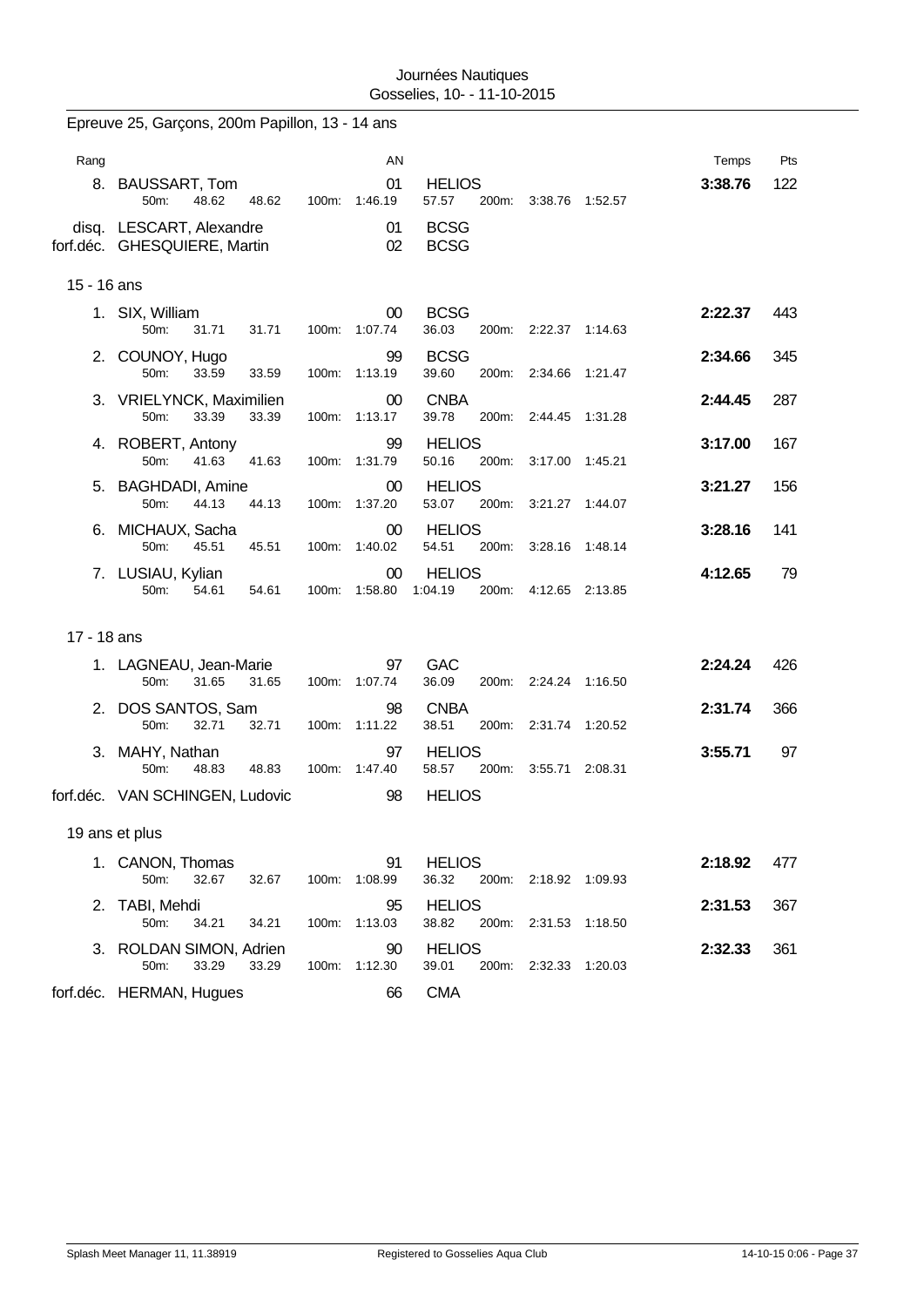Journées Nautiques
Gosselies, 10- - 11-10-2015

## Epreuve 25, Garçons, 200m Papillon, 13 - 14 ans

| Rang | Nom | AN | Club | Temps | Pts |
|---|---|---|---|---|---|
| 8. | BAUSSART, Tom | 01 | HELIOS | 3:38.76 | 122 |
| | 50m: 48.62 48.62 100m: 1:46.19 57.57 200m: 3:38.76 1:52.57 | | | | |
| disq. | LESCART, Alexandre | 01 | BCSG | | |
| forf.déc. | GHESQUIERE, Martin | 02 | BCSG | | |

### 15 - 16 ans

| Rang | Nom | AN | Club | Temps | Pts |
|---|---|---|---|---|---|
| 1. | SIX, William | 00 | BCSG | 2:22.37 | 443 |
| | 50m: 31.71 31.71 100m: 1:07.74 36.03 200m: 2:22.37 1:14.63 | | | | |
| 2. | COUNOY, Hugo | 99 | BCSG | 2:34.66 | 345 |
| | 50m: 33.59 33.59 100m: 1:13.19 39.60 200m: 2:34.66 1:21.47 | | | | |
| 3. | VRIELYNCK, Maximilien | 00 | CNBA | 2:44.45 | 287 |
| | 50m: 33.39 33.39 100m: 1:13.17 39.78 200m: 2:44.45 1:31.28 | | | | |
| 4. | ROBERT, Antony | 99 | HELIOS | 3:17.00 | 167 |
| | 50m: 41.63 41.63 100m: 1:31.79 50.16 200m: 3:17.00 1:45.21 | | | | |
| 5. | BAGHDADI, Amine | 00 | HELIOS | 3:21.27 | 156 |
| | 50m: 44.13 44.13 100m: 1:37.20 53.07 200m: 3:21.27 1:44.07 | | | | |
| 6. | MICHAUX, Sacha | 00 | HELIOS | 3:28.16 | 141 |
| | 50m: 45.51 45.51 100m: 1:40.02 54.51 200m: 3:28.16 1:48.14 | | | | |
| 7. | LUSIAU, Kylian | 00 | HELIOS | 4:12.65 | 79 |
| | 50m: 54.61 54.61 100m: 1:58.80 1:04.19 200m: 4:12.65 2:13.85 | | | | |

### 17 - 18 ans

| Rang | Nom | AN | Club | Temps | Pts |
|---|---|---|---|---|---|
| 1. | LAGNEAU, Jean-Marie | 97 | GAC | 2:24.24 | 426 |
| | 50m: 31.65 31.65 100m: 1:07.74 36.09 200m: 2:24.24 1:16.50 | | | | |
| 2. | DOS SANTOS, Sam | 98 | CNBA | 2:31.74 | 366 |
| | 50m: 32.71 32.71 100m: 1:11.22 38.51 200m: 2:31.74 1:20.52 | | | | |
| 3. | MAHY, Nathan | 97 | HELIOS | 3:55.71 | 97 |
| | 50m: 48.83 48.83 100m: 1:47.40 58.57 200m: 3:55.71 2:08.31 | | | | |
| forf.déc. | VAN SCHINGEN, Ludovic | 98 | HELIOS | | |

### 19 ans et plus

| Rang | Nom | AN | Club | Temps | Pts |
|---|---|---|---|---|---|
| 1. | CANON, Thomas | 91 | HELIOS | 2:18.92 | 477 |
| | 50m: 32.67 32.67 100m: 1:08.99 36.32 200m: 2:18.92 1:09.93 | | | | |
| 2. | TABI, Mehdi | 95 | HELIOS | 2:31.53 | 367 |
| | 50m: 34.21 34.21 100m: 1:13.03 38.82 200m: 2:31.53 1:18.50 | | | | |
| 3. | ROLDAN SIMON, Adrien | 90 | HELIOS | 2:32.33 | 361 |
| | 50m: 33.29 33.29 100m: 1:12.30 39.01 200m: 2:32.33 1:20.03 | | | | |
| forf.déc. | HERMAN, Hugues | 66 | CMA | | |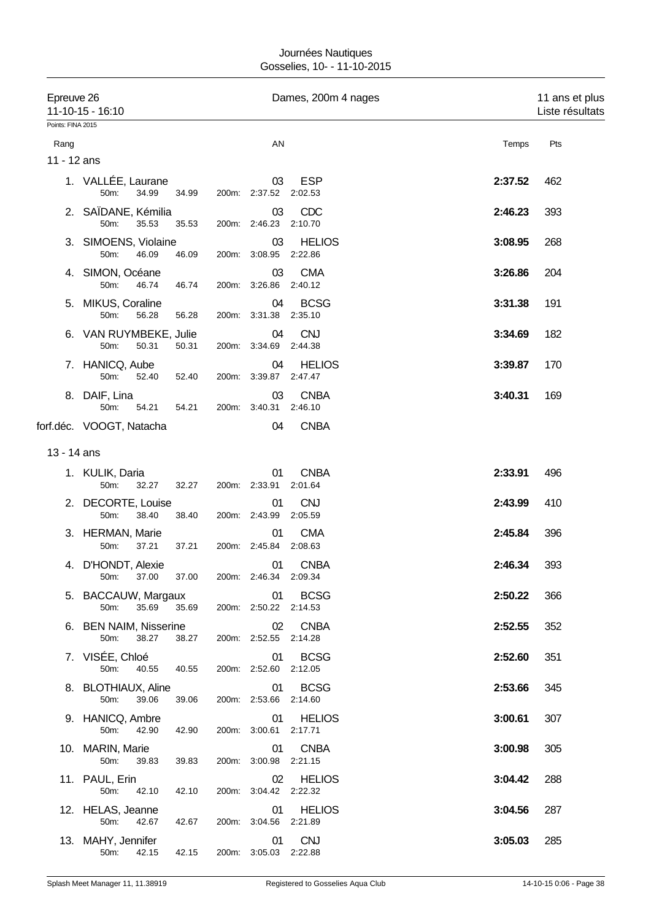Journées Nautiques
Gosselies, 10- - 11-10-2015

Epreuve 26 — Dames, 200m 4 nages — 11 ans et plus
11-10-15 - 16:10 — Liste résultats

Points: FINA 2015

## 11 - 12 ans

| Rang | Nom | AN | Club | Temps | Pts |
|---|---|---|---|---|---|
| 1. | VALLÉE, Laurane | 03 | ESP | **2:37.52** | 462 |
| | 50m: 34.99 34.99 200m: 2:37.52 2:02.53 | | | | |
| 2. | SAÏDANE, Kémilia | 03 | CDC | **2:46.23** | 393 |
| | 50m: 35.53 35.53 200m: 2:46.23 2:10.70 | | | | |
| 3. | SIMOENS, Violaine | 03 | HELIOS | **3:08.95** | 268 |
| | 50m: 46.09 46.09 200m: 3:08.95 2:22.86 | | | | |
| 4. | SIMON, Océane | 03 | CMA | **3:26.86** | 204 |
| | 50m: 46.74 46.74 200m: 3:26.86 2:40.12 | | | | |
| 5. | MIKUS, Coraline | 04 | BCSG | **3:31.38** | 191 |
| | 50m: 56.28 56.28 200m: 3:31.38 2:35.10 | | | | |
| 6. | VAN RUYMBEKE, Julie | 04 | CNJ | **3:34.69** | 182 |
| | 50m: 50.31 50.31 200m: 3:34.69 2:44.38 | | | | |
| 7. | HANICQ, Aube | 04 | HELIOS | **3:39.87** | 170 |
| | 50m: 52.40 52.40 200m: 3:39.87 2:47.47 | | | | |
| 8. | DAIF, Lina | 03 | CNBA | **3:40.31** | 169 |
| | 50m: 54.21 54.21 200m: 3:40.31 2:46.10 | | | | |
| forf.déc. | VOOGT, Natacha | 04 | CNBA | | |

## 13 - 14 ans

| Rang | Nom | AN | Club | Temps | Pts |
|---|---|---|---|---|---|
| 1. | KULIK, Daria | 01 | CNBA | **2:33.91** | 496 |
| | 50m: 32.27 32.27 200m: 2:33.91 2:01.64 | | | | |
| 2. | DECORTE, Louise | 01 | CNJ | **2:43.99** | 410 |
| | 50m: 38.40 38.40 200m: 2:43.99 2:05.59 | | | | |
| 3. | HERMAN, Marie | 01 | CMA | **2:45.84** | 396 |
| | 50m: 37.21 37.21 200m: 2:45.84 2:08.63 | | | | |
| 4. | D'HONDT, Alexie | 01 | CNBA | **2:46.34** | 393 |
| | 50m: 37.00 37.00 200m: 2:46.34 2:09.34 | | | | |
| 5. | BACCAUW, Margaux | 01 | BCSG | **2:50.22** | 366 |
| | 50m: 35.69 35.69 200m: 2:50.22 2:14.53 | | | | |
| 6. | BEN NAIM, Nisserine | 02 | CNBA | **2:52.55** | 352 |
| | 50m: 38.27 38.27 200m: 2:52.55 2:14.28 | | | | |
| 7. | VISÉE, Chloé | 01 | BCSG | **2:52.60** | 351 |
| | 50m: 40.55 40.55 200m: 2:52.60 2:12.05 | | | | |
| 8. | BLOTHIAUX, Aline | 01 | BCSG | **2:53.66** | 345 |
| | 50m: 39.06 39.06 200m: 2:53.66 2:14.60 | | | | |
| 9. | HANICQ, Ambre | 01 | HELIOS | **3:00.61** | 307 |
| | 50m: 42.90 42.90 200m: 3:00.61 2:17.71 | | | | |
| 10. | MARIN, Marie | 01 | CNBA | **3:00.98** | 305 |
| | 50m: 39.83 39.83 200m: 3:00.98 2:21.15 | | | | |
| 11. | PAUL, Erin | 02 | HELIOS | **3:04.42** | 288 |
| | 50m: 42.10 42.10 200m: 3:04.42 2:22.32 | | | | |
| 12. | HELAS, Jeanne | 01 | HELIOS | **3:04.56** | 287 |
| | 50m: 42.67 42.67 200m: 3:04.56 2:21.89 | | | | |
| 13. | MAHY, Jennifer | 01 | CNJ | **3:05.03** | 285 |
| | 50m: 42.15 42.15 200m: 3:05.03 2:22.88 | | | | |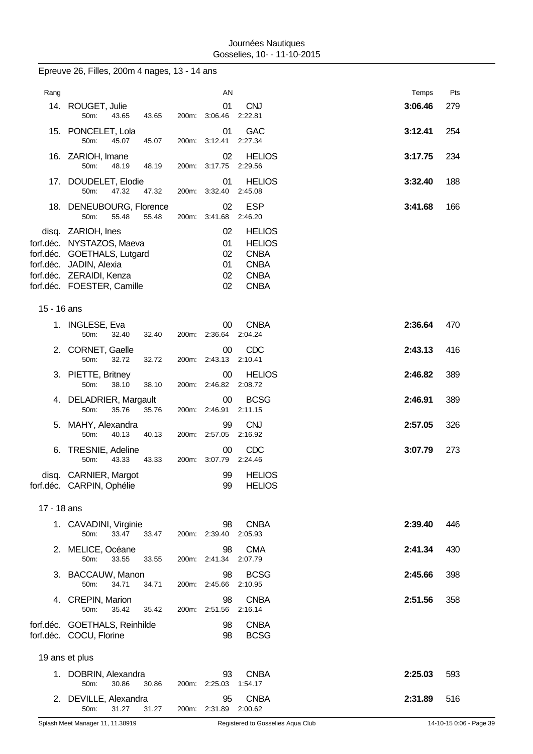Journées Nautiques
Gosselies, 10- - 11-10-2015

## Epreuve 26, Filles, 200m 4 nages, 13 - 14 ans

| Rang | Nom | AN | Club | Temps | Pts |
|---|---|---|---|---|---|
| 14. | ROUGET, Julie | 01 | CNJ | 3:06.46 | 279 |
| | 50m: 43.65 43.65 200m: 3:06.46 2:22.81 | | | | |
| 15. | PONCELET, Lola | 01 | GAC | 3:12.41 | 254 |
| | 50m: 45.07 45.07 200m: 3:12.41 2:27.34 | | | | |
| 16. | ZARIOH, Imane | 02 | HELIOS | 3:17.75 | 234 |
| | 50m: 48.19 48.19 200m: 3:17.75 2:29.56 | | | | |
| 17. | DOUDELET, Elodie | 01 | HELIOS | 3:32.40 | 188 |
| | 50m: 47.32 47.32 200m: 3:32.40 2:45.08 | | | | |
| 18. | DENEUBOURG, Florence | 02 | ESP | 3:41.68 | 166 |
| | 50m: 55.48 55.48 200m: 3:41.68 2:46.20 | | | | |
| disq. | ZARIOH, Ines | 02 | HELIOS | | |
| forf.déc. | NYSTAZOS, Maeva | 01 | HELIOS | | |
| forf.déc. | GOETHALS, Lutgard | 02 | CNBA | | |
| forf.déc. | JADIN, Alexia | 01 | CNBA | | |
| forf.déc. | ZERAIDI, Kenza | 02 | CNBA | | |
| forf.déc. | FOESTER, Camille | 02 | CNBA | | |

### 15 - 16 ans

| Rang | Nom | AN | Club | Temps | Pts |
|---|---|---|---|---|---|
| 1. | INGLESE, Eva | 00 | CNBA | 2:36.64 | 470 |
| | 50m: 32.40 32.40 200m: 2:36.64 2:04.24 | | | | |
| 2. | CORNET, Gaelle | 00 | CDC | 2:43.13 | 416 |
| | 50m: 32.72 32.72 200m: 2:43.13 2:10.41 | | | | |
| 3. | PIETTE, Britney | 00 | HELIOS | 2:46.82 | 389 |
| | 50m: 38.10 38.10 200m: 2:46.82 2:08.72 | | | | |
| 4. | DELADRIER, Margault | 00 | BCSG | 2:46.91 | 389 |
| | 50m: 35.76 35.76 200m: 2:46.91 2:11.15 | | | | |
| 5. | MAHY, Alexandra | 99 | CNJ | 2:57.05 | 326 |
| | 50m: 40.13 40.13 200m: 2:57.05 2:16.92 | | | | |
| 6. | TRESNIE, Adeline | 00 | CDC | 3:07.79 | 273 |
| | 50m: 43.33 43.33 200m: 3:07.79 2:24.46 | | | | |
| disq. | CARNIER, Margot | 99 | HELIOS | | |
| forf.déc. | CARPIN, Ophélie | 99 | HELIOS | | |

### 17 - 18 ans

| Rang | Nom | AN | Club | Temps | Pts |
|---|---|---|---|---|---|
| 1. | CAVADINI, Virginie | 98 | CNBA | 2:39.40 | 446 |
| | 50m: 33.47 33.47 200m: 2:39.40 2:05.93 | | | | |
| 2. | MELICE, Océane | 98 | CMA | 2:41.34 | 430 |
| | 50m: 33.55 33.55 200m: 2:41.34 2:07.79 | | | | |
| 3. | BACCAUW, Manon | 98 | BCSG | 2:45.66 | 398 |
| | 50m: 34.71 34.71 200m: 2:45.66 2:10.95 | | | | |
| 4. | CREPIN, Marion | 98 | CNBA | 2:51.56 | 358 |
| | 50m: 35.42 35.42 200m: 2:51.56 2:16.14 | | | | |
| forf.déc. | GOETHALS, Reinhilde | 98 | CNBA | | |
| forf.déc. | COCU, Florine | 98 | BCSG | | |

### 19 ans et plus

| Rang | Nom | AN | Club | Temps | Pts |
|---|---|---|---|---|---|
| 1. | DOBRIN, Alexandra | 93 | CNBA | 2:25.03 | 593 |
| | 50m: 30.86 30.86 200m: 2:25.03 1:54.17 | | | | |
| 2. | DEVILLE, Alexandra | 95 | CNBA | 2:31.89 | 516 |
| | 50m: 31.27 31.27 200m: 2:31.89 2:00.62 | | | | |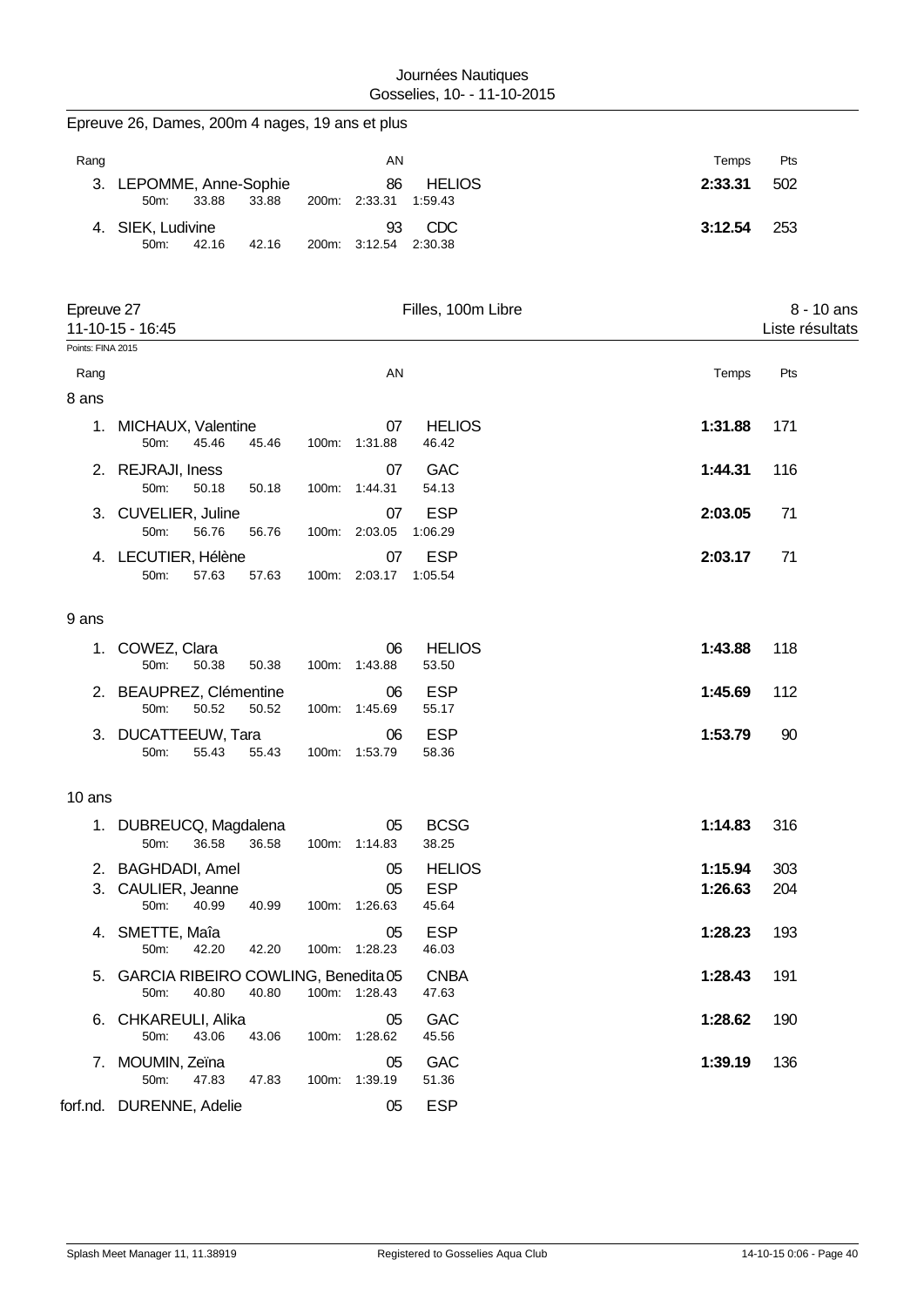Epreuve 26, Dames, 200m 4 nages, 19 ans et plus

| Rang | | AN | | Temps | Pts |
|---|---|---|---|---|---|
| 3. | LEPOMME, Anne-Sophie | 86 | HELIOS | **2:33.31** | 502 |
| | 50m: 33.88 33.88 200m: 2:33.31 1:59.43 | | | | |
| 4. | SIEK, Ludivine | 93 | CDC | **3:12.54** | 253 |
| | 50m: 42.16 42.16 200m: 3:12.54 2:30.38 | | | | |

## Epreuve 27 — Filles, 100m Libre — 8 - 10 ans

11-10-15 - 16:45 — Liste résultats

Points: FINA 2015

| Rang | | AN | | Temps | Pts |
|---|---|---|---|---|---|
| **8 ans** | | | | | |
| 1. | MICHAUX, Valentine | 07 | HELIOS | **1:31.88** | 171 |
| | 50m: 45.46 45.46 100m: 1:31.88 46.42 | | | | |
| 2. | REJRAJI, Iness | 07 | GAC | **1:44.31** | 116 |
| | 50m: 50.18 50.18 100m: 1:44.31 54.13 | | | | |
| 3. | CUVELIER, Juline | 07 | ESP | **2:03.05** | 71 |
| | 50m: 56.76 56.76 100m: 2:03.05 1:06.29 | | | | |
| 4. | LECUTIER, Hélène | 07 | ESP | **2:03.17** | 71 |
| | 50m: 57.63 57.63 100m: 2:03.17 1:05.54 | | | | |
| **9 ans** | | | | | |
| 1. | COWEZ, Clara | 06 | HELIOS | **1:43.88** | 118 |
| | 50m: 50.38 50.38 100m: 1:43.88 53.50 | | | | |
| 2. | BEAUPREZ, Clémentine | 06 | ESP | **1:45.69** | 112 |
| | 50m: 50.52 50.52 100m: 1:45.69 55.17 | | | | |
| 3. | DUCATTEEUW, Tara | 06 | ESP | **1:53.79** | 90 |
| | 50m: 55.43 55.43 100m: 1:53.79 58.36 | | | | |
| **10 ans** | | | | | |
| 1. | DUBREUCQ, Magdalena | 05 | BCSG | **1:14.83** | 316 |
| | 50m: 36.58 36.58 100m: 1:14.83 38.25 | | | | |
| 2. | BAGHDADI, Amel | 05 | HELIOS | **1:15.94** | 303 |
| 3. | CAULIER, Jeanne | 05 | ESP | **1:26.63** | 204 |
| | 50m: 40.99 40.99 100m: 1:26.63 45.64 | | | | |
| 4. | SMETTE, Maîa | 05 | ESP | **1:28.23** | 193 |
| | 50m: 42.20 42.20 100m: 1:28.23 46.03 | | | | |
| 5. | GARCIA RIBEIRO COWLING, Benedita | 05 | CNBA | **1:28.43** | 191 |
| | 50m: 40.80 40.80 100m: 1:28.43 47.63 | | | | |
| 6. | CHKAREULI, Alika | 05 | GAC | **1:28.62** | 190 |
| | 50m: 43.06 43.06 100m: 1:28.62 45.56 | | | | |
| 7. | MOUMIN, Zeïna | 05 | GAC | **1:39.19** | 136 |
| | 50m: 47.83 47.83 100m: 1:39.19 51.36 | | | | |
| forf.nd. | DURENNE, Adelie | 05 | ESP | | |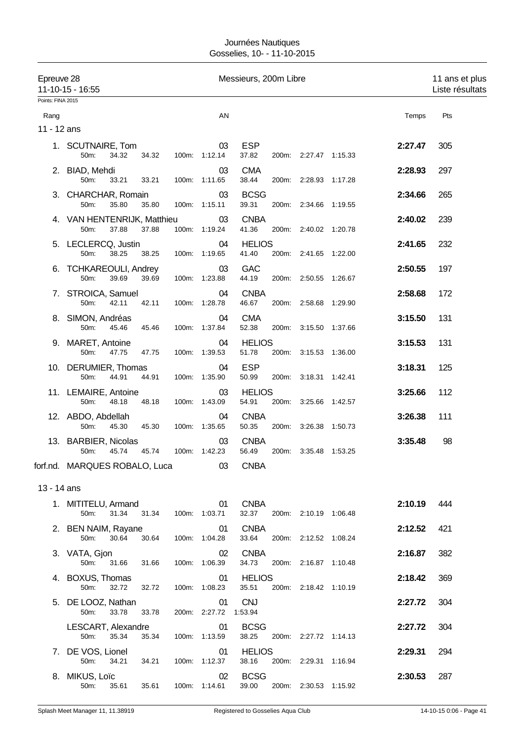Journées Nautiques
Gosselies, 10- - 11-10-2015

| Epreuve 28 | Messieurs, 200m Libre | 11 ans et plus |
|---|---|---|
| 11-10-15 - 16:55 | | Liste résultats |

Points: FINA 2015

## 11 - 12 ans

| Rang | Nom | AN | Club | Temps | Pts |
|---|---|---|---|---|---|
| 1. | SCUTNAIRE, Tom | 03 | ESP | 2:27.47 | 305 |
| | 50m: 34.32 34.32 100m: 1:12.14 37.82 200m: 2:27.47 1:15.33 | | | | |
| 2. | BIAD, Mehdi | 03 | CMA | 2:28.93 | 297 |
| | 50m: 33.21 33.21 100m: 1:11.65 38.44 200m: 2:28.93 1:17.28 | | | | |
| 3. | CHARCHAR, Romain | 03 | BCSG | 2:34.66 | 265 |
| | 50m: 35.80 35.80 100m: 1:15.11 39.31 200m: 2:34.66 1:19.55 | | | | |
| 4. | VAN HENTENRIJK, Matthieu | 03 | CNBA | 2:40.02 | 239 |
| | 50m: 37.88 37.88 100m: 1:19.24 41.36 200m: 2:40.02 1:20.78 | | | | |
| 5. | LECLERCQ, Justin | 04 | HELIOS | 2:41.65 | 232 |
| | 50m: 38.25 38.25 100m: 1:19.65 41.40 200m: 2:41.65 1:22.00 | | | | |
| 6. | TCHKAREOULI, Andrey | 03 | GAC | 2:50.55 | 197 |
| | 50m: 39.69 39.69 100m: 1:23.88 44.19 200m: 2:50.55 1:26.67 | | | | |
| 7. | STROICA, Samuel | 04 | CNBA | 2:58.68 | 172 |
| | 50m: 42.11 42.11 100m: 1:28.78 46.67 200m: 2:58.68 1:29.90 | | | | |
| 8. | SIMON, Andréas | 04 | CMA | 3:15.50 | 131 |
| | 50m: 45.46 45.46 100m: 1:37.84 52.38 200m: 3:15.50 1:37.66 | | | | |
| 9. | MARET, Antoine | 04 | HELIOS | 3:15.53 | 131 |
| | 50m: 47.75 47.75 100m: 1:39.53 51.78 200m: 3:15.53 1:36.00 | | | | |
| 10. | DERUMIER, Thomas | 04 | ESP | 3:18.31 | 125 |
| | 50m: 44.91 44.91 100m: 1:35.90 50.99 200m: 3:18.31 1:42.41 | | | | |
| 11. | LEMAIRE, Antoine | 03 | HELIOS | 3:25.66 | 112 |
| | 50m: 48.18 48.18 100m: 1:43.09 54.91 200m: 3:25.66 1:42.57 | | | | |
| 12. | ABDO, Abdellah | 04 | CNBA | 3:26.38 | 111 |
| | 50m: 45.30 45.30 100m: 1:35.65 50.35 200m: 3:26.38 1:50.73 | | | | |
| 13. | BARBIER, Nicolas | 03 | CNBA | 3:35.48 | 98 |
| | 50m: 45.74 45.74 100m: 1:42.23 56.49 200m: 3:35.48 1:53.25 | | | | |
| forf.nd. | MARQUES ROBALO, Luca | 03 | CNBA | | |

## 13 - 14 ans

| Rang | Nom | AN | Club | Temps | Pts |
|---|---|---|---|---|---|
| 1. | MITITELU, Armand | 01 | CNBA | 2:10.19 | 444 |
| | 50m: 31.34 31.34 100m: 1:03.71 32.37 200m: 2:10.19 1:06.48 | | | | |
| 2. | BEN NAIM, Rayane | 01 | CNBA | 2:12.52 | 421 |
| | 50m: 30.64 30.64 100m: 1:04.28 33.64 200m: 2:12.52 1:08.24 | | | | |
| 3. | VATA, Gjon | 02 | CNBA | 2:16.87 | 382 |
| | 50m: 31.66 31.66 100m: 1:06.39 34.73 200m: 2:16.87 1:10.48 | | | | |
| 4. | BOXUS, Thomas | 01 | HELIOS | 2:18.42 | 369 |
| | 50m: 32.72 32.72 100m: 1:08.23 35.51 200m: 2:18.42 1:10.19 | | | | |
| 5. | DE LOOZ, Nathan | 01 | CNJ | 2:27.72 | 304 |
| | 50m: 33.78 33.78 200m: 2:27.72 1:53.94 | | | | |
| | LESCART, Alexandre | 01 | BCSG | 2:27.72 | 304 |
| | 50m: 35.34 35.34 100m: 1:13.59 38.25 200m: 2:27.72 1:14.13 | | | | |
| 7. | DE VOS, Lionel | 01 | HELIOS | 2:29.31 | 294 |
| | 50m: 34.21 34.21 100m: 1:12.37 38.16 200m: 2:29.31 1:16.94 | | | | |
| 8. | MIKUS, Loïc | 02 | BCSG | 2:30.53 | 287 |
| | 50m: 35.61 35.61 100m: 1:14.61 39.00 200m: 2:30.53 1:15.92 | | | | |

Splash Meet Manager 11, 11.38919 — Registered to Gosselies Aqua Club — 14-10-15 0:06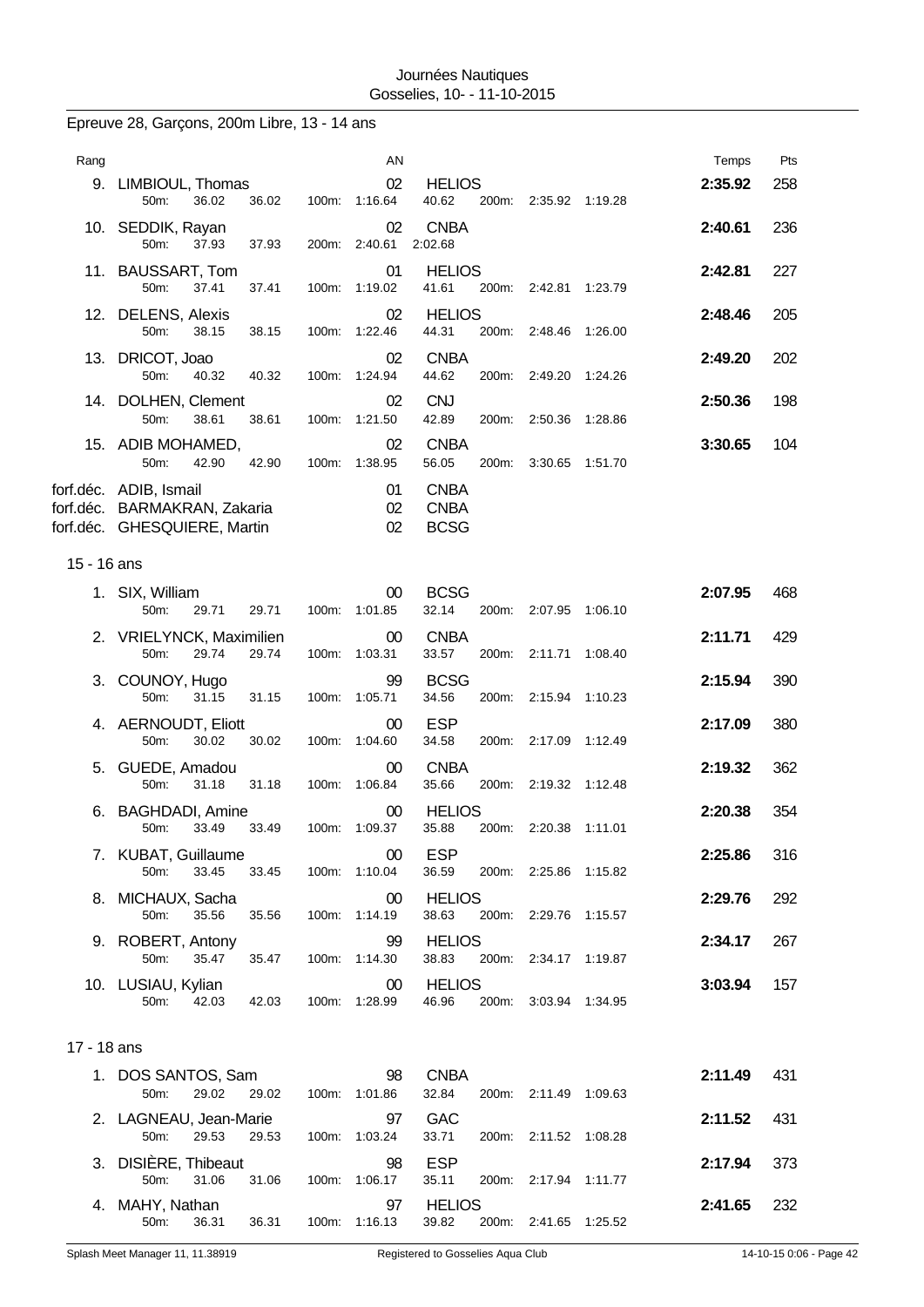Journées Nautiques
Gosselies, 10- - 11-10-2015

## Epreuve 28, Garçons, 200m Libre, 13 - 14 ans

| Rang | Nom | AN | Club | Temps | Pts |
|---|---|---|---|---|---|
| 9. | LIMBIOUL, Thomas | 02 | HELIOS | 2:35.92 | 258 |
| | 50m: 36.02 36.02 100m: 1:16.64 40.62 200m: 2:35.92 1:19.28 | | | | |
| 10. | SEDDIK, Rayan | 02 | CNBA | 2:40.61 | 236 |
| | 50m: 37.93 37.93 200m: 2:40.61 2:02.68 | | | | |
| 11. | BAUSSART, Tom | 01 | HELIOS | 2:42.81 | 227 |
| | 50m: 37.41 37.41 100m: 1:19.02 41.61 200m: 2:42.81 1:23.79 | | | | |
| 12. | DELENS, Alexis | 02 | HELIOS | 2:48.46 | 205 |
| | 50m: 38.15 38.15 100m: 1:22.46 44.31 200m: 2:48.46 1:26.00 | | | | |
| 13. | DRICOT, Joao | 02 | CNBA | 2:49.20 | 202 |
| | 50m: 40.32 40.32 100m: 1:24.94 44.62 200m: 2:49.20 1:24.26 | | | | |
| 14. | DOLHEN, Clement | 02 | CNJ | 2:50.36 | 198 |
| | 50m: 38.61 38.61 100m: 1:21.50 42.89 200m: 2:50.36 1:28.86 | | | | |
| 15. | ADIB MOHAMED, | 02 | CNBA | 3:30.65 | 104 |
| | 50m: 42.90 42.90 100m: 1:38.95 56.05 200m: 3:30.65 1:51.70 | | | | |
| forf.déc. | ADIB, Ismail | 01 | CNBA | | |
| forf.déc. | BARMAKRAN, Zakaria | 02 | CNBA | | |
| forf.déc. | GHESQUIERE, Martin | 02 | BCSG | | |

### 15 - 16 ans

| Rang | Nom | AN | Club | Temps | Pts |
|---|---|---|---|---|---|
| 1. | SIX, William | 00 | BCSG | 2:07.95 | 468 |
| | 50m: 29.71 29.71 100m: 1:01.85 32.14 200m: 2:07.95 1:06.10 | | | | |
| 2. | VRIELYNCK, Maximilien | 00 | CNBA | 2:11.71 | 429 |
| | 50m: 29.74 29.74 100m: 1:03.31 33.57 200m: 2:11.71 1:08.40 | | | | |
| 3. | COUNOY, Hugo | 99 | BCSG | 2:15.94 | 390 |
| | 50m: 31.15 31.15 100m: 1:05.71 34.56 200m: 2:15.94 1:10.23 | | | | |
| 4. | AERNOUDT, Eliott | 00 | ESP | 2:17.09 | 380 |
| | 50m: 30.02 30.02 100m: 1:04.60 34.58 200m: 2:17.09 1:12.49 | | | | |
| 5. | GUEDE, Amadou | 00 | CNBA | 2:19.32 | 362 |
| | 50m: 31.18 31.18 100m: 1:06.84 35.66 200m: 2:19.32 1:12.48 | | | | |
| 6. | BAGHDADI, Amine | 00 | HELIOS | 2:20.38 | 354 |
| | 50m: 33.49 33.49 100m: 1:09.37 35.88 200m: 2:20.38 1:11.01 | | | | |
| 7. | KUBAT, Guillaume | 00 | ESP | 2:25.86 | 316 |
| | 50m: 33.45 33.45 100m: 1:10.04 36.59 200m: 2:25.86 1:15.82 | | | | |
| 8. | MICHAUX, Sacha | 00 | HELIOS | 2:29.76 | 292 |
| | 50m: 35.56 35.56 100m: 1:14.19 38.63 200m: 2:29.76 1:15.57 | | | | |
| 9. | ROBERT, Antony | 99 | HELIOS | 2:34.17 | 267 |
| | 50m: 35.47 35.47 100m: 1:14.30 38.83 200m: 2:34.17 1:19.87 | | | | |
| 10. | LUSIAU, Kylian | 00 | HELIOS | 3:03.94 | 157 |
| | 50m: 42.03 42.03 100m: 1:28.99 46.96 200m: 3:03.94 1:34.95 | | | | |

### 17 - 18 ans

| Rang | Nom | AN | Club | Temps | Pts |
|---|---|---|---|---|---|
| 1. | DOS SANTOS, Sam | 98 | CNBA | 2:11.49 | 431 |
| | 50m: 29.02 29.02 100m: 1:01.86 32.84 200m: 2:11.49 1:09.63 | | | | |
| 2. | LAGNEAU, Jean-Marie | 97 | GAC | 2:11.52 | 431 |
| | 50m: 29.53 29.53 100m: 1:03.24 33.71 200m: 2:11.52 1:08.28 | | | | |
| 3. | DISIÈRE, Thibeaut | 98 | ESP | 2:17.94 | 373 |
| | 50m: 31.06 31.06 100m: 1:06.17 35.11 200m: 2:17.94 1:11.77 | | | | |
| 4. | MAHY, Nathan | 97 | HELIOS | 2:41.65 | 232 |
| | 50m: 36.31 36.31 100m: 1:16.13 39.82 200m: 2:41.65 1:25.52 | | | | |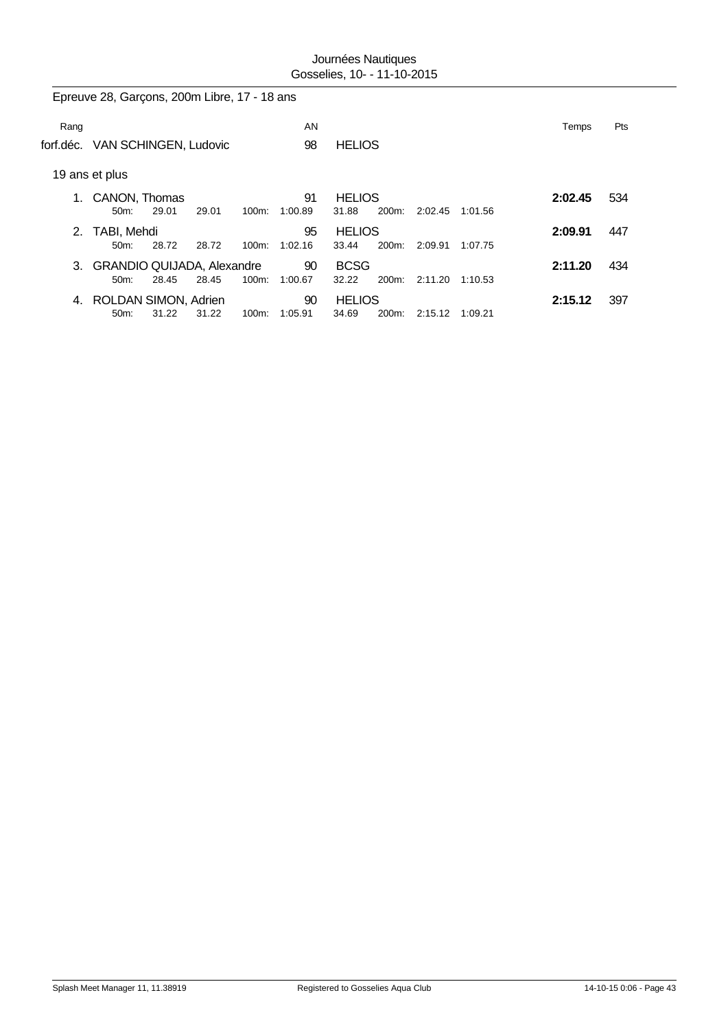## Epreuve 28, Garçons, 200m Libre, 17 - 18 ans

| Rang | | AN | | Temps | Pts |
|---|---|---|---|---|---|
| forf.déc. | VAN SCHINGEN, Ludovic | 98 | HELIOS | | |

19 ans et plus

| Rang | | AN | | Temps | Pts |
|---|---|---|---|---|---|
| 1. | CANON, Thomas | 91 | HELIOS | **2:02.45** | 534 |
| | 50m: 29.01 29.01 100m: 1:00.89 31.88 200m: 2:02.45 1:01.56 | | | | |
| 2. | TABI, Mehdi | 95 | HELIOS | **2:09.91** | 447 |
| | 50m: 28.72 28.72 100m: 1:02.16 33.44 200m: 2:09.91 1:07.75 | | | | |
| 3. | GRANDIO QUIJADA, Alexandre | 90 | BCSG | **2:11.20** | 434 |
| | 50m: 28.45 28.45 100m: 1:00.67 32.22 200m: 2:11.20 1:10.53 | | | | |
| 4. | ROLDAN SIMON, Adrien | 90 | HELIOS | **2:15.12** | 397 |
| | 50m: 31.22 31.22 100m: 1:05.91 34.69 200m: 2:15.12 1:09.21 | | | | |